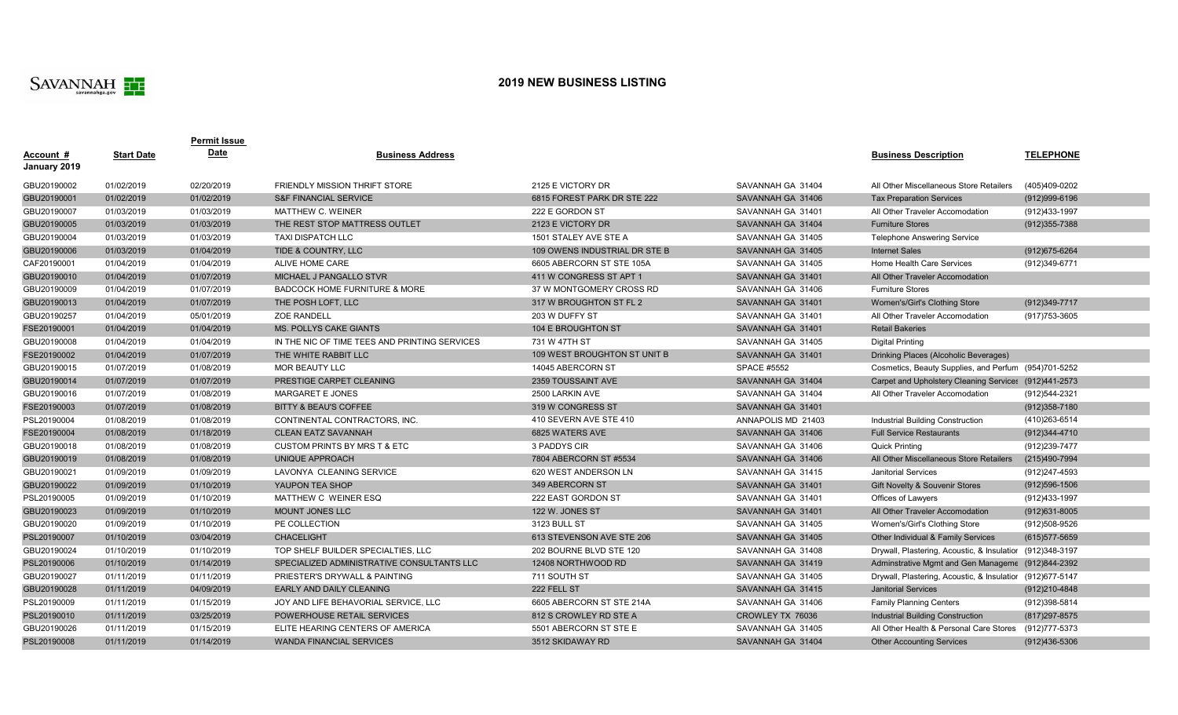SAVANNAH savannahga.gov

# 2019 NEW BUSINESS LISTING

| Account # | Start Date | Permit Issue Date | Business Address | | | Business Description | TELEPHONE |
|---|---|---|---|---|---|---|---|
| January 2019 | | | | | | | |
| GBU20190002 | 01/02/2019 | 02/20/2019 | FRIENDLY MISSION THRIFT STORE | 2125 E VICTORY DR | SAVANNAH GA 31404 | All Other Miscellaneous Store Retailers | (405)409-0202 |
| GBU20190001 | 01/02/2019 | 01/02/2019 | S&F FINANCIAL SERVICE | 6815 FOREST PARK DR STE 222 | SAVANNAH GA 31406 | Tax Preparation Services | (912)999-6196 |
| GBU20190007 | 01/03/2019 | 01/03/2019 | MATTHEW C. WEINER | 222 E GORDON ST | SAVANNAH GA 31401 | All Other Traveler Accomodation | (912)433-1997 |
| GBU20190005 | 01/03/2019 | 01/03/2019 | THE REST STOP MATTRESS OUTLET | 2123 E VICTORY DR | SAVANNAH GA 31404 | Furniture Stores | (912)355-7388 |
| GBU20190004 | 01/03/2019 | 01/03/2019 | TAXI DISPATCH LLC | 1501 STALEY AVE STE A | SAVANNAH GA 31405 | Telephone Answering Service | |
| GBU20190006 | 01/03/2019 | 01/04/2019 | TIDE & COUNTRY, LLC | 109 OWENS INDUSTRIAL DR STE B | SAVANNAH GA 31405 | Internet Sales | (912)675-6264 |
| CAF20190001 | 01/04/2019 | 01/04/2019 | ALIVE HOME CARE | 6605 ABERCORN ST STE 105A | SAVANNAH GA 31405 | Home Health Care Services | (912)349-6771 |
| GBU20190010 | 01/04/2019 | 01/07/2019 | MICHAEL J PANGALLO STVR | 411 W CONGRESS ST APT 1 | SAVANNAH GA 31401 | All Other Traveler Accomodation | |
| GBU20190009 | 01/04/2019 | 01/07/2019 | BADCOCK HOME FURNITURE & MORE | 37 W MONTGOMERY CROSS RD | SAVANNAH GA 31406 | Furniture Stores | |
| GBU20190013 | 01/04/2019 | 01/07/2019 | THE POSH LOFT, LLC | 317 W BROUGHTON ST FL 2 | SAVANNAH GA 31401 | Women's/Girl's Clothing Store | (912)349-7717 |
| GBU20190257 | 01/04/2019 | 05/01/2019 | ZOE RANDELL | 203 W DUFFY ST | SAVANNAH GA 31401 | All Other Traveler Accomodation | (917)753-3605 |
| FSE20190001 | 01/04/2019 | 01/04/2019 | MS. POLLYS CAKE GIANTS | 104 E BROUGHTON ST | SAVANNAH GA 31401 | Retail Bakeries | |
| GBU20190008 | 01/04/2019 | 01/04/2019 | IN THE NIC OF TIME TEES AND PRINTING SERVICES | 731 W 47TH ST | SAVANNAH GA 31405 | Digital Printing | |
| FSE20190002 | 01/04/2019 | 01/07/2019 | THE WHITE RABBIT LLC | 109 WEST BROUGHTON ST UNIT B | SAVANNAH GA 31401 | Drinking Places (Alcoholic Beverages) | |
| GBU20190015 | 01/07/2019 | 01/08/2019 | MOR BEAUTY LLC | 14045 ABERCORN ST | SPACE #5552 | Cosmetics, Beauty Supplies, and Perfum | (954)701-5252 |
| GBU20190014 | 01/07/2019 | 01/07/2019 | PRESTIGE CARPET CLEANING | 2359 TOUSSAINT AVE | SAVANNAH GA 31404 | Carpet and Upholstery Cleaning Services | (912)441-2573 |
| GBU20190016 | 01/07/2019 | 01/08/2019 | MARGARET E JONES | 2500 LARKIN AVE | SAVANNAH GA 31404 | All Other Traveler Accomodation | (912)544-2321 |
| FSE20190003 | 01/07/2019 | 01/08/2019 | BITTY & BEAU'S COFFEE | 319 W CONGRESS ST | SAVANNAH GA 31401 | | (912)358-7180 |
| PSL20190004 | 01/08/2019 | 01/08/2019 | CONTINENTAL CONTRACTORS, INC. | 410 SEVERN AVE STE 410 | ANNAPOLIS MD 21403 | Industrial Building Construction | (410)263-6514 |
| FSE20190004 | 01/08/2019 | 01/18/2019 | CLEAN EATZ SAVANNAH | 6825 WATERS AVE | SAVANNAH GA 31406 | Full Service Restaurants | (912)344-4710 |
| GBU20190018 | 01/08/2019 | 01/08/2019 | CUSTOM PRINTS BY MRS T & ETC | 3 PADDYS CIR | SAVANNAH GA 31406 | Quick Printing | (912)239-7477 |
| GBU20190019 | 01/08/2019 | 01/08/2019 | UNIQUE APPROACH | 7804 ABERCORN ST #5534 | SAVANNAH GA 31406 | All Other Miscellaneous Store Retailers | (215)490-7994 |
| GBU20190021 | 01/09/2019 | 01/09/2019 | LAVONYA CLEANING SERVICE | 620 WEST ANDERSON LN | SAVANNAH GA 31415 | Janitorial Services | (912)247-4593 |
| GBU20190022 | 01/09/2019 | 01/10/2019 | YAUPON TEA SHOP | 349 ABERCORN ST | SAVANNAH GA 31401 | Gift Novelty & Souvenir Stores | (912)596-1506 |
| PSL20190005 | 01/09/2019 | 01/10/2019 | MATTHEW C WEINER ESQ | 222 EAST GORDON ST | SAVANNAH GA 31401 | Offices of Lawyers | (912)433-1997 |
| GBU20190023 | 01/09/2019 | 01/10/2019 | MOUNT JONES LLC | 122 W. JONES ST | SAVANNAH GA 31401 | All Other Traveler Accomodation | (912)631-8005 |
| GBU20190020 | 01/09/2019 | 01/10/2019 | PE COLLECTION | 3123 BULL ST | SAVANNAH GA 31405 | Women's/Girl's Clothing Store | (912)508-9526 |
| PSL20190007 | 01/10/2019 | 03/04/2019 | CHACELIGHT | 613 STEVENSON AVE STE 206 | SAVANNAH GA 31405 | Other Individual & Family Services | (615)577-5659 |
| GBU20190024 | 01/10/2019 | 01/10/2019 | TOP SHELF BUILDER SPECIALTIES, LLC | 202 BOURNE BLVD STE 120 | SAVANNAH GA 31408 | Drywall, Plastering, Acoustic, & Insulatior | (912)348-3197 |
| PSL20190006 | 01/10/2019 | 01/14/2019 | SPECIALIZED ADMINISTRATIVE CONSULTANTS LLC | 12408 NORTHWOOD RD | SAVANNAH GA 31419 | Adminstrative Mgmt and Gen Manageme | (912)844-2392 |
| GBU20190027 | 01/11/2019 | 01/11/2019 | PRIESTER'S DRYWALL & PAINTING | 711 SOUTH ST | SAVANNAH GA 31405 | Drywall, Plastering, Acoustic, & Insulatior | (912)677-5147 |
| GBU20190028 | 01/11/2019 | 04/09/2019 | EARLY AND DAILY CLEANING | 222 FELL ST | SAVANNAH GA 31415 | Janitorial Services | (912)210-4848 |
| PSL20190009 | 01/11/2019 | 01/15/2019 | JOY AND LIFE BEHAVORIAL SERVICE, LLC | 6605 ABERCORN ST STE 214A | SAVANNAH GA 31406 | Family Planning Centers | (912)398-5814 |
| PSL20190010 | 01/11/2019 | 03/25/2019 | POWERHOUSE RETAIL SERVICES | 812 S CROWLEY RD STE A | CROWLEY TX 76036 | Industrial Building Construction | (817)297-8575 |
| GBU20190026 | 01/11/2019 | 01/15/2019 | ELITE HEARING CENTERS OF AMERICA | 5501 ABERCORN ST STE E | SAVANNAH GA 31405 | All Other Health & Personal Care Stores | (912)777-5373 |
| PSL20190008 | 01/11/2019 | 01/14/2019 | WANDA FINANCIAL SERVICES | 3512 SKIDAWAY RD | SAVANNAH GA 31404 | Other Accounting Services | (912)436-5306 |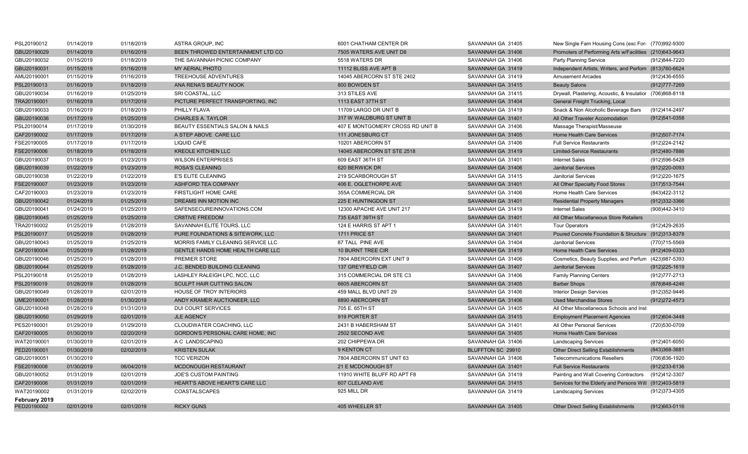| | | | | | | | |
|---|---|---|---|---|---|---|---|
| PSL20190012 | 01/14/2019 | 01/18/2019 | ASTRA GROUP, INC | 6001 CHATHAM CENTER DR | SAVANNAH GA 31405 | New Single Fam Housing Cons (exc For- | (770)992-9300 |
| GBU20190029 | 01/14/2019 | 01/16/2019 | BEEN THROWED ENTERTAINMENT LTD CO | 7505 WATERS AVE UNIT D8 | SAVANNAH GA 31406 | Promoters of Performing Arts w/Facilities | (210)643-9643 |
| GBU20190032 | 01/15/2019 | 01/18/2019 | THE SAVANNAH PICNIC COMPANY | 5518 WATERS DR | SAVANNAH GA 31406 | Party Planning Service | (912)844-7220 |
| GBU20190031 | 01/15/2019 | 01/16/2019 | MY AERIAL PHOTO | 11112 BLISS AVE APT B | SAVANNAH GA 31419 | Independent Artists, Writers, and Perform | (813)760-6624 |
| AMU20190001 | 01/15/2019 | 01/16/2019 | TREEHOUSE ADVENTURES | 14045 ABERCORN ST STE 2402 | SAVANNAH GA 31419 | Amusement Arcades | (912)436-6555 |
| PSL20190013 | 01/16/2019 | 01/18/2019 | ANA RENA'S BEAUTY NOOK | 800 BOWDEN ST | SAVANNAH GA 31415 | Beauty Salons | (912)777-7269 |
| GBU20190034 | 01/16/2019 | 01/25/2019 | SRI COASTAL, LLC | 313 STILES AVE | SAVANNAH GA 31415 | Drywall, Plastering, Acoustic, & Insulatior | (706)868-8118 |
| TRA20190001 | 01/16/2019 | 01/17/2019 | PICTURE PERFECT TRANSPORTING, INC | 1113 EAST 37TH ST | SAVANNAH GA 31404 | General Freight Trucking, Local | |
| GBU20190033 | 01/16/2019 | 01/18/2019 | PHILLY FLAVA | 11709 LARGO DR UNIT B | SAVANNAH GA 31419 | Snack & Non Alcoholic Beverage Bars | (912)414-2497 |
| GBU20190036 | 01/17/2019 | 01/25/2019 | CHARLES A. TAYLOR | 317 W WALDBURG ST UNIT B | SAVANNAH GA 31401 | All Other Traveler Accomodation | (912)541-0358 |
| PSL20190014 | 01/17/2019 | 01/30/2019 | BEAUTY ESSENTIALS SALON & NAILS | 407 E MONTGOMERY CROSS RD UNIT B | SAVANNAH GA 31406 | Massage Therapist/Masseuse | |
| CAF20190002 | 01/17/2019 | 01/17/2019 | A STEP ABOVE CARE LLC | 111 JONESBURG CT | SAVANNAH GA 31405 | Home Health Care Services | (912)507-7174 |
| FSE20190005 | 01/17/2019 | 01/17/2019 | LIQUID CAFE | 10201 ABERCORN ST | SAVANNAH GA 31406 | Full Service Restaurants | (912)224-2142 |
| FSE20190006 | 01/18/2019 | 01/18/2019 | KREOLE KITCHEN LLC | 14045 ABERCORN ST STE 2518 | SAVANNAH GA 31419 | Limited-Service Restaurants | (912)480-7886 |
| GBU20190037 | 01/18/2019 | 01/23/2019 | WILSON ENTERPRISES | 609 EAST 36TH ST | SAVANNAH GA 31401 | Internet Sales | (912)596-5428 |
| GBU20190039 | 01/22/2019 | 01/23/2019 | ROSA'S CLEANING | 620 BERWICK DR | SAVANNAH GA 31406 | Janitorial Services | (912)220-0093 |
| GBU20190038 | 01/22/2019 | 01/22/2019 | E'S ELITE CLEANING | 219 SCARBOROUGH ST | SAVANNAH GA 31415 | Janitorial Services | (912)220-1675 |
| FSE20190007 | 01/23/2019 | 01/23/2019 | ASHFORD TEA COMPANY | 406 E. OGLETHORPE AVE | SAVANNAH GA 31401 | All Other Specialty Food Stores | (317)513-7544 |
| CAF20190003 | 01/23/2019 | 01/23/2019 | FIRSTLIGHT HOME CARE | 355A COMMERCIAL DR | SAVANNAH GA 31406 | Home Health Care Services | (843)422-3112 |
| GBU20190042 | 01/24/2019 | 01/25/2019 | DREAMS INN MOTION INC | 225 E HUNTINGDON ST | SAVANNAH GA 31401 | Residential Property Managers | (912)332-3366 |
| GBU20190041 | 01/24/2019 | 01/25/2019 | SAFENSECUREINNOVATIONS.COM | 12300 APACHE AVE UNIT 217 | SAVANNAH GA 31419 | Internet Sales | (908)442-3410 |
| GBU20190045 | 01/25/2019 | 01/25/2019 | CR8TIVE FREEDOM | 735 EAST 39TH ST | SAVANNAH GA 31401 | All Other Miscellaneous Store Retailers | |
| TRA20190002 | 01/25/2019 | 01/28/2019 | SAVANNAH ELITE TOURS, LLC | 124 E HARRIS ST APT 1 | SAVANNAH GA 31401 | Tour Operators | (912)429-2635 |
| PSL20190017 | 01/25/2019 | 01/28/2019 | PURE FOUNDATIONS & SITEWORK, LLC | 1711 PRICE ST | SAVANNAH GA 31401 | Poured Concrete Foundation & Structure | (912)313-8378 |
| GBU20190043 | 01/25/2019 | 01/25/2019 | MORRIS FAMILY CLEANING SERVICE LLC | 87 TALL PINE AVE | SAVANNAH GA 31404 | Janitorial Services | (770)715-5569 |
| CAF20190004 | 01/25/2019 | 01/28/2019 | GENTLE HANDS HOME HEALTH CARE LLC | 10 BURNT TREE CIR | SAVANNAH GA 31419 | Home Health Care Services | (912)409-0333 |
| GBU20190046 | 01/25/2019 | 01/28/2019 | PREMIER STORE | 7804 ABERCORN EXT UNIT 9 | SAVANNAH GA 31406 | Cosmetics, Beauty Supplies, and Perfum | (423)987-5393 |
| GBU20190044 | 01/25/2019 | 01/28/2019 | J.C. BENDED BUILDING CLEANING | 137 GREYFIELD CIR | SAVANNAH GA 31407 | Janitorial Services | (912)225-1619 |
| PSL20190018 | 01/25/2019 | 01/28/2019 | LASHLEY RALEIGH LPC, NCC, LLC | 315 COMMERCIAL DR STE C3 | SAVANNAH GA 31406 | Family Planning Centers | (912)777-2713 |
| PSL20190019 | 01/28/2019 | 01/28/2019 | SCULPT HAIR CUTTING SALON | 6605 ABERCORN ST | SAVANNAH GA 31405 | Barber Shops | (678)848-4246 |
| GBU20190049 | 01/28/2019 | 02/01/2019 | HOUSE OF TROY INTERIORS | 459 MALL BLVD UNIT 29 | SAVANNAH GA 31406 | Interior Design Services | (912)352-9446 |
| UME20190001 | 01/28/2019 | 01/30/2019 | ANDY KRAMER AUCTIONEER, LLC | 8890 ABERCORN ST | SAVANNAH GA 31406 | Used Merchandise Stores | (912)272-4573 |
| GBU20190048 | 01/28/2019 | 01/31/2019 | DUI COURT SERVICES | 705 E. 65TH ST | SAVANNAH GA 31405 | All Other Miscellaneous Schools and Inst | |
| GBU20190050 | 01/29/2019 | 02/01/2019 | JLE AGENCY | 919 PORTER ST | SAVANNAH GA 31415 | Employment Placement Agencies | (912)604-3448 |
| PES20190001 | 01/29/2019 | 01/29/2019 | CLOUDWATER COACHING, LLC | 2431 B HABERSHAM ST | SAVANNAH GA 31401 | All Other Personal Services | (720)530-0709 |
| CAF20190005 | 01/30/2019 | 02/20/2019 | GORDON'S PERSONAL CARE HOME, INC | 2502 SECOND AVE | SAVANNAH GA 31405 | Home Health Care Services | |
| WAT20190001 | 01/30/2019 | 02/01/2019 | A C LANDSCAPING | 202 CHIPPEWA DR | SAVANNAH GA 31406 | Landscaping Services | (912)401-6050 |
| PED20190001 | 01/30/2019 | 02/02/2019 | KRISTEN SULAK | 9 KENTON CT | BLUFFTON SC 29910 | Other Direct Selling Establishments | (843)368-3681 |
| GBU20190051 | 01/30/2019 | | TCC VERIZON | 7804 ABERCORN ST UNIT 63 | SAVANNAH GA 31406 | Telecommunications Resellers | (706)836-1920 |
| FSE20190008 | 01/30/2019 | 06/04/2019 | MCDONOUGH RESTAURANT | 21 E MCDONOUGH ST | SAVANNAH GA 31401 | Full Service Restaurants | (912)233-6136 |
| GBU20190052 | 01/31/2019 | 02/01/2019 | JOE'S CUSTOM PAINTING | 11910 WHITE BLUFF RD APT F8 | SAVANNAH GA 31419 | Painting and Wall Covering Contractors | (912)412-3307 |
| CAF20190006 | 01/31/2019 | 02/01/2019 | HEART'S ABOVE HEART'S CARE LLC | 607 CLELAND AVE | SAVANNAH GA 31415 | Services for the Elderly and Persons Witl | (912)403-5819 |
| WAT20190002 | 01/31/2019 | 02/02/2019 | COASTALSCAPES | 925 MILL DR | SAVANNAH GA 31419 | Landscaping Services | (912)373-4305 |
| **February 2019** | | | | | | | |
| PED20190002 | 02/01/2019 | 02/01/2019 | RICKY GUNS | 405 WHEELER ST | SAVANNAH GA 31405 | Other Direct Selling Establishments | (912)663-0116 |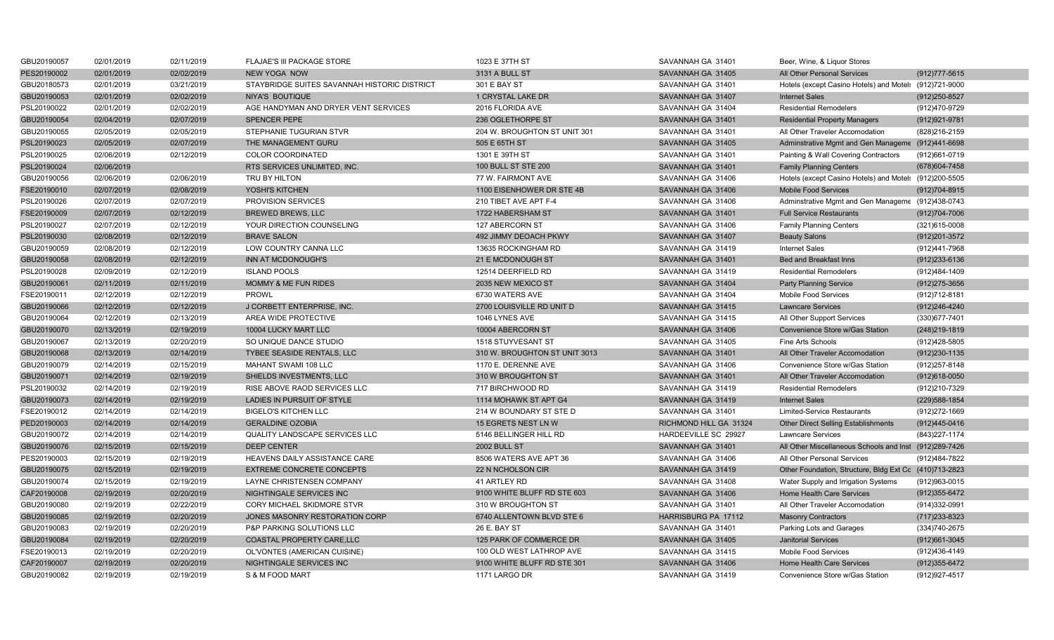| | | | | | | | |
|---|---|---|---|---|---|---|---|
| GBU20190057 | 02/01/2019 | 02/11/2019 | FLAJAE'S III PACKAGE STORE | 1023 E 37TH ST | SAVANNAH GA 31401 | Beer, Wine, & Liquor Stores | |
| PES20190002 | 02/01/2019 | 02/02/2019 | NEW YOGA NOW | 3131 A BULL ST | SAVANNAH GA 31405 | All Other Personal Services | (912)777-5615 |
| GBU20180573 | 02/01/2019 | 03/21/2019 | STAYBRIDGE SUITES SAVANNAH HISTORIC DISTRICT | 301 E BAY ST | SAVANNAH GA 31401 | Hotels (except Casino Hotels) and Motels | (912)721-9000 |
| GBU20190053 | 02/01/2019 | 02/02/2019 | NIYA'S BOUTIQUE | 1 CRYSTAL LAKE DR | SAVANNAH GA 31407 | Internet Sales | (912)250-8527 |
| PSL20190022 | 02/01/2019 | 02/02/2019 | AGE HANDYMAN AND DRYER VENT SERVICES | 2016 FLORIDA AVE | SAVANNAH GA 31404 | Residential Remodelers | (912)470-9729 |
| GBU20190054 | 02/04/2019 | 02/07/2019 | SPENCER PEPE | 236 OGLETHORPE ST | SAVANNAH GA 31401 | Residential Property Managers | (912)921-9781 |
| GBU20190055 | 02/05/2019 | 02/05/2019 | STEPHANIE TUGURIAN STVR | 204 W. BROUGHTON ST UNIT 301 | SAVANNAH GA 31401 | All Other Traveler Accomodation | (828)216-2159 |
| PSL20190023 | 02/05/2019 | 02/07/2019 | THE MANAGEMENT GURU | 505 E 65TH ST | SAVANNAH GA 31405 | Adminstrative Mgmt and Gen Manageme | (912)441-6698 |
| PSL20190025 | 02/06/2019 | 02/12/2019 | COLOR COORDINATED | 1301 E 39TH ST | SAVANNAH GA 31401 | Painting & Wall Covering Contractors | (912)661-0719 |
| PSL20190024 | 02/06/2019 | | RTS SERVICES UNLIMITED, INC. | 100 BULL ST STE 200 | SAVANNAH GA 31401 | Family Planning Centers | (678)604-7458 |
| GBU20190056 | 02/06/2019 | 02/06/2019 | TRU BY HILTON | 77 W. FAIRMONT AVE | SAVANNAH GA 31406 | Hotels (except Casino Hotels) and Motels | (912)200-5505 |
| FSE20190010 | 02/07/2019 | 02/08/2019 | YOSHI'S KITCHEN | 1100 EISENHOWER DR STE 4B | SAVANNAH GA 31406 | Mobile Food Services | (912)704-8915 |
| PSL20190026 | 02/07/2019 | 02/07/2019 | PROVISION SERVICES | 210 TIBET AVE APT F-4 | SAVANNAH GA 31406 | Adminstrative Mgmt and Gen Manageme | (912)438-0743 |
| FSE20190009 | 02/07/2019 | 02/12/2019 | BREWED BREWS, LLC | 1722 HABERSHAM ST | SAVANNAH GA 31401 | Full Service Restaurants | (912)704-7006 |
| PSL20190027 | 02/07/2019 | 02/12/2019 | YOUR DIRECTION COUNSELING | 127 ABERCORN ST | SAVANNAH GA 31406 | Family Planning Centers | (321)615-0008 |
| PSL20190030 | 02/08/2019 | 02/12/2019 | BRAVE SALON | 492 JIMMY DEOACH PKWY | SAVANNAH GA 31407 | Beauty Salons | (912)201-3572 |
| GBU20190059 | 02/08/2019 | 02/12/2019 | LOW COUNTRY CANNA LLC | 13635 ROCKINGHAM RD | SAVANNAH GA 31419 | Internet Sales | (912)441-7968 |
| GBU20190058 | 02/08/2019 | 02/12/2019 | INN AT MCDONOUGH'S | 21 E MCDONOUGH ST | SAVANNAH GA 31401 | Bed and Breakfast Inns | (912)233-6136 |
| PSL20190028 | 02/09/2019 | 02/12/2019 | ISLAND POOLS | 12514 DEERFIELD RD | SAVANNAH GA 31419 | Residential Remodelers | (912)484-1409 |
| GBU20190061 | 02/11/2019 | 02/11/2019 | MOMMY & ME FUN RIDES | 2035 NEW MEXICO ST | SAVANNAH GA 31404 | Party Planning Service | (912)275-3656 |
| FSE20190011 | 02/12/2019 | 02/12/2019 | PROWL | 6730 WATERS AVE | SAVANNAH GA 31404 | Mobile Food Services | (912)712-8181 |
| GBU20190066 | 02/12/2019 | 02/12/2019 | J CORBETT ENTERPRISE, INC. | 2700 LOUISVILLE RD UNIT D | SAVANNAH GA 31415 | Lawncare Services | (912)246-4240 |
| GBU20190064 | 02/12/2019 | 02/13/2019 | AREA WIDE PROTECTIVE | 1046 LYNES AVE | SAVANNAH GA 31415 | All Other Support Services | (330)677-7401 |
| GBU20190070 | 02/13/2019 | 02/19/2019 | 10004 LUCKY MART LLC | 10004 ABERCORN ST | SAVANNAH GA 31406 | Convenience Store w/Gas Station | (248)219-1819 |
| GBU20190067 | 02/13/2019 | 02/20/2019 | SO UNIQUE DANCE STUDIO | 1518 STUYVESANT ST | SAVANNAH GA 31405 | Fine Arts Schools | (912)428-5805 |
| GBU20190068 | 02/13/2019 | 02/14/2019 | TYBEE SEASIDE RENTALS, LLC | 310 W. BROUGHTON ST UNIT 3013 | SAVANNAH GA 31401 | All Other Traveler Accomodation | (912)230-1135 |
| GBU20190079 | 02/14/2019 | 02/15/2019 | MAHANT SWAMI 108 LLC | 1170 E. DERENNE AVE | SAVANNAH GA 31406 | Convenience Store w/Gas Station | (912)257-8148 |
| GBU20190071 | 02/14/2019 | 02/19/2019 | SHIELDS INVESTMENTS, LLC | 310 W BROUGHTON ST | SAVANNAH GA 31401 | All Other Traveler Accomodation | (912)618-0050 |
| PSL20190032 | 02/14/2019 | 02/19/2019 | RISE ABOVE RAOD SERVICES LLC | 717 BIRCHWOOD RD | SAVANNAH GA 31419 | Residential Remodelers | (912)210-7329 |
| GBU20190073 | 02/14/2019 | 02/19/2019 | LADIES IN PURSUIT OF STYLE | 1114 MOHAWK ST APT G4 | SAVANNAH GA 31419 | Internet Sales | (229)588-1854 |
| FSE20190012 | 02/14/2019 | 02/14/2019 | BIGELO'S KITCHEN LLC | 214 W BOUNDARY ST STE D | SAVANNAH GA 31401 | Limited-Service Restaurants | (912)272-1669 |
| PED20190003 | 02/14/2019 | 02/14/2019 | GERALDINE OZOBIA | 15 EGRETS NEST LN W | RICHMOND HILL GA 31324 | Other Direct Selling Establishments | (912)445-0416 |
| GBU20190072 | 02/14/2019 | 02/14/2019 | QUALITY LANDSCAPE SERVICES LLC | 5146 BELLINGER HILL RD | HARDEEVILLE SC 29927 | Lawncare Services | (843)227-1174 |
| GBU20190076 | 02/15/2019 | 02/15/2019 | DEEP CENTER | 2002 BULL ST | SAVANNAH GA 31401 | All Other Miscellaneous Schools and Inst | (912)289-7426 |
| PES20190003 | 02/15/2019 | 02/19/2019 | HEAVENS DAILY ASSISTANCE CARE | 8506 WATERS AVE APT 36 | SAVANNAH GA 31406 | All Other Personal Services | (912)484-7822 |
| GBU20190075 | 02/15/2019 | 02/19/2019 | EXTREME CONCRETE CONCEPTS | 22 N NCHOLSON CIR | SAVANNAH GA 31419 | Other Foundation, Structure, Bldg Ext Co | (410)713-2823 |
| GBU20190074 | 02/15/2019 | 02/19/2019 | LAYNE CHRISTENSEN COMPANY | 41 ARTLEY RD | SAVANNAH GA 31408 | Water Supply and Irrigation Systems | (912)963-0015 |
| CAF20190008 | 02/19/2019 | 02/20/2019 | NIGHTINGALE SERVICES INC | 9100 WHITE BLUFF RD STE 603 | SAVANNAH GA 31406 | Home Health Care Services | (912)355-6472 |
| GBU20190080 | 02/19/2019 | 02/22/2019 | CORY MICHAEL SKIDMORE STVR | 310 W BROUGHTON ST | SAVANNAH GA 31401 | All Other Traveler Accomodation | (914)332-0991 |
| GBU20190085 | 02/19/2019 | 02/20/2019 | JONES MASONRY RESTORATION CORP | 6740 ALLENTOWN BLVD STE 6 | HARRISBURG PA 17112 | Masonry Contractors | (717)233-8323 |
| GBU20190083 | 02/19/2019 | 02/20/2019 | P&P PARKING SOLUTIONS LLC | 26 E. BAY ST | SAVANNAH GA 31401 | Parking Lots and Garages | (334)740-2675 |
| GBU20190084 | 02/19/2019 | 02/20/2019 | COASTAL PROPERTY CARE,LLC | 125 PARK OF COMMERCE DR | SAVANNAH GA 31405 | Janitorial Services | (912)661-3045 |
| FSE20190013 | 02/19/2019 | 02/20/2019 | OL'VONTES (AMERICAN CUISINE) | 100 OLD WEST LATHROP AVE | SAVANNAH GA 31415 | Mobile Food Services | (912)436-4149 |
| CAF20190007 | 02/19/2019 | 02/20/2019 | NIGHTINGALE SERVICES INC | 9100 WHITE BLUFF RD STE 301 | SAVANNAH GA 31406 | Home Health Care Services | (912)355-6472 |
| GBU20190082 | 02/19/2019 | 02/19/2019 | S & M FOOD MART | 1171 LARGO DR | SAVANNAH GA 31419 | Convenience Store w/Gas Station | (912)927-4517 |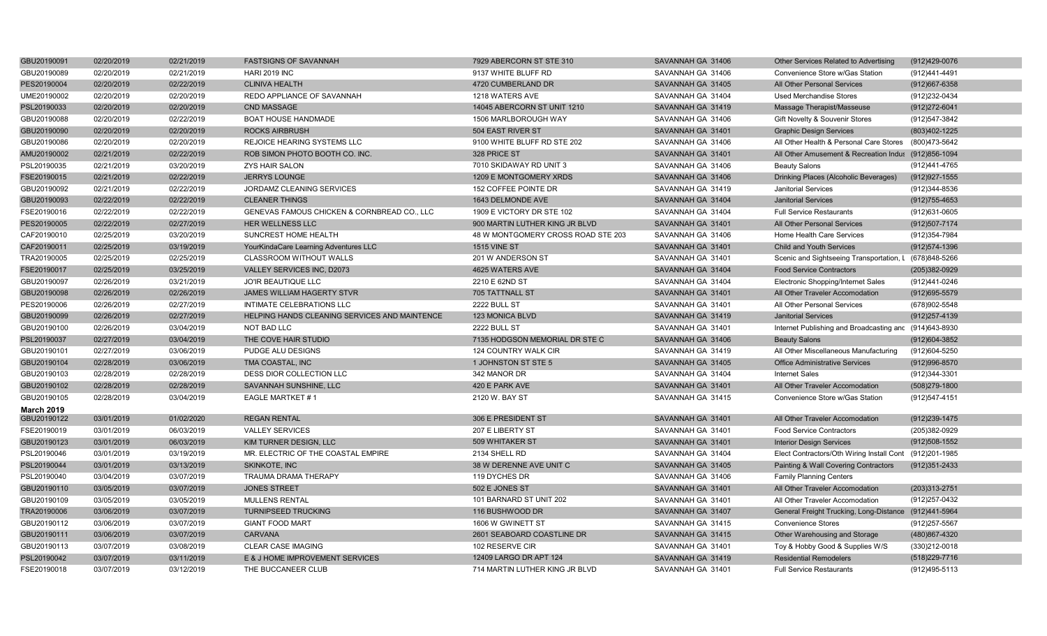| | | | | | | | |
|---|---|---|---|---|---|---|---|
| GBU20190091 | 02/20/2019 | 02/21/2019 | FASTSIGNS OF SAVANNAH | 7929 ABERCORN ST STE 310 | SAVANNAH GA 31406 | Other Services Related to Advertising | (912)429-0076 |
| GBU20190089 | 02/20/2019 | 02/21/2019 | HARI 2019 INC | 9137 WHITE BLUFF RD | SAVANNAH GA 31406 | Convenience Store w/Gas Station | (912)441-4491 |
| PES20190004 | 02/20/2019 | 02/22/2019 | CLINIVA HEALTH | 4720 CUMBERLAND DR | SAVANNAH GA 31405 | All Other Personal Services | (912)667-6358 |
| UME20190002 | 02/20/2019 | 02/20/2019 | REDO APPLIANCE OF SAVANNAH | 1218 WATERS AVE | SAVANNAH GA 31404 | Used Merchandise Stores | (912)232-0434 |
| PSL20190033 | 02/20/2019 | 02/20/2019 | CND MASSAGE | 14045 ABERCORN ST UNIT 1210 | SAVANNAH GA 31419 | Massage Therapist/Masseuse | (912)272-6041 |
| GBU20190088 | 02/20/2019 | 02/22/2019 | BOAT HOUSE HANDMADE | 1506 MARLBOROUGH WAY | SAVANNAH GA 31406 | Gift Novelty & Souvenir Stores | (912)547-3842 |
| GBU20190090 | 02/20/2019 | 02/20/2019 | ROCKS AIRBRUSH | 504 EAST RIVER ST | SAVANNAH GA 31401 | Graphic Design Services | (803)402-1225 |
| GBU20190086 | 02/20/2019 | 02/20/2019 | REJOICE HEARING SYSTEMS LLC | 9100 WHITE BLUFF RD STE 202 | SAVANNAH GA 31406 | All Other Health & Personal Care Stores | (800)473-5642 |
| AMU20190002 | 02/21/2019 | 02/22/2019 | ROB SIMON PHOTO BOOTH CO. INC. | 328 PRICE ST | SAVANNAH GA 31401 | All Other Amusement & Recreation Indus | (912)656-1094 |
| PSL20190035 | 02/21/2019 | 03/20/2019 | ZYS HAIR SALON | 7010 SKIDAWAY RD UNIT 3 | SAVANNAH GA 31406 | Beauty Salons | (912)441-4765 |
| FSE20190015 | 02/21/2019 | 02/22/2019 | JERRYS LOUNGE | 1209 E MONTGOMERY XRDS | SAVANNAH GA 31406 | Drinking Places (Alcoholic Beverages) | (912)927-1555 |
| GBU20190092 | 02/21/2019 | 02/22/2019 | JORDAMZ CLEANING SERVICES | 152 COFFEE POINTE DR | SAVANNAH GA 31419 | Janitorial Services | (912)344-8536 |
| GBU20190093 | 02/22/2019 | 02/22/2019 | CLEANER THINGS | 1643 DELMONDE AVE | SAVANNAH GA 31404 | Janitorial Services | (912)755-4653 |
| FSE20190016 | 02/22/2019 | 02/22/2019 | GENEVAS FAMOUS CHICKEN & CORNBREAD CO., LLC | 1909 E VICTORY DR STE 102 | SAVANNAH GA 31404 | Full Service Restaurants | (912)631-0605 |
| PES20190005 | 02/22/2019 | 02/27/2019 | HER WELLNESS LLC | 900 MARTIN LUTHER KING JR BLVD | SAVANNAH GA 31401 | All Other Personal Services | (912)507-7174 |
| CAF20190010 | 02/25/2019 | 03/20/2019 | SUNCREST HOME HEALTH | 48 W MONTGOMERY CROSS ROAD STE 203 | SAVANNAH GA 31406 | Home Health Care Services | (912)354-7984 |
| CAF20190011 | 02/25/2019 | 03/19/2019 | YourKindaCare Learning Adventures LLC | 1515 VINE ST | SAVANNAH GA 31401 | Child and Youth Services | (912)574-1396 |
| TRA20190005 | 02/25/2019 | 02/25/2019 | CLASSROOM WITHOUT WALLS | 201 W ANDERSON ST | SAVANNAH GA 31401 | Scenic and Sightseeing Transportation, L | (678)848-5266 |
| FSE20190017 | 02/25/2019 | 03/25/2019 | VALLEY SERVICES INC, D2073 | 4625 WATERS AVE | SAVANNAH GA 31404 | Food Service Contractors | (205)382-0929 |
| GBU20190097 | 02/26/2019 | 03/21/2019 | JO'IR BEAUTIQUE LLC | 2210 E 62ND ST | SAVANNAH GA 31404 | Electronic Shopping/Internet Sales | (912)441-0246 |
| GBU20190098 | 02/26/2019 | 02/26/2019 | JAMES WILLIAM HAGERTY STVR | 705 TATTNALL ST | SAVANNAH GA 31401 | All Other Traveler Accomodation | (912)695-5579 |
| PES20190006 | 02/26/2019 | 02/27/2019 | INTIMATE CELEBRATIONS LLC | 2222 BULL ST | SAVANNAH GA 31401 | All Other Personal Services | (678)902-5548 |
| GBU20190099 | 02/26/2019 | 02/27/2019 | HELPING HANDS CLEANING SERVICES AND MAINTENCE | 123 MONICA BLVD | SAVANNAH GA 31419 | Janitorial Services | (912)257-4139 |
| GBU20190100 | 02/26/2019 | 03/04/2019 | NOT BAD LLC | 2222 BULL ST | SAVANNAH GA 31401 | Internet Publishing and Broadcasting and | (914)643-8930 |
| PSL20190037 | 02/27/2019 | 03/04/2019 | THE COVE HAIR STUDIO | 7135 HODGSON MEMORIAL DR STE C | SAVANNAH GA 31406 | Beauty Salons | (912)604-3852 |
| GBU20190101 | 02/27/2019 | 03/06/2019 | PUDGE ALU DESIGNS | 124 COUNTRY WALK CIR | SAVANNAH GA 31419 | All Other Miscellaneous Manufacturing | (912)604-5250 |
| GBU20190104 | 02/28/2019 | 03/06/2019 | TMA COASTAL, INC | 1 JOHNSTON ST STE 5 | SAVANNAH GA 31405 | Office Administrative Services | (912)996-8570 |
| GBU20190103 | 02/28/2019 | 02/28/2019 | DESS DIOR COLLECTION LLC | 342 MANOR DR | SAVANNAH GA 31404 | Internet Sales | (912)344-3301 |
| GBU20190102 | 02/28/2019 | 02/28/2019 | SAVANNAH SUNSHINE, LLC | 420 E PARK AVE | SAVANNAH GA 31401 | All Other Traveler Accomodation | (508)279-1800 |
| GBU20190105 | 02/28/2019 | 03/04/2019 | EAGLE MARTKET # 1 | 2120 W. BAY ST | SAVANNAH GA 31415 | Convenience Store w/Gas Station | (912)547-4151 |
| **March 2019** | | | | | | | |
| GBU20190122 | 03/01/2019 | 01/02/2020 | REGAN RENTAL | 306 E PRESIDENT ST | SAVANNAH GA 31401 | All Other Traveler Accomodation | (912)239-1475 |
| FSE20190019 | 03/01/2019 | 06/03/2019 | VALLEY SERVICES | 207 E LIBERTY ST | SAVANNAH GA 31401 | Food Service Contractors | (205)382-0929 |
| GBU20190123 | 03/01/2019 | 06/03/2019 | KIM TURNER DESIGN, LLC | 509 WHITAKER ST | SAVANNAH GA 31401 | Interior Design Services | (912)508-1552 |
| PSL20190046 | 03/01/2019 | 03/19/2019 | MR. ELECTRIC OF THE COASTAL EMPIRE | 2134 SHELL RD | SAVANNAH GA 31404 | Elect Contractors/Oth Wiring Install Cont | (912)201-1985 |
| PSL20190044 | 03/01/2019 | 03/13/2019 | SKINKOTE, INC | 38 W DERENNE AVE UNIT C | SAVANNAH GA 31405 | Painting & Wall Covering Contractors | (912)351-2433 |
| PSL20190040 | 03/04/2019 | 03/07/2019 | TRAUMA DRAMA THERAPY | 119 DYCHES DR | SAVANNAH GA 31406 | Family Planning Centers | |
| GBU20190110 | 03/05/2019 | 03/07/2019 | JONES STREET | 502 E JONES ST | SAVANNAH GA 31401 | All Other Traveler Accomodation | (203)313-2751 |
| GBU20190109 | 03/05/2019 | 03/05/2019 | MULLENS RENTAL | 101 BARNARD ST UNIT 202 | SAVANNAH GA 31401 | All Other Traveler Accomodation | (912)257-0432 |
| TRA20190006 | 03/06/2019 | 03/07/2019 | TURNIPSEED TRUCKING | 116 BUSHWOOD DR | SAVANNAH GA 31407 | General Freight Trucking, Long-Distance | (912)441-5964 |
| GBU20190112 | 03/06/2019 | 03/07/2019 | GIANT FOOD MART | 1606 W GWINETT ST | SAVANNAH GA 31415 | Convenience Stores | (912)257-5567 |
| GBU20190111 | 03/06/2019 | 03/07/2019 | CARVANA | 2601 SEABOARD COASTLINE DR | SAVANNAH GA 31415 | Other Warehousing and Storage | (480)867-4320 |
| GBU20190113 | 03/07/2019 | 03/08/2019 | CLEAR CASE IMAGING | 102 RESERVE CIR | SAVANNAH GA 31401 | Toy & Hobby Good & Supplies W/S | (330)212-0018 |
| PSL20190042 | 03/07/2019 | 03/11/2019 | E & J HOME IMPROVEMENT SERVICES | 12409 LARGO DR APT 124 | SAVANNAH GA 31419 | Residential Remodelers | (518)229-7716 |
| FSE20190018 | 03/07/2019 | 03/12/2019 | THE BUCCANEER CLUB | 714 MARTIN LUTHER KING JR BLVD | SAVANNAH GA 31401 | Full Service Restaurants | (912)495-5113 |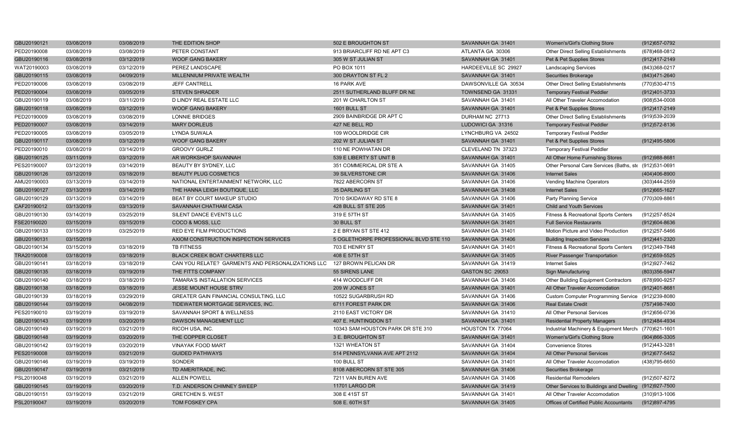| | | | | | | | |
|---|---|---|---|---|---|---|---|
| GBU20190121 | 03/08/2019 | 03/08/2019 | THE EDITION SHOP | 502 E BROUGHTON ST | SAVANNAH GA 31401 | Women's/Girl's Clothing Store | (912)657-0792 |
| PED20190008 | 03/08/2019 | 03/08/2019 | PETER CONSTANT | 913 BRIARCLIFF RD NE APT C3 | ATLANTA GA 30306 | Other Direct Selling Establishments | (678)468-0812 |
| GBU20190116 | 03/08/2019 | 03/12/2019 | WOOF GANG BAKERY | 305 W ST JULIAN ST | SAVANNAH GA 31401 | Pet & Pet Supplies Stores | (912)417-2149 |
| WAT20190003 | 03/08/2019 | 03/12/2019 | PEREZ LANDSCAPE | PO BOX 1011 | HARDEEVILLE SC 29927 | Landscaping Services | (843)368-0217 |
| GBU20190115 | 03/08/2019 | 04/09/2019 | MILLENNIUM PRIVATE WEALTH | 300 DRAYTON ST FL 2 | SAVANNAH GA 31401 | Securities Brokerage | (843)471-2640 |
| PED20190006 | 03/08/2019 | 03/08/2019 | JEFF CANTRELL | 16 PARK AVE | DAWSONVILLE GA 30534 | Other Direct Selling Establishments | (770)530-4715 |
| PED20190004 | 03/08/2019 | 03/05/2019 | STEVEN SHRADER | 2511 SUTHERLAND BLUFF DR NE | TOWNSEND GA 31331 | Temporary Festival Peddler | (912)401-3733 |
| GBU20190119 | 03/08/2019 | 03/11/2019 | D LINDY REAL ESTATE LLC | 201 W CHARLTON ST | SAVANNAH GA 31401 | All Other Traveler Accomodation | (908)534-0008 |
| GBU20190118 | 03/08/2019 | 03/12/2019 | WOOF GANG BAKERY | 1601 BULL ST | SAVANNAH GA 31401 | Pet & Pet Supplies Stores | (912)417-2149 |
| PED20190009 | 03/08/2019 | 03/08/2019 | LONNIE BRIDGES | 2909 BAINBRIDGE DR APT C | DURHAM NC 27713 | Other Direct Selling Establishments | (919)539-2039 |
| PED20190007 | 03/08/2019 | 03/14/2019 | MARY DORLEUS | 427 NE BELL RD | LUDOWICI GA 31316 | Temporary Festival Peddler | (912)572-8136 |
| PED20190005 | 03/08/2019 | 03/05/2019 | LYNDA SUWALA | 109 WOOLDRIDGE CIR | LYNCHBURG VA 24502 | Temporary Festival Peddler | |
| GBU20190117 | 03/08/2019 | 03/12/2019 | WOOF GANG BAKERY | 202 W ST JULIAN ST | SAVANNAH GA 31401 | Pet & Pet Supplies Stores | (912)495-5806 |
| PED20190010 | 03/08/2019 | 03/14/2019 | GROOVY GURLZ | 110 NE POWHATAN DR | CLEVELAND TN 37323 | Temporary Festival Peddler | |
| GBU20190125 | 03/11/2019 | 03/12/2019 | AR WORKSHOP SAVANNAH | 539 E LIBERTY ST UNIT B | SAVANNAH GA 31401 | All Other Home Furnishing Stores | (912)988-8681 |
| PES20190007 | 03/12/2019 | 03/14/2019 | BEAUTY BY SYDNEY, LLC | 351 COMMERICAL DR STE A | SAVANNAH GA 31405 | Other Personal Care Services (Baths, ste | (912)531-0691 |
| GBU20190126 | 03/12/2019 | 03/18/2019 | BEAUTY PLUG COSMETICS | 39 SILVERSTONE CIR | SAVANNAH GA 31406 | Internet Sales | (404)406-8900 |
| AMU20190003 | 03/13/2019 | 03/14/2019 | NATIONAL ENTERTAINMENT NETWORK, LLC | 7822 ABERCORN ST | SAVANNAH GA 31406 | Vending Machine Operators | (303)444-2559 |
| GBU20190127 | 03/13/2019 | 03/14/2019 | THE HANNA LEIGH BOUTIQUE, LLC | 35 DARLING ST | SAVANNAH GA 31408 | Internet Sales | (912)665-1627 |
| GBU20190129 | 03/13/2019 | 03/14/2019 | BEAT BY COURT MAKEUP STUDIO | 7010 SKIDAWAY RD STE 8 | SAVANNAH GA 31406 | Party Planning Service | (770)309-8861 |
| CAF20190012 | 03/13/2019 | 03/13/2019 | SAVANNAH CHATHAM CASA | 428 BULL ST STE 205 | SAVANNAH GA 31401 | Child and Youth Services | |
| GBU20190130 | 03/14/2019 | 03/25/2019 | SILENT DANCE EVENTS LLC | 319 E 57TH ST | SAVANNAH GA 31405 | Fitness & Recreational Sports Centers | (912)257-8524 |
| FSE20190020 | 03/15/2019 | 03/15/2019 | COCO & MOSS, LLC | 30 BULL ST | SAVANNAH GA 31401 | Full Service Restaurants | (912)604-8636 |
| GBU20190133 | 03/15/2019 | 03/25/2019 | RED EYE FILM PRODUCTIONS | 2 E BRYAN ST STE 412 | SAVANNAH GA 31401 | Motion Picture and Video Production | (912)257-5466 |
| GBU20190131 | 03/15/2019 | | AXIOM CONSTRUCTION INSPECTION SERVICES | 5 OGLETHORPE PROFESSIONAL BLVD STE 110 | SAVANNAH GA 31406 | Building Inspection Services | (912)441-2320 |
| GBU20190134 | 03/15/2019 | 03/18/2019 | TB FITNESS | 703 E HENRY ST | SAVANNAH GA 31401 | Fitness & Recreational Sports Centers | (912)349-7848 |
| TRA20190008 | 03/18/2019 | 03/18/2019 | BLACK CREEK BOAT CHARTERS LLC | 408 E 57TH ST | SAVANNAH GA 31405 | River Passenger Transportation | (912)659-5525 |
| GBU20190141 | 03/18/2019 | 03/18/2019 | CAN YOU RELATE? GARMENTS AND PERSONALIZATIONS LLC | 127 BROWN PELICAN DR | SAVANNAH GA 31419 | Internet Sales | (912)927-7462 |
| GBU20190135 | 03/18/2019 | 03/19/2019 | THE FITTS COMPANY | 55 SIRENS LANE | GASTON SC 29053 | Sign Manufacturing | (803)356-5947 |
| GBU20190140 | 03/18/2019 | 03/18/2019 | TAMARA'S INSTALLATION SERVICES | 414 WOODCLIFF DR | SAVANNAH GA 31406 | Other Building Equipment Contractors | (678)990-9257 |
| GBU20190138 | 03/18/2019 | 03/18/2019 | JESSE MOUNT HOUSE STRV | 209 W JONES ST | SAVANNAH GA 31401 | All Other Traveler Accomodation | (912)401-8681 |
| GBU20190139 | 03/18/2019 | 03/29/2019 | GREATER GAIN FINANCIAL CONSULTING, LLC | 10522 SUGARBRUSH RD | SAVANNAH GA 31406 | Custom Computer Programming Service | (912)239-8080 |
| GBU20190144 | 03/19/2019 | 04/08/2019 | TIDEWATER MORTGAGE SERVICES, INC. | 6711 FOREST PARK DR | SAVANNAH GA 31406 | Real Estate Credit | (757)498-7400 |
| PES20190010 | 03/19/2019 | 03/19/2019 | SAVANNAH SPORT & WELLNESS | 2110 EAST VICTORY DR | SAVANNAH GA 31410 | All Other Personal Services | (912)656-0736 |
| GBU20190143 | 03/19/2019 | 03/20/2019 | DAWSON MANAGEMENT LLC | 407 E. HUNTINGDON ST | SAVANNAH GA 31401 | Residential Property Managers | (912)484-4934 |
| GBU20190149 | 03/19/2019 | 03/21/2019 | RICOH USA, INC. | 10343 SAM HOUSTON PARK DR STE 310 | HOUSTON TX 77064 | Industrial Machinery & Equipment Merch: | (770)621-1601 |
| GBU20190148 | 03/19/2019 | 03/20/2019 | THE COPPER CLOSET | 3 E. BROUGHTON ST | SAVANNAH GA 31401 | Women's/Girl's Clothing Store | (904)866-3305 |
| GBU20190142 | 03/19/2019 | 03/20/2019 | VINAYAK FOOD MART | 1321 WHEATON ST | SAVANNAH GA 31404 | Convenience Stores | (912)443-3281 |
| PES20190008 | 03/19/2019 | 03/21/2019 | GUIDED PATHWAYS | 514 PENNSYLVANIA AVE APT 2112 | SAVANNAH GA 31404 | All Other Personal Services | (912)677-5452 |
| GBU20190146 | 03/19/2019 | 03/19/2019 | SONDER | 100 BULL ST | SAVANNAH GA 31401 | All Other Traveler Accomodation | (438)795-6650 |
| GBU20190147 | 03/19/2019 | 03/21/2019 | TD AMERITRADE, INC. | 8108 ABERCORN ST STE 305 | SAVANNAH GA 31406 | Securities Brokerage | |
| PSL20190048 | 03/19/2019 | 03/21/2019 | ALLEN POWELL | 7211 VAN BUREN AVE | SAVANNAH GA 31406 | Residential Remodelers | (912)507-8272 |
| GBU20190145 | 03/19/2019 | 03/20/2019 | T.D. ANDERSON CHIMNEY SWEEP | 11701 LARGO DR | SAVANNAH GA 31419 | Other Services to Buildings and Dwelling | (912)927-7500 |
| GBU20190151 | 03/19/2019 | 03/21/2019 | GRETCHEN S. WEST | 308 E 41ST ST | SAVANNAH GA 31401 | All Other Traveler Accomodation | (310)913-1006 |
| PSL20190047 | 03/19/2019 | 03/20/2019 | TOM FOSKEY CPA | 508 E. 60TH ST | SAVANNAH GA 31405 | Offices of Certified Public Accountants | (912)897-4795 |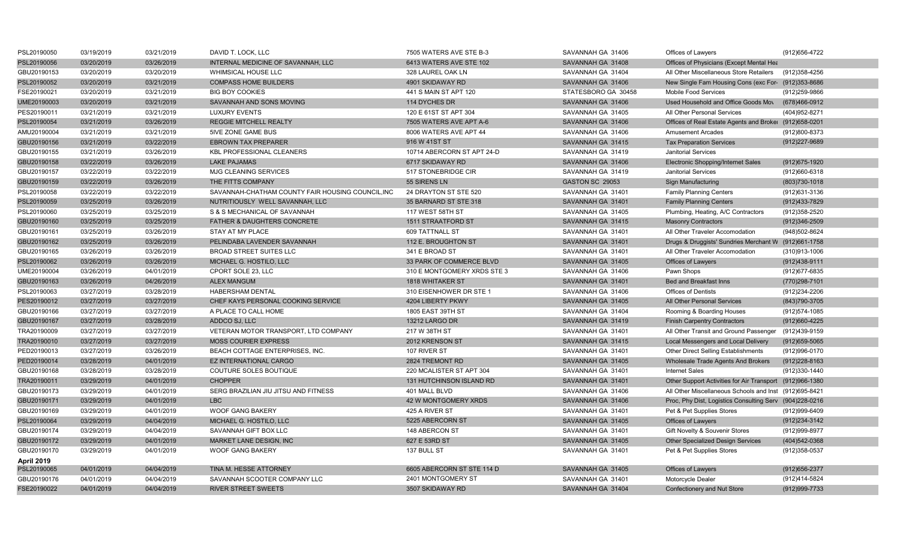| | | | | | | | |
|---|---|---|---|---|---|---|---|
| PSL20190050 | 03/19/2019 | 03/21/2019 | DAVID T. LOCK, LLC | 7505 WATERS AVE STE B-3 | SAVANNAH GA 31406 | Offices of Lawyers | (912)656-4722 |
| PSL20190056 | 03/20/2019 | 03/26/2019 | INTERNAL MEDICINE OF SAVANNAH, LLC | 6413 WATERS AVE STE 102 | SAVANNAH GA 31408 | Offices of Physicians (Except Mental Hea | |
| GBU20190153 | 03/20/2019 | 03/20/2019 | WHIMSICAL HOUSE LLC | 328 LAUREL OAK LN | SAVANNAH GA 31404 | All Other Miscellaneous Store Retailers | (912)358-4256 |
| PSL20190052 | 03/20/2019 | 03/21/2019 | COMPASS HOME BUILDERS | 4901 SKIDAWAY RD | SAVANNAH GA 31406 | New Single Fam Housing Cons (exc For- | (912)353-8686 |
| FSE20190021 | 03/20/2019 | 03/21/2019 | BIG BOY COOKIES | 441 S MAIN ST APT 120 | STATESBORO GA 30458 | Mobile Food Services | (912)259-9866 |
| UME20190003 | 03/20/2019 | 03/21/2019 | SAVANNAH AND SONS MOVING | 114 DYCHES DR | SAVANNAH GA 31406 | Used Household and Office Goods Mov | (678)466-0912 |
| PES20190011 | 03/21/2019 | 03/21/2019 | LUXURY EVENTS | 120 E 61ST ST APT 304 | SAVANNAH GA 31405 | All Other Personal Services | (404)952-8271 |
| PSL20190054 | 03/21/2019 | 03/26/2019 | REGGIE MITCHELL REALTY | 7505 WATERS AVE APT A-6 | SAVANNAH GA 31406 | Offices of Real Estate Agents and Broke | (912)658-0201 |
| AMU20190004 | 03/21/2019 | 03/21/2019 | 5IVE ZONE GAME BUS | 8006 WATERS AVE APT 44 | SAVANNAH GA 31406 | Amusement Arcades | (912)800-8373 |
| GBU20190156 | 03/21/2019 | 03/22/2019 | EBROWN TAX PREPARER | 916 W 41ST ST | SAVANNAH GA 31415 | Tax Preparation Services | (912)227-9689 |
| GBU20190155 | 03/21/2019 | 03/26/2019 | KBL PROFESSIONAL CLEANERS | 10714 ABERCORN ST APT 24-D | SAVANNAH GA 31419 | Janitorial Services | |
| GBU20190158 | 03/22/2019 | 03/26/2019 | LAKE PAJAMAS | 6717 SKIDAWAY RD | SAVANNAH GA 31406 | Electronic Shopping/Internet Sales | (912)675-1920 |
| GBU20190157 | 03/22/2019 | 03/22/2019 | MJG CLEANING SERVICES | 517 STONEBRIDGE CIR | SAVANNAH GA 31419 | Janitorial Services | (912)660-6318 |
| GBU20190159 | 03/22/2019 | 03/26/2019 | THE FITTS COMPANY | 55 SIRENS LN | GASTON SC 29053 | Sign Manufacturing | (803)730-1018 |
| PSL20190058 | 03/22/2019 | 03/22/2019 | SAVANNAH-CHATHAM COUNTY FAIR HOUSING COUNCIL,INC | 24 DRAYTON ST STE 520 | SAVANNAH GA 31401 | Family Planning Centers | (912)631-3136 |
| PSL20190059 | 03/25/2019 | 03/26/2019 | NUTRITIOUSLY WELL SAVANNAH, LLC | 35 BARNARD ST STE 318 | SAVANNAH GA 31401 | Family Planning Centers | (912)433-7829 |
| PSL20190060 | 03/25/2019 | 03/25/2019 | S & S MECHANICAL OF SAVANNAH | 117 WEST 58TH ST | SAVANNAH GA 31405 | Plumbing, Heating, A/C Contractors | (912)358-2520 |
| GBU20190160 | 03/25/2019 | 03/25/2019 | FATHER & DAUGHTERS CONCRETE | 1511 STRAATFORD ST | SAVANNAH GA 31415 | Masonry Contractors | (912)346-2509 |
| GBU20190161 | 03/25/2019 | 03/26/2019 | STAY AT MY PLACE | 609 TATTNALL ST | SAVANNAH GA 31401 | All Other Traveler Accomodation | (948)502-8624 |
| GBU20190162 | 03/25/2019 | 03/26/2019 | PELINDABA LAVENDER SAVANNAH | 112 E. BROUGHTON ST | SAVANNAH GA 31401 | Drugs & Druggists' Sundries Merchant W | (912)661-1758 |
| GBU20190165 | 03/26/2019 | 03/26/2019 | BROAD STREET SUITES LLC | 341 E BROAD ST | SAVANNAH GA 31401 | All Other Traveler Accomodation | (310)913-1006 |
| PSL20190062 | 03/26/2019 | 03/26/2019 | MICHAEL G. HOSTILO, LLC | 33 PARK OF COMMERCE BLVD | SAVANNAH GA 31405 | Offices of Lawyers | (912)438-9111 |
| UME20190004 | 03/26/2019 | 04/01/2019 | CPORT SOLE 23, LLC | 310 E MONTGOMERY XRDS STE 3 | SAVANNAH GA 31406 | Pawn Shops | (912)677-6835 |
| GBU20190163 | 03/26/2019 | 04/26/2019 | ALEX MANGUM | 1818 WHITAKER ST | SAVANNAH GA 31401 | Bed and Breakfast Inns | (770)298-7101 |
| PSL20190063 | 03/27/2019 | 03/28/2019 | HABERSHAM DENTAL | 310 EISENHOWER DR STE 1 | SAVANNAH GA 31406 | Offices of Dentists | (912)234-2206 |
| PES20190012 | 03/27/2019 | 03/27/2019 | CHEF KAYS PERSONAL COOKING SERVICE | 4204 LIBERTY PKWY | SAVANNAH GA 31405 | All Other Personal Services | (843)790-3705 |
| GBU20190166 | 03/27/2019 | 03/27/2019 | A PLACE TO CALL HOME | 1805 EAST 39TH ST | SAVANNAH GA 31404 | Rooming & Boarding Houses | (912)574-1085 |
| GBU20190167 | 03/27/2019 | 03/28/2019 | ADDCO SJ, LLC | 13212 LARGO DR | SAVANNAH GA 31419 | Finish Carpentry Contractors | (912)660-4225 |
| TRA20190009 | 03/27/2019 | 03/27/2019 | VETERAN MOTOR TRANSPORT, LTD COMPANY | 217 W 38TH ST | SAVANNAH GA 31401 | All Other Transit and Ground Passenger | (912)439-9159 |
| TRA20190010 | 03/27/2019 | 03/27/2019 | MOSS COURIER EXPRESS | 2012 KRENSON ST | SAVANNAH GA 31415 | Local Messengers and Local Delivery | (912)659-5065 |
| PED20190013 | 03/27/2019 | 03/26/2019 | BEACH COTTAGE ENTERPRISES, INC. | 107 RIVER ST | SAVANNAH GA 31401 | Other Direct Selling Establishments | (912)996-0170 |
| PED20190014 | 03/28/2019 | 04/01/2019 | EZ INTERNATIONAL CARGO | 2824 TREMONT RD | SAVANNAH GA 31405 | Wholesale Trade Agents And Brokers | (912)228-8163 |
| GBU20190168 | 03/28/2019 | 03/28/2019 | COUTURE SOLES BOUTIQUE | 220 MCALISTER ST APT 304 | SAVANNAH GA 31401 | Internet Sales | (912)330-1440 |
| TRA20190011 | 03/29/2019 | 04/01/2019 | CHOPPER | 131 HUTCHINSON ISLAND RD | SAVANNAH GA 31401 | Other Support Activities for Air Transport | (912)966-1380 |
| GBU20190173 | 03/29/2019 | 04/01/2019 | SERG BRAZILIAN JIU JITSU AND FITNESS | 401 MALL BLVD | SAVANNAH GA 31406 | All Other Miscellaneous Schools and Inst | (912)695-8421 |
| GBU20190171 | 03/29/2019 | 04/01/2019 | LBC | 42 W MONTGOMERY XRDS | SAVANNAH GA 31406 | Proc, Phy Dist, Logistics Consulting Serv | (904)228-0216 |
| GBU20190169 | 03/29/2019 | 04/01/2019 | WOOF GANG BAKERY | 425 A RIVER ST | SAVANNAH GA 31401 | Pet & Pet Supplies Stores | (912)999-6409 |
| PSL20190064 | 03/29/2019 | 04/04/2019 | MICHAEL G. HOSTILO, LLC | 5225 ABERCORN ST | SAVANNAH GA 31405 | Offices of Lawyers | (912)234-3142 |
| GBU20190174 | 03/29/2019 | 04/04/2019 | SAVANNAH GIFT BOX LLC | 148 ABERCON ST | SAVANNAH GA 31401 | Gift Novelty & Souvenir Stores | (912)999-8977 |
| GBU20190172 | 03/29/2019 | 04/01/2019 | MARKET LANE DESIGN, INC | 627 E 53RD ST | SAVANNAH GA 31405 | Other Specialized Design Services | (404)542-0368 |
| GBU20190170 | 03/29/2019 | 04/01/2019 | WOOF GANG BAKERY | 137 BULL ST | SAVANNAH GA 31401 | Pet & Pet Supplies Stores | (912)358-0537 |
| **April 2019** | | | | | | | |
| PSL20190065 | 04/01/2019 | 04/04/2019 | TINA M. HESSE ATTORNEY | 6605 ABERCORN ST STE 114 D | SAVANNAH GA 31405 | Offices of Lawyers | (912)656-2377 |
| GBU20190176 | 04/01/2019 | 04/04/2019 | SAVANNAH SCOOTER COMPANY LLC | 2401 MONTGOMERY ST | SAVANNAH GA 31401 | Motorcycle Dealer | (912)414-5824 |
| FSE20190022 | 04/01/2019 | 04/04/2019 | RIVER STREET SWEETS | 3507 SKIDAWAY RD | SAVANNAH GA 31404 | Confectionery and Nut Store | (912)999-7733 |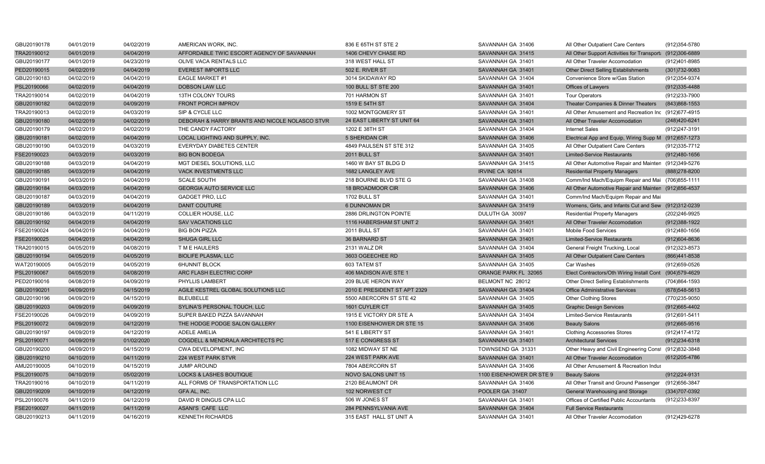| | | | | | | | |
|---|---|---|---|---|---|---|---|
| GBU20190178 | 04/01/2019 | 04/02/2019 | AMERICAN WORK, INC. | 836 E 65TH ST STE 2 | SAVANNAH GA 31406 | All Other Outpatient Care Centers | (912)354-5780 |
| TRA20190012 | 04/01/2019 | 04/04/2019 | AFFORDABLE TWIC ESCORT AGENCY OF SAVANNAH | 1406 CHEVY CHASE RD | SAVANNAH GA 31415 | All Other Support Activities for Transporta | (912)306-6889 |
| GBU20190177 | 04/01/2019 | 04/23/2019 | OLIVE VACA RENTALS LLC | 318 WEST HALL ST | SAVANNAH GA 31401 | All Other Traveler Accomodation | (912)401-8985 |
| PED20190015 | 04/02/2019 | 04/04/2019 | EVEREST IMPORTS LLC | 502 E. RIVER ST | SAVANNAH GA 31401 | Other Direct Selling Establishments | (301)732-9083 |
| GBU20190183 | 04/02/2019 | 04/04/2019 | EAGLE MARKET #1 | 3014 SKIDAWAY RD | SAVANNAH GA 31404 | Convenience Store w/Gas Station | (912)354-9374 |
| PSL20190066 | 04/02/2019 | 04/04/2019 | DOBSON LAW LLC | 100 BULL ST STE 200 | SAVANNAH GA 31401 | Offices of Lawyers | (912)335-4488 |
| TRA20190014 | 04/02/2019 | 04/04/2019 | 13TH COLONY TOURS | 701 HARMON ST | SAVANNAH GA 31401 | Tour Operators | (912)233-7900 |
| GBU20190182 | 04/02/2019 | 04/09/2019 | FRONT PORCH IMPROV | 1519 E 54TH ST | SAVANNAH GA 31404 | Theater Companies & Dinner Theaters | (843)868-1553 |
| TRA20190013 | 04/02/2019 | 04/03/2019 | SIP & CYCLE LLC | 1002 MONTGOMERY ST | SAVANNAH GA 31401 | All Other Amusement and Recreation Inc | (912)677-4915 |
| GBU20190180 | 04/02/2019 | 04/02/2019 | DEBORAH & HARRY BRANTS AND NICOLE NOLASCO STVR | 24 EAST LIBERTY ST UNIT 64 | SAVANNAH GA 31401 | All Other Traveler Accomodation | (248)420-6241 |
| GBU20190179 | 04/02/2019 | 04/02/2019 | THE CANDY FACTORY | 1202 E 38TH ST | SAVANNAH GA 31404 | Internet Sales | (912)247-3191 |
| GBU20190181 | 04/02/2019 | 04/04/2019 | LOCAL LIGHTING AND SUPPLY, INC. | 5 SHERIDAN CIR | SAVANNAH GA 31406 | Electrical App and Equip, Wiring Supp M | (912)657-1273 |
| GBU20190190 | 04/03/2019 | 04/03/2019 | EVERYDAY DIABETES CENTER | 4849 PAULSEN ST STE 312 | SAVANNAH GA 31405 | All Other Outpatient Care Centers | (912)335-7712 |
| FSE20190023 | 04/03/2019 | 04/03/2019 | BIG BON BODEGA | 2011 BULL ST | SAVANNAH GA 31401 | Limited-Service Restaurants | (912)480-1656 |
| GBU20190188 | 04/03/2019 | 04/04/2019 | MGT DIESEL SOLUTIONS, LLC | 1460 W BAY ST BLDG D | SAVANNAH GA 31415 | All Other Automotive Repair and Mainten | (912)349-5276 |
| GBU20190185 | 04/03/2019 | 04/04/2019 | VACK INVESTMENTS LLC | 1682 LANGLEY AVE | IRVINE CA 92614 | Residential Property Managers | (888)278-8200 |
| GBU20190191 | 04/03/2019 | 04/04/2019 | SCALE SOUTH | 218 BOURNE BLVD STE G | SAVANNAH GA 31408 | Comm/Ind Mach/Equipm Repair and Mai | (706)855-1111 |
| GBU20190184 | 04/03/2019 | 04/04/2019 | GEORGIA AUTO SERVICE LLC | 18 BROADMOOR CIR | SAVANNAH GA 31406 | All Other Automotive Repair and Mainten | (912)856-4537 |
| GBU20190187 | 04/03/2019 | 04/04/2019 | GADGET PRO, LLC | 1702 BULL ST | SAVANNAH GA 31401 | Comm/Ind Mach/Equipm Repair and Mai | |
| GBU20190189 | 04/03/2019 | 04/04/2019 | DANIT COUTURE | 6 DUNNOMAN DR | SAVANNAH GA 31419 | Womens, Girls, and Infants Cut and Sew | (912)312-0239 |
| GBU20190186 | 04/03/2019 | 04/11/2019 | COLLIER HOUSE, LLC | 2886 DRLINGTON POINTE | DULUTH GA 30097 | Residential Property Managers | (202)246-9925 |
| GBU20190192 | 04/04/2019 | 04/04/2019 | SAV VACATIONS LLC | 1116 HABERSHAM ST UNIT 2 | SAVANNAH GA 31401 | All Other Traveler Accomodation | (912)388-1922 |
| FSE20190024 | 04/04/2019 | 04/04/2019 | BIG BON PIZZA | 2011 BULL ST | SAVANNAH GA 31401 | Mobile Food Services | (912)480-1656 |
| FSE20190025 | 04/04/2019 | 04/04/2019 | SHUGA GIRL LLC | 36 BARNARD ST | SAVANNAH GA 31401 | Limited-Service Restaurants | (912)604-8636 |
| TRA20190015 | 04/05/2019 | 04/08/2019 | T M E HAULERS | 2131 WALZ DR | SAVANNAH GA 31404 | General Freight Trucking, Local | (912)323-8573 |
| GBU20190194 | 04/05/2019 | 04/05/2019 | BIOLIFE PLASMA, LLC | 3603 OGEECHEE RD | SAVANNAH GA 31405 | All Other Outpatient Care Centers | (866)441-8538 |
| WAT20190005 | 04/05/2019 | 04/05/2019 | 6HUNNIT BLOCK | 603 TATEM ST | SAVANNAH GA 31405 | Car Washes | (912)659-0526 |
| PSL20190067 | 04/05/2019 | 04/08/2019 | ARC FLASH ELECTRIC CORP | 406 MADISON AVE STE 1 | ORANGE PARK FL 32065 | Elect Contractors/Oth Wiring Install Cont | (904)579-4629 |
| PED20190016 | 04/08/2019 | 04/09/2019 | PHYLLIS LAMBERT | 209 BLUE HERON WAY | BELMONT NC 28012 | Other Direct Selling Establishments | (704)864-1593 |
| GBU20190201 | 04/09/2019 | 04/15/2019 | AGILE KESTREL GLOBAL SOLUTIONS LLC | 2010 E PRESIDENT ST APT 2329 | SAVANNAH GA 31404 | Office Administrative Services | (678)548-5613 |
| GBU20190196 | 04/09/2019 | 04/15/2019 | BLEUBELLE | 5500 ABERCORN ST STE 42 | SAVANNAH GA 31405 | Other Clothing Stores | (770)235-9050 |
| GBU20190203 | 04/09/2019 | 04/09/2019 | SYLINA'S PERSONAL TOUCH, LLC | 1601 CUYLER CT | SAVANNAH GA 31405 | Graphic Design Services | (912)665-4402 |
| FSE20190026 | 04/09/2019 | 04/09/2019 | SUPER BAKED PIZZA SAVANNAH | 1915 E VICTORY DR STE A | SAVANNAH GA 31404 | Limited-Service Restaurants | (912)691-5411 |
| PSL20190072 | 04/09/2019 | 04/12/2019 | THE HODGE PODGE SALON GALLERY | 1100 EISENHOWER DR STE 15 | SAVANNAH GA 31406 | Beauty Salons | (912)665-9516 |
| GBU20190197 | 04/09/2019 | 04/12/2019 | ADELE AMELIA | 541 E LIBERTY ST | SAVANNAH GA 31401 | Clothing Accessories Stores | (912)417-4172 |
| PSL20190071 | 04/09/2019 | 01/02/2020 | COGDELL & MENDRALA ARCHITECTS PC | 517 E CONGRESS ST | SAVANNAH GA 31401 | Architectural Services | (912)234-6318 |
| GBU20190200 | 04/09/2019 | 04/15/2019 | CWA DEVELOPMENT, INC | 1082 MIDWAY ST NE | TOWNSEND GA 31331 | Other Heavy and Civil Engineering Const | (912)832-3848 |
| GBU20190210 | 04/10/2019 | 04/11/2019 | 224 WEST PARK STVR | 224 WEST PARK AVE | SAVANNAH GA 31401 | All Other Traveler Accomodation | (612)205-4786 |
| AMU20190005 | 04/10/2019 | 04/15/2019 | JUMP AROUND | 7804 ABERCORN ST | SAVANNAH GA 31406 | All Other Amusement & Recreation Indus | |
| PSL20190075 | 04/10/2019 | 05/02/2019 | LOCKS & LASHES BOUTIQUE | NOVO SALONS UNIT 15 | 1100 EISENHOWER DR STE 9 | Beauty Salons | (912)224-9131 |
| TRA20190016 | 04/10/2019 | 04/11/2019 | ALL FORMS OF TRANSPORTATION LLC | 2120 BEAUMONT DR | SAVANNAH GA 31406 | All Other Transit and Ground Passenger | (912)656-3847 |
| GBU20190209 | 04/10/2019 | 04/12/2019 | GFA AL, INC. | 102 NORWEST CT | POOLER GA 31407 | General Warehousing and Storage | (334)707-0392 |
| PSL20190076 | 04/11/2019 | 04/12/2019 | DAVID R DINGUS CPA LLC | 506 W JONES ST | SAVANNAH GA 31401 | Offices of Certified Public Accountants | (912)233-8397 |
| FSE20190027 | 04/11/2019 | 04/11/2019 | ASANI'S CAFE LLC | 284 PENNSYLVANIA AVE | SAVANNAH GA 31404 | Full Service Restaurants | |
| GBU20190213 | 04/11/2019 | 04/16/2019 | KENNETH RICHARDS | 315 EAST HALL ST UNIT A | SAVANNAH GA 31401 | All Other Traveler Accomodation | (912)429-6278 |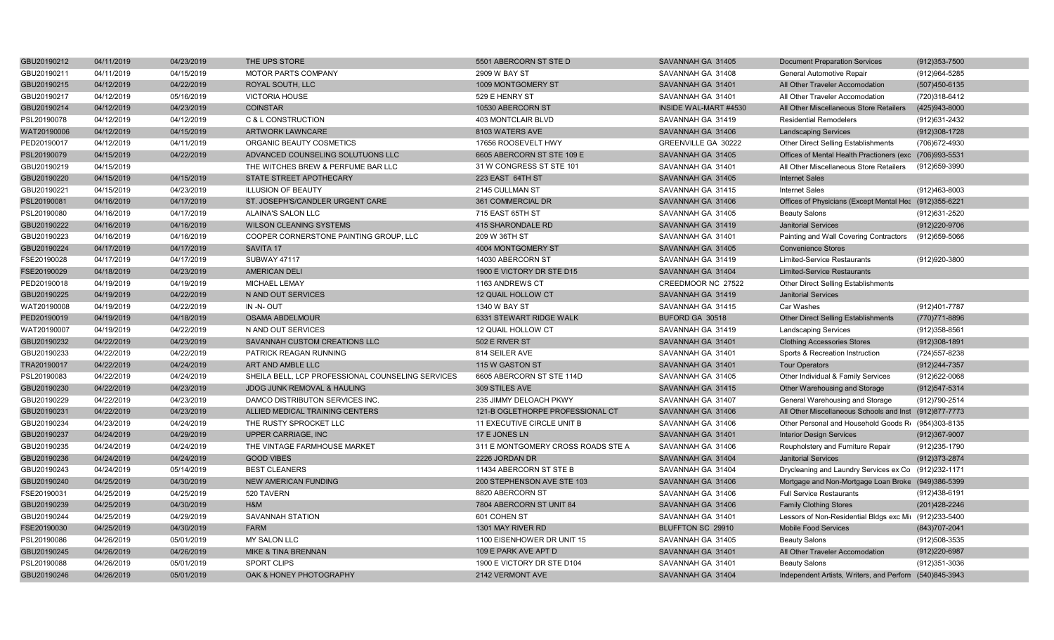| | | | | | | | |
|---|---|---|---|---|---|---|---|
| GBU20190212 | 04/11/2019 | 04/23/2019 | THE UPS STORE | 5501 ABERCORN ST STE D | SAVANNAH GA 31405 | Document Preparation Services | (912)353-7500 |
| GBU20190211 | 04/11/2019 | 04/15/2019 | MOTOR PARTS COMPANY | 2909 W BAY ST | SAVANNAH GA 31408 | General Automotive Repair | (912)964-5285 |
| GBU20190215 | 04/12/2019 | 04/22/2019 | ROYAL SOUTH, LLC | 1009 MONTGOMERY ST | SAVANNAH GA 31401 | All Other Traveler Accomodation | (507)450-6135 |
| GBU20190217 | 04/12/2019 | 05/16/2019 | VICTORIA HOUSE | 529 E HENRY ST | SAVANNAH GA 31401 | All Other Traveler Accomodation | (720)318-6412 |
| GBU20190214 | 04/12/2019 | 04/23/2019 | COINSTAR | 10530 ABERCORN ST | INSIDE WAL-MART #4530 | All Other Miscellaneous Store Retailers | (425)943-8000 |
| PSL20190078 | 04/12/2019 | 04/12/2019 | C & L CONSTRUCTION | 403 MONTCLAIR BLVD | SAVANNAH GA 31419 | Residential Remodelers | (912)631-2432 |
| WAT20190006 | 04/12/2019 | 04/15/2019 | ARTWORK LAWNCARE | 8103 WATERS AVE | SAVANNAH GA 31406 | Landscaping Services | (912)308-1728 |
| PED20190017 | 04/12/2019 | 04/11/2019 | ORGANIC BEAUTY COSMETICS | 17656 ROOSEVELT HWY | GREENVILLE GA 30222 | Other Direct Selling Establishments | (706)672-4930 |
| PSL20190079 | 04/15/2019 | 04/22/2019 | ADVANCED COUNSELING SOLUTUONS LLC | 6605 ABERCORN ST STE 109 E | SAVANNAH GA 31405 | Offices of Mental Health Practioners (exc | (706)993-5531 |
| GBU20190219 | 04/15/2019 | | THE WITCHES BREW & PERFUME BAR LLC | 31 W CONGRESS ST STE 101 | SAVANNAH GA 31401 | All Other Miscellaneous Store Retailers | (912)659-3990 |
| GBU20190220 | 04/15/2019 | 04/15/2019 | STATE STREET APOTHECARY | 223 EAST 64TH ST | SAVANNAH GA 31405 | Internet Sales | |
| GBU20190221 | 04/15/2019 | 04/23/2019 | ILLUSION OF BEAUTY | 2145 CULLMAN ST | SAVANNAH GA 31415 | Internet Sales | (912)463-8003 |
| PSL20190081 | 04/16/2019 | 04/17/2019 | ST. JOSEPH'S/CANDLER URGENT CARE | 361 COMMERCIAL DR | SAVANNAH GA 31406 | Offices of Physicians (Except Mental Hea | (912)355-6221 |
| PSL20190080 | 04/16/2019 | 04/17/2019 | ALAINA'S SALON LLC | 715 EAST 65TH ST | SAVANNAH GA 31405 | Beauty Salons | (912)631-2520 |
| GBU20190222 | 04/16/2019 | 04/16/2019 | WILSON CLEANING SYSTEMS | 415 SHARONDALE RD | SAVANNAH GA 31419 | Janitorial Services | (912)220-9706 |
| GBU20190223 | 04/16/2019 | 04/16/2019 | COOPER CORNERSTONE PAINTING GROUP, LLC | 209 W 36TH ST | SAVANNAH GA 31401 | Painting and Wall Covering Contractors | (912)659-5066 |
| GBU20190224 | 04/17/2019 | 04/17/2019 | SAVITA 17 | 4004 MONTGOMERY ST | SAVANNAH GA 31405 | Convenience Stores | |
| FSE20190028 | 04/17/2019 | 04/17/2019 | SUBWAY 47117 | 14030 ABERCORN ST | SAVANNAH GA 31419 | Limited-Service Restaurants | (912)920-3800 |
| FSE20190029 | 04/18/2019 | 04/23/2019 | AMERICAN DELI | 1900 E VICTORY DR STE D15 | SAVANNAH GA 31404 | Limited-Service Restaurants | |
| PED20190018 | 04/19/2019 | 04/19/2019 | MICHAEL LEMAY | 1163 ANDREWS CT | CREEDMOOR NC 27522 | Other Direct Selling Establishments | |
| GBU20190225 | 04/19/2019 | 04/22/2019 | N AND OUT SERVICES | 12 QUAIL HOLLOW CT | SAVANNAH GA 31419 | Janitorial Services | |
| WAT20190008 | 04/19/2019 | 04/22/2019 | IN -N- OUT | 1340 W BAY ST | SAVANNAH GA 31415 | Car Washes | (912)401-7787 |
| PED20190019 | 04/19/2019 | 04/18/2019 | OSAMA ABDELMOUR | 6331 STEWART RIDGE WALK | BUFORD GA 30518 | Other Direct Selling Establishments | (770)771-8896 |
| WAT20190007 | 04/19/2019 | 04/22/2019 | N AND OUT SERVICES | 12 QUAIL HOLLOW CT | SAVANNAH GA 31419 | Landscaping Services | (912)358-8561 |
| GBU20190232 | 04/22/2019 | 04/23/2019 | SAVANNAH CUSTOM CREATIONS LLC | 502 E RIVER ST | SAVANNAH GA 31401 | Clothing Accessories Stores | (912)308-1891 |
| GBU20190233 | 04/22/2019 | 04/22/2019 | PATRICK REAGAN RUNNING | 814 SEILER AVE | SAVANNAH GA 31401 | Sports & Recreation Instruction | (724)557-8238 |
| TRA20190017 | 04/22/2019 | 04/24/2019 | ART AND AMBLE LLC | 115 W GASTON ST | SAVANNAH GA 31401 | Tour Operators | (912)244-7357 |
| PSL20190083 | 04/22/2019 | 04/24/2019 | SHEILA BELL, LCP PROFESSIONAL COUNSELING SERVICES | 6605 ABERCORN ST STE 114D | SAVANNAH GA 31405 | Other Individual & Family Services | (912)622-0068 |
| GBU20190230 | 04/22/2019 | 04/23/2019 | JDOG JUNK REMOVAL & HAULING | 309 STILES AVE | SAVANNAH GA 31415 | Other Warehousing and Storage | (912)547-5314 |
| GBU20190229 | 04/22/2019 | 04/23/2019 | DAMCO DISTRIBUTON SERVICES INC. | 235 JIMMY DELOACH PKWY | SAVANNAH GA 31407 | General Warehousing and Storage | (912)790-2514 |
| GBU20190231 | 04/22/2019 | 04/23/2019 | ALLIED MEDICAL TRAINING CENTERS | 121-B OGLETHORPE PROFESSIONAL CT | SAVANNAH GA 31406 | All Other Miscellaneous Schools and Inst | (912)877-7773 |
| GBU20190234 | 04/23/2019 | 04/24/2019 | THE RUSTY SPROCKET LLC | 11 EXECUTIVE CIRCLE UNIT B | SAVANNAH GA 31406 | Other Personal and Household Goods R | (954)303-8135 |
| GBU20190237 | 04/24/2019 | 04/29/2019 | UPPER CARRIAGE, INC | 17 E JONES LN | SAVANNAH GA 31401 | Interior Design Services | (912)367-9007 |
| GBU20190235 | 04/24/2019 | 04/24/2019 | THE VINTAGE FARMHOUSE MARKET | 311 E MONTGOMERY CROSS ROADS STE A | SAVANNAH GA 31406 | Reupholstery and Furniture Repair | (912)235-1790 |
| GBU20190236 | 04/24/2019 | 04/24/2019 | GOOD VIBES | 2226 JORDAN DR | SAVANNAH GA 31404 | Janitorial Services | (912)373-2874 |
| GBU20190243 | 04/24/2019 | 05/14/2019 | BEST CLEANERS | 11434 ABERCORN ST STE B | SAVANNAH GA 31404 | Drycleaning and Laundry Services ex Co | (912)232-1171 |
| GBU20190240 | 04/25/2019 | 04/30/2019 | NEW AMERICAN FUNDING | 200 STEPHENSON AVE STE 103 | SAVANNAH GA 31406 | Mortgage and Non-Mortgage Loan Broke | (949)386-5399 |
| FSE20190031 | 04/25/2019 | 04/25/2019 | 520 TAVERN | 8820 ABERCORN ST | SAVANNAH GA 31406 | Full Service Restaurants | (912)438-6191 |
| GBU20190239 | 04/25/2019 | 04/30/2019 | H&M | 7804 ABERCORN ST UNIT 84 | SAVANNAH GA 31406 | Family Clothing Stores | (201)428-2246 |
| GBU20190244 | 04/25/2019 | 04/29/2019 | SAVANNAH STATION | 601 COHEN ST | SAVANNAH GA 31401 | Lessors of Non-Residential Bldgs exc Mi | (912)233-5400 |
| FSE20190030 | 04/25/2019 | 04/30/2019 | FARM | 1301 MAY RIVER RD | BLUFFTON SC 29910 | Mobile Food Services | (843)707-2041 |
| PSL20190086 | 04/26/2019 | 05/01/2019 | MY SALON LLC | 1100 EISENHOWER DR UNIT 15 | SAVANNAH GA 31405 | Beauty Salons | (912)508-3535 |
| GBU20190245 | 04/26/2019 | 04/26/2019 | MIKE & TINA BRENNAN | 109 E PARK AVE APT D | SAVANNAH GA 31401 | All Other Traveler Accomodation | (912)220-6987 |
| PSL20190088 | 04/26/2019 | 05/01/2019 | SPORT CLIPS | 1900 E VICTORY DR STE D104 | SAVANNAH GA 31401 | Beauty Salons | (912)351-3036 |
| GBU20190246 | 04/26/2019 | 05/01/2019 | OAK & HONEY PHOTOGRAPHY | 2142 VERMONT AVE | SAVANNAH GA 31404 | Independent Artists, Writers, and Perforn | (540)845-3943 |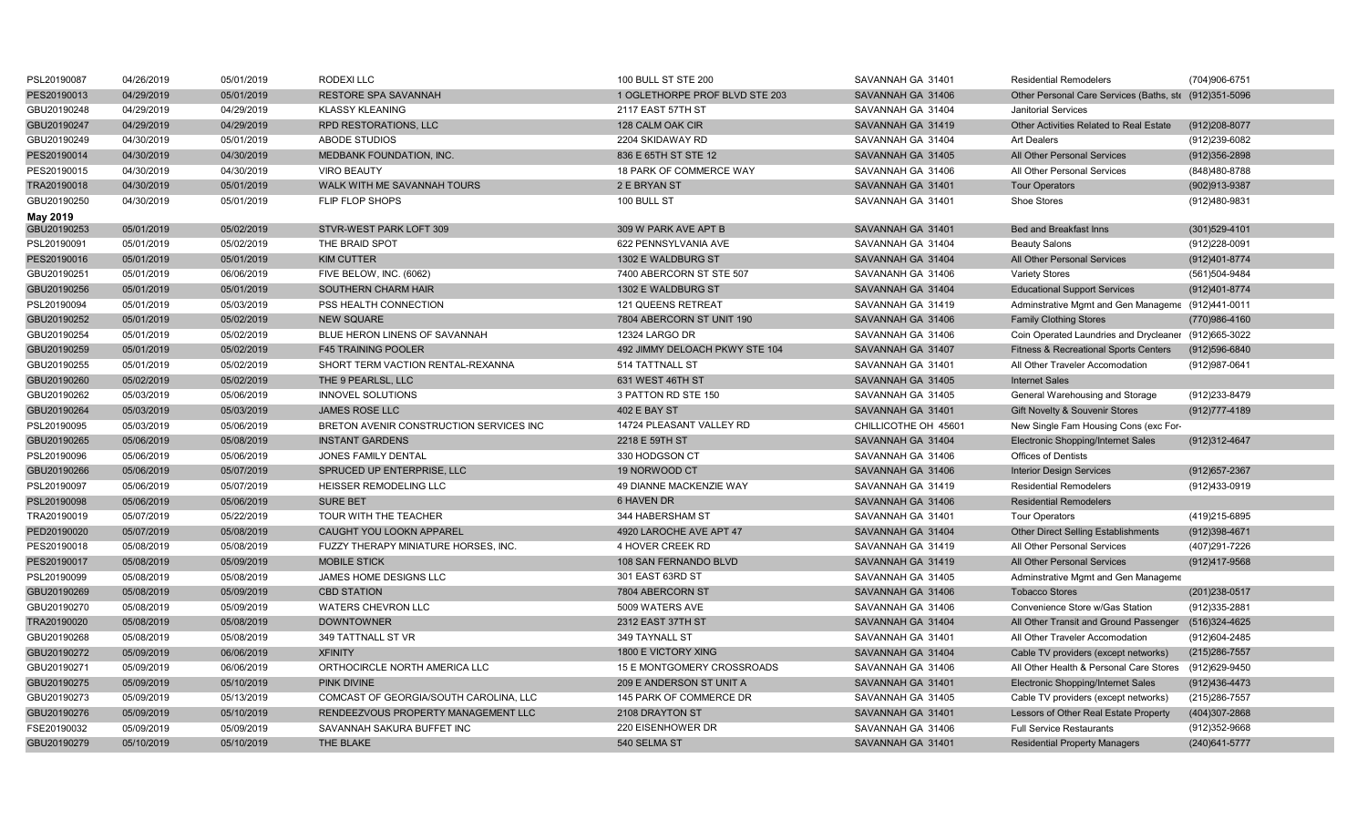| | | | | | | | |
|---|---|---|---|---|---|---|---|
| PSL20190087 | 04/26/2019 | 05/01/2019 | RODEXI LLC | 100 BULL ST STE 200 | SAVANNAH GA 31401 | Residential Remodelers | (704)906-6751 |
| PES20190013 | 04/29/2019 | 05/01/2019 | RESTORE SPA SAVANNAH | 1 OGLETHORPE PROF BLVD STE 203 | SAVANNAH GA 31406 | Other Personal Care Services (Baths, ste | (912)351-5096 |
| GBU20190248 | 04/29/2019 | 04/29/2019 | KLASSY KLEANING | 2117 EAST 57TH ST | SAVANNAH GA 31404 | Janitorial Services | |
| GBU20190247 | 04/29/2019 | 04/29/2019 | RPD RESTORATIONS, LLC | 128 CALM OAK CIR | SAVANNAH GA 31419 | Other Activities Related to Real Estate | (912)208-8077 |
| GBU20190249 | 04/30/2019 | 05/01/2019 | ABODE STUDIOS | 2204 SKIDAWAY RD | SAVANNAH GA 31404 | Art Dealers | (912)239-6082 |
| PES20190014 | 04/30/2019 | 04/30/2019 | MEDBANK FOUNDATION, INC. | 836 E 65TH ST STE 12 | SAVANNAH GA 31405 | All Other Personal Services | (912)356-2898 |
| PES20190015 | 04/30/2019 | 04/30/2019 | VIRO BEAUTY | 18 PARK OF COMMERCE WAY | SAVANNAH GA 31406 | All Other Personal Services | (848)480-8788 |
| TRA20190018 | 04/30/2019 | 05/01/2019 | WALK WITH ME SAVANNAH TOURS | 2 E BRYAN ST | SAVANNAH GA 31401 | Tour Operators | (902)913-9387 |
| GBU20190250 | 04/30/2019 | 05/01/2019 | FLIP FLOP SHOPS | 100 BULL ST | SAVANNAH GA 31401 | Shoe Stores | (912)480-9831 |
| **May 2019** | | | | | | | |
| GBU20190253 | 05/01/2019 | 05/02/2019 | STVR-WEST PARK LOFT 309 | 309 W PARK AVE APT B | SAVANNAH GA 31401 | Bed and Breakfast Inns | (301)529-4101 |
| PSL20190091 | 05/01/2019 | 05/02/2019 | THE BRAID SPOT | 622 PENNSYLVANIA AVE | SAVANNAH GA 31404 | Beauty Salons | (912)228-0091 |
| PES20190016 | 05/01/2019 | 05/01/2019 | KIM CUTTER | 1302 E WALDBURG ST | SAVANNAH GA 31404 | All Other Personal Services | (912)401-8774 |
| GBU20190251 | 05/01/2019 | 06/06/2019 | FIVE BELOW, INC. (6062) | 7400 ABERCORN ST STE 507 | SAVANNAH GA 31406 | Variety Stores | (561)504-9484 |
| GBU20190256 | 05/01/2019 | 05/01/2019 | SOUTHERN CHARM HAIR | 1302 E WALDBURG ST | SAVANNAH GA 31404 | Educational Support Services | (912)401-8774 |
| PSL20190094 | 05/01/2019 | 05/03/2019 | PSS HEALTH CONNECTION | 121 QUEENS RETREAT | SAVANNAH GA 31419 | Adminstrative Mgmt and Gen Manageme | (912)441-0011 |
| GBU20190252 | 05/01/2019 | 05/02/2019 | NEW SQUARE | 7804 ABERCORN ST UNIT 190 | SAVANNAH GA 31406 | Family Clothing Stores | (770)986-4160 |
| GBU20190254 | 05/01/2019 | 05/02/2019 | BLUE HERON LINENS OF SAVANNAH | 12324 LARGO DR | SAVANNAH GA 31406 | Coin Operated Laundries and Drycleaner | (912)665-3022 |
| GBU20190259 | 05/01/2019 | 05/02/2019 | F45 TRAINING POOLER | 492 JIMMY DELOACH PKWY STE 104 | SAVANNAH GA 31407 | Fitness & Recreational Sports Centers | (912)596-6840 |
| GBU20190255 | 05/01/2019 | 05/02/2019 | SHORT TERM VACTION RENTAL-REXANNA | 514 TATTNALL ST | SAVANNAH GA 31401 | All Other Traveler Accomodation | (912)987-0641 |
| GBU20190260 | 05/02/2019 | 05/02/2019 | THE 9 PEARLSL, LLC | 631 WEST 46TH ST | SAVANNAH GA 31405 | Internet Sales | |
| GBU20190262 | 05/03/2019 | 05/06/2019 | INNOVEL SOLUTIONS | 3 PATTON RD STE 150 | SAVANNAH GA 31405 | General Warehousing and Storage | (912)233-8479 |
| GBU20190264 | 05/03/2019 | 05/03/2019 | JAMES ROSE LLC | 402 E BAY ST | SAVANNAH GA 31401 | Gift Novelty & Souvenir Stores | (912)777-4189 |
| PSL20190095 | 05/03/2019 | 05/06/2019 | BRETON AVENIR CONSTRUCTION SERVICES INC | 14724 PLEASANT VALLEY RD | CHILLICOTHE OH 45601 | New Single Fam Housing Cons (exc For- | |
| GBU20190265 | 05/06/2019 | 05/08/2019 | INSTANT GARDENS | 2218 E 59TH ST | SAVANNAH GA 31404 | Electronic Shopping/Internet Sales | (912)312-4647 |
| PSL20190096 | 05/06/2019 | 05/06/2019 | JONES FAMILY DENTAL | 330 HODGSON CT | SAVANNAH GA 31406 | Offices of Dentists | |
| GBU20190266 | 05/06/2019 | 05/07/2019 | SPRUCED UP ENTERPRISE, LLC | 19 NORWOOD CT | SAVANNAH GA 31406 | Interior Design Services | (912)657-2367 |
| PSL20190097 | 05/06/2019 | 05/07/2019 | HEISSER REMODELING LLC | 49 DIANNE MACKENZIE WAY | SAVANNAH GA 31419 | Residential Remodelers | (912)433-0919 |
| PSL20190098 | 05/06/2019 | 05/06/2019 | SURE BET | 6 HAVEN DR | SAVANNAH GA 31406 | Residential Remodelers | |
| TRA20190019 | 05/07/2019 | 05/22/2019 | TOUR WITH THE TEACHER | 344 HABERSHAM ST | SAVANNAH GA 31401 | Tour Operators | (419)215-6895 |
| PED20190020 | 05/07/2019 | 05/08/2019 | CAUGHT YOU LOOKN APPAREL | 4920 LAROCHE AVE APT 47 | SAVANNAH GA 31404 | Other Direct Selling Establishments | (912)398-4671 |
| PES20190018 | 05/08/2019 | 05/08/2019 | FUZZY THERAPY MINIATURE HORSES, INC. | 4 HOVER CREEK RD | SAVANNAH GA 31419 | All Other Personal Services | (407)291-7226 |
| PES20190017 | 05/08/2019 | 05/09/2019 | MOBILE STICK | 108 SAN FERNANDO BLVD | SAVANNAH GA 31419 | All Other Personal Services | (912)417-9568 |
| PSL20190099 | 05/08/2019 | 05/08/2019 | JAMES HOME DESIGNS LLC | 301 EAST 63RD ST | SAVANNAH GA 31405 | Adminstrative Mgmt and Gen Manageme | |
| GBU20190269 | 05/08/2019 | 05/09/2019 | CBD STATION | 7804 ABERCORN ST | SAVANNAH GA 31406 | Tobacco Stores | (201)238-0517 |
| GBU20190270 | 05/08/2019 | 05/09/2019 | WATERS CHEVRON LLC | 5009 WATERS AVE | SAVANNAH GA 31406 | Convenience Store w/Gas Station | (912)335-2881 |
| TRA20190020 | 05/08/2019 | 05/08/2019 | DOWNTOWNER | 2312 EAST 37TH ST | SAVANNAH GA 31404 | All Other Transit and Ground Passenger | (516)324-4625 |
| GBU20190268 | 05/08/2019 | 05/08/2019 | 349 TATTNALL ST VR | 349 TAYNALL ST | SAVANNAH GA 31401 | All Other Traveler Accomodation | (912)604-2485 |
| GBU20190272 | 05/09/2019 | 06/06/2019 | XFINITY | 1800 E VICTORY XING | SAVANNAH GA 31404 | Cable TV providers (except networks) | (215)286-7557 |
| GBU20190271 | 05/09/2019 | 06/06/2019 | ORTHOCIRCLE NORTH AMERICA LLC | 15 E MONTGOMERY CROSSROADS | SAVANNAH GA 31406 | All Other Health & Personal Care Stores | (912)629-9450 |
| GBU20190275 | 05/09/2019 | 05/10/2019 | PINK DIVINE | 209 E ANDERSON ST UNIT A | SAVANNAH GA 31401 | Electronic Shopping/Internet Sales | (912)436-4473 |
| GBU20190273 | 05/09/2019 | 05/13/2019 | COMCAST OF GEORGIA/SOUTH CAROLINA, LLC | 145 PARK OF COMMERCE DR | SAVANNAH GA 31405 | Cable TV providers (except networks) | (215)286-7557 |
| GBU20190276 | 05/09/2019 | 05/10/2019 | RENDEEZVOUS PROPERTY MANAGEMENT LLC | 2108 DRAYTON ST | SAVANNAH GA 31401 | Lessors of Other Real Estate Property | (404)307-2868 |
| FSE20190032 | 05/09/2019 | 05/09/2019 | SAVANNAH SAKURA BUFFET INC | 220 EISENHOWER DR | SAVANNAH GA 31406 | Full Service Restaurants | (912)352-9668 |
| GBU20190279 | 05/10/2019 | 05/10/2019 | THE BLAKE | 540 SELMA ST | SAVANNAH GA 31401 | Residential Property Managers | (240)641-5777 |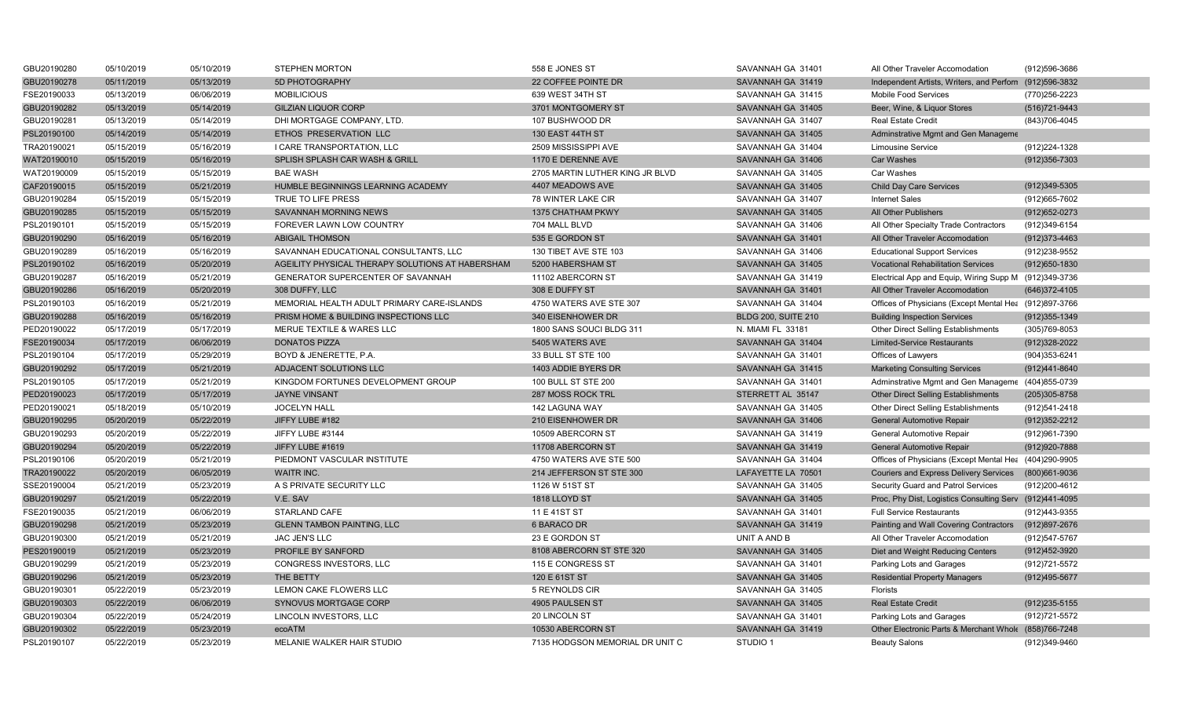| | | | | | | | |
|---|---|---|---|---|---|---|---|
| GBU20190280 | 05/10/2019 | 05/10/2019 | STEPHEN MORTON | 558 E JONES ST | SAVANNAH GA 31401 | All Other Traveler Accomodation | (912)596-3686 |
| GBU20190278 | 05/11/2019 | 05/13/2019 | 5D PHOTOGRAPHY | 22 COFFEE POINTE DR | SAVANNAH GA 31419 | Independent Artists, Writers, and Perform | (912)596-3832 |
| FSE20190033 | 05/13/2019 | 06/06/2019 | MOBILICIOUS | 639 WEST 34TH ST | SAVANNAH GA 31415 | Mobile Food Services | (770)256-2223 |
| GBU20190282 | 05/13/2019 | 05/14/2019 | GILZIAN LIQUOR CORP | 3701 MONTGOMERY ST | SAVANNAH GA 31405 | Beer, Wine, & Liquor Stores | (516)721-9443 |
| GBU20190281 | 05/13/2019 | 05/14/2019 | DHI MORTGAGE COMPANY, LTD. | 107 BUSHWOOD DR | SAVANNAH GA 31407 | Real Estate Credit | (843)706-4045 |
| PSL20190100 | 05/14/2019 | 05/14/2019 | ETHOS PRESERVATION LLC | 130 EAST 44TH ST | SAVANNAH GA 31405 | Adminstrative Mgmt and Gen Manageme | |
| TRA20190021 | 05/15/2019 | 05/16/2019 | I CARE TRANSPORTATION, LLC | 2509 MISSISSIPPI AVE | SAVANNAH GA 31404 | Limousine Service | (912)224-1328 |
| WAT20190010 | 05/15/2019 | 05/16/2019 | SPLISH SPLASH CAR WASH & GRILL | 1170 E DERENNE AVE | SAVANNAH GA 31406 | Car Washes | (912)356-7303 |
| WAT20190009 | 05/15/2019 | 05/15/2019 | BAE WASH | 2705 MARTIN LUTHER KING JR BLVD | SAVANNAH GA 31405 | Car Washes | |
| CAF20190015 | 05/15/2019 | 05/21/2019 | HUMBLE BEGINNINGS LEARNING ACADEMY | 4407 MEADOWS AVE | SAVANNAH GA 31405 | Child Day Care Services | (912)349-5305 |
| GBU20190284 | 05/15/2019 | 05/15/2019 | TRUE TO LIFE PRESS | 78 WINTER LAKE CIR | SAVANNAH GA 31407 | Internet Sales | (912)665-7602 |
| GBU20190285 | 05/15/2019 | 05/15/2019 | SAVANNAH MORNING NEWS | 1375 CHATHAM PKWY | SAVANNAH GA 31405 | All Other Publishers | (912)652-0273 |
| PSL20190101 | 05/15/2019 | 05/15/2019 | FOREVER LAWN LOW COUNTRY | 704 MALL BLVD | SAVANNAH GA 31406 | All Other Specialty Trade Contractors | (912)349-6154 |
| GBU20190290 | 05/16/2019 | 05/16/2019 | ABIGAIL THOMSON | 535 E GORDON ST | SAVANNAH GA 31401 | All Other Traveler Accomodation | (912)373-4463 |
| GBU20190289 | 05/16/2019 | 05/16/2019 | SAVANNAH EDUCATIONAL CONSULTANTS, LLC | 130 TIBET AVE STE 103 | SAVANNAH GA 31406 | Educational Support Services | (912)238-9552 |
| PSL20190102 | 05/16/2019 | 05/20/2019 | AGEILITY PHYSICAL THERAPY SOLUTIONS AT HABERSHAM | 5200 HABERSHAM ST | SAVANNAH GA 31405 | Vocational Rehabilitation Services | (912)650-1830 |
| GBU20190287 | 05/16/2019 | 05/21/2019 | GENERATOR SUPERCENTER OF SAVANNAH | 11102 ABERCORN ST | SAVANNAH GA 31419 | Electrical App and Equip, Wiring Supp M | (912)349-3736 |
| GBU20190286 | 05/16/2019 | 05/20/2019 | 308 DUFFY, LLC | 308 E DUFFY ST | SAVANNAH GA 31401 | All Other Traveler Accomodation | (646)372-4105 |
| PSL20190103 | 05/16/2019 | 05/21/2019 | MEMORIAL HEALTH ADULT PRIMARY CARE-ISLANDS | 4750 WATERS AVE STE 307 | SAVANNAH GA 31404 | Offices of Physicians (Except Mental Hea | (912)897-3766 |
| GBU20190288 | 05/16/2019 | 05/16/2019 | PRISM HOME & BUILDING INSPECTIONS LLC | 340 EISENHOWER DR | BLDG 200, SUITE 210 | Building Inspection Services | (912)355-1349 |
| PED20190022 | 05/17/2019 | 05/17/2019 | MERUE TEXTILE & WARES LLC | 1800 SANS SOUCI BLDG 311 | N. MIAMI FL 33181 | Other Direct Selling Establishments | (305)769-8053 |
| FSE20190034 | 05/17/2019 | 06/06/2019 | DONATOS PIZZA | 5405 WATERS AVE | SAVANNAH GA 31404 | Limited-Service Restaurants | (912)328-2022 |
| PSL20190104 | 05/17/2019 | 05/29/2019 | BOYD & JENERETTE, P.A. | 33 BULL ST STE 100 | SAVANNAH GA 31401 | Offices of Lawyers | (904)353-6241 |
| GBU20190292 | 05/17/2019 | 05/21/2019 | ADJACENT SOLUTIONS LLC | 1403 ADDIE BYERS DR | SAVANNAH GA 31415 | Marketing Consulting Services | (912)441-8640 |
| PSL20190105 | 05/17/2019 | 05/21/2019 | KINGDOM FORTUNES DEVELOPMENT GROUP | 100 BULL ST STE 200 | SAVANNAH GA 31401 | Adminstrative Mgmt and Gen Manageme | (404)855-0739 |
| PED20190023 | 05/17/2019 | 05/17/2019 | JAYNE VINSANT | 287 MOSS ROCK TRL | STERRETT AL 35147 | Other Direct Selling Establishments | (205)305-8758 |
| PED20190021 | 05/18/2019 | 05/10/2019 | JOCELYN HALL | 142 LAGUNA WAY | SAVANNAH GA 31405 | Other Direct Selling Establishments | (912)541-2418 |
| GBU20190295 | 05/20/2019 | 05/22/2019 | JIFFY LUBE #182 | 210 EISENHOWER DR | SAVANNAH GA 31406 | General Automotive Repair | (912)352-2212 |
| GBU20190293 | 05/20/2019 | 05/22/2019 | JIFFY LUBE #3144 | 10509 ABERCORN ST | SAVANNAH GA 31419 | General Automotive Repair | (912)961-7390 |
| GBU20190294 | 05/20/2019 | 05/22/2019 | JIFFY LUBE #1619 | 11708 ABERCORN ST | SAVANNAH GA 31419 | General Automotive Repair | (912)920-7888 |
| PSL20190106 | 05/20/2019 | 05/21/2019 | PIEDMONT VASCULAR INSTITUTE | 4750 WATERS AVE STE 500 | SAVANNAH GA 31404 | Offices of Physicians (Except Mental Hea | (404)290-9905 |
| TRA20190022 | 05/20/2019 | 06/05/2019 | WAITR INC. | 214 JEFFERSON ST STE 300 | LAFAYETTE LA 70501 | Couriers and Express Delivery Services | (800)661-9036 |
| SSE20190004 | 05/21/2019 | 05/23/2019 | A S PRIVATE SECURITY LLC | 1126 W 51ST ST | SAVANNAH GA 31405 | Security Guard and Patrol Services | (912)200-4612 |
| GBU20190297 | 05/21/2019 | 05/22/2019 | V.E. SAV | 1818 LLOYD ST | SAVANNAH GA 31405 | Proc, Phy Dist, Logistics Consulting Serv | (912)441-4095 |
| FSE20190035 | 05/21/2019 | 06/06/2019 | STARLAND CAFE | 11 E 41ST ST | SAVANNAH GA 31401 | Full Service Restaurants | (912)443-9355 |
| GBU20190298 | 05/21/2019 | 05/23/2019 | GLENN TAMBON PAINTING, LLC | 6 BARACO DR | SAVANNAH GA 31419 | Painting and Wall Covering Contractors | (912)897-2676 |
| GBU20190300 | 05/21/2019 | 05/21/2019 | JAC JEN'S LLC | 23 E GORDON ST | UNIT A AND B | All Other Traveler Accomodation | (912)547-5767 |
| PES20190019 | 05/21/2019 | 05/23/2019 | PROFILE BY SANFORD | 8108 ABERCORN ST STE 320 | SAVANNAH GA 31405 | Diet and Weight Reducing Centers | (912)452-3920 |
| GBU20190299 | 05/21/2019 | 05/23/2019 | CONGRESS INVESTORS, LLC | 115 E CONGRESS ST | SAVANNAH GA 31401 | Parking Lots and Garages | (912)721-5572 |
| GBU20190296 | 05/21/2019 | 05/23/2019 | THE BETTY | 120 E 61ST ST | SAVANNAH GA 31405 | Residential Property Managers | (912)495-5677 |
| GBU20190301 | 05/22/2019 | 05/23/2019 | LEMON CAKE FLOWERS LLC | 5 REYNOLDS CIR | SAVANNAH GA 31405 | Florists | |
| GBU20190303 | 05/22/2019 | 06/06/2019 | SYNOVUS MORTGAGE CORP | 4905 PAULSEN ST | SAVANNAH GA 31405 | Real Estate Credit | (912)235-5155 |
| GBU20190304 | 05/22/2019 | 05/24/2019 | LINCOLN INVESTORS, LLC | 20 LINCOLN ST | SAVANNAH GA 31401 | Parking Lots and Garages | (912)721-5572 |
| GBU20190302 | 05/22/2019 | 05/23/2019 | ecoATM | 10530 ABERCORN ST | SAVANNAH GA 31419 | Other Electronic Parts & Merchant Whole | (858)766-7248 |
| PSL20190107 | 05/22/2019 | 05/23/2019 | MELANIE WALKER HAIR STUDIO | 7135 HODGSON MEMORIAL DR UNIT C | STUDIO 1 | Beauty Salons | (912)349-9460 |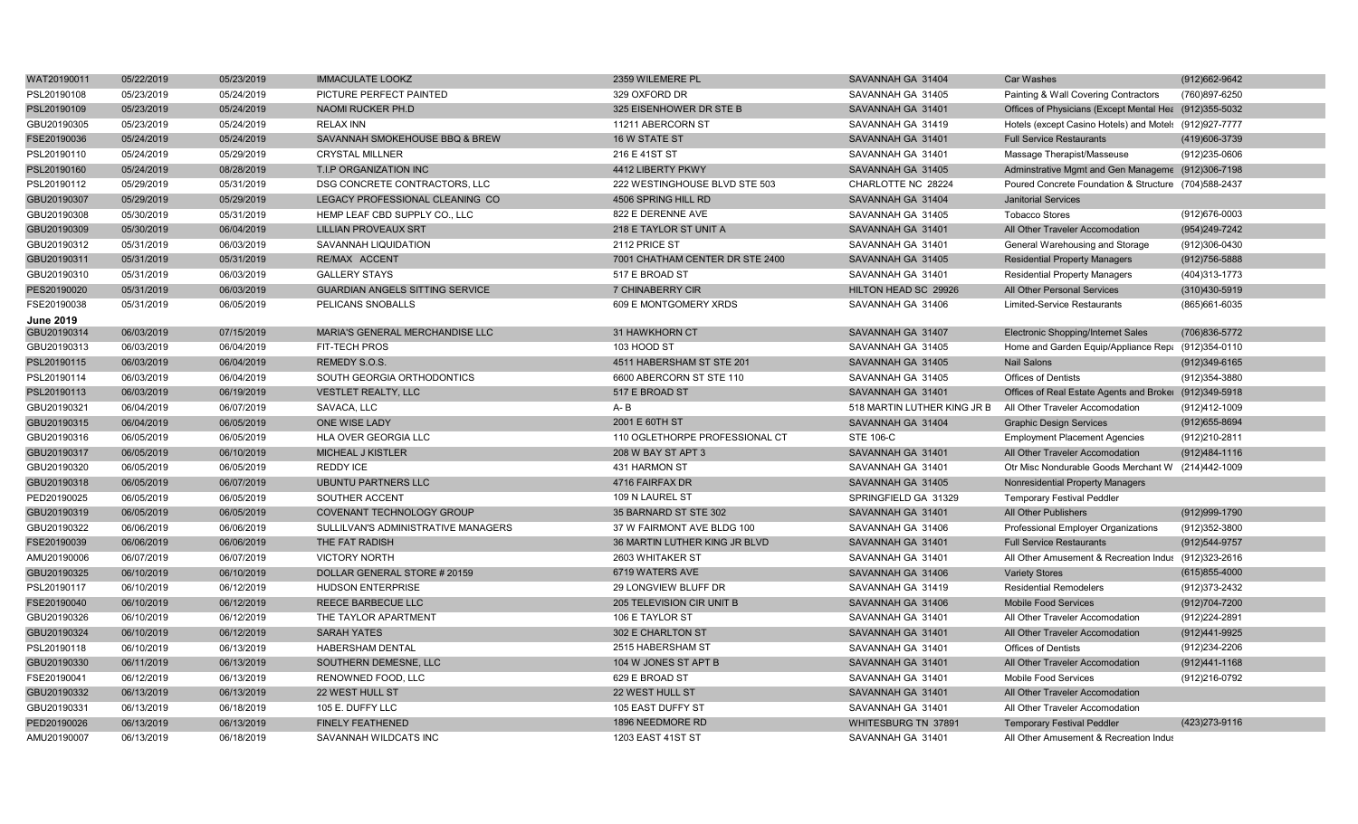| | | | | | | | |
|---|---|---|---|---|---|---|---|
| WAT20190011 | 05/22/2019 | 05/23/2019 | IMMACULATE LOOKZ | 2359 WILEMERE PL | SAVANNAH GA 31404 | Car Washes | (912)662-9642 |
| PSL20190108 | 05/23/2019 | 05/24/2019 | PICTURE PERFECT PAINTED | 329 OXFORD DR | SAVANNAH GA 31405 | Painting & Wall Covering Contractors | (760)897-6250 |
| PSL20190109 | 05/23/2019 | 05/24/2019 | NAOMI RUCKER PH.D | 325 EISENHOWER DR STE B | SAVANNAH GA 31401 | Offices of Physicians (Except Mental Hea | (912)355-5032 |
| GBU20190305 | 05/23/2019 | 05/24/2019 | RELAX INN | 11211 ABERCORN ST | SAVANNAH GA 31419 | Hotels (except Casino Hotels) and Motels | (912)927-7777 |
| FSE20190036 | 05/24/2019 | 05/24/2019 | SAVANNAH SMOKEHOUSE BBQ & BREW | 16 W STATE ST | SAVANNAH GA 31401 | Full Service Restaurants | (419)606-3739 |
| PSL20190110 | 05/24/2019 | 05/29/2019 | CRYSTAL MILLNER | 216 E 41ST ST | SAVANNAH GA 31401 | Massage Therapist/Masseuse | (912)235-0606 |
| PSL20190160 | 05/24/2019 | 08/28/2019 | T.I.P ORGANIZATION INC | 4412 LIBERTY PKWY | SAVANNAH GA 31405 | Adminstrative Mgmt and Gen Manageme | (912)306-7198 |
| PSL20190112 | 05/29/2019 | 05/31/2019 | DSG CONCRETE CONTRACTORS, LLC | 222 WESTINGHOUSE BLVD STE 503 | CHARLOTTE NC 28224 | Poured Concrete Foundation & Structure | (704)588-2437 |
| GBU20190307 | 05/29/2019 | 05/29/2019 | LEGACY PROFESSIONAL CLEANING CO | 4506 SPRING HILL RD | SAVANNAH GA 31404 | Janitorial Services | |
| GBU20190308 | 05/30/2019 | 05/31/2019 | HEMP LEAF CBD SUPPLY CO., LLC | 822 E DERENNE AVE | SAVANNAH GA 31405 | Tobacco Stores | (912)676-0003 |
| GBU20190309 | 05/30/2019 | 06/04/2019 | LILLIAN PROVEAUX SRT | 218 E TAYLOR ST UNIT A | SAVANNAH GA 31401 | All Other Traveler Accomodation | (954)249-7242 |
| GBU20190312 | 05/31/2019 | 06/03/2019 | SAVANNAH LIQUIDATION | 2112 PRICE ST | SAVANNAH GA 31401 | General Warehousing and Storage | (912)306-0430 |
| GBU20190311 | 05/31/2019 | 05/31/2019 | RE/MAX ACCENT | 7001 CHATHAM CENTER DR STE 2400 | SAVANNAH GA 31405 | Residential Property Managers | (912)756-5888 |
| GBU20190310 | 05/31/2019 | 06/03/2019 | GALLERY STAYS | 517 E BROAD ST | SAVANNAH GA 31401 | Residential Property Managers | (404)313-1773 |
| PES20190020 | 05/31/2019 | 06/03/2019 | GUARDIAN ANGELS SITTING SERVICE | 7 CHINABERRY CIR | HILTON HEAD SC 29926 | All Other Personal Services | (310)430-5919 |
| FSE20190038 | 05/31/2019 | 06/05/2019 | PELICANS SNOBALLS | 609 E MONTGOMERY XRDS | SAVANNAH GA 31406 | Limited-Service Restaurants | (865)661-6035 |
| **June 2019** | | | | | | | |
| GBU20190314 | 06/03/2019 | 07/15/2019 | MARIA'S GENERAL MERCHANDISE LLC | 31 HAWKHORN CT | SAVANNAH GA 31407 | Electronic Shopping/Internet Sales | (706)836-5772 |
| GBU20190313 | 06/03/2019 | 06/04/2019 | FIT-TECH PROS | 103 HOOD ST | SAVANNAH GA 31405 | Home and Garden Equip/Appliance Rep | (912)354-0110 |
| PSL20190115 | 06/03/2019 | 06/04/2019 | REMEDY S.O.S. | 4511 HABERSHAM ST STE 201 | SAVANNAH GA 31405 | Nail Salons | (912)349-6165 |
| PSL20190114 | 06/03/2019 | 06/04/2019 | SOUTH GEORGIA ORTHODONTICS | 6600 ABERCORN ST STE 110 | SAVANNAH GA 31405 | Offices of Dentists | (912)354-3880 |
| PSL20190113 | 06/03/2019 | 06/19/2019 | VESTLET REALTY, LLC | 517 E BROAD ST | SAVANNAH GA 31401 | Offices of Real Estate Agents and Broke | (912)349-5918 |
| GBU20190321 | 06/04/2019 | 06/07/2019 | SAVACA, LLC | A- B | 518 MARTIN LUTHER KING JR B | All Other Traveler Accomodation | (912)412-1009 |
| GBU20190315 | 06/04/2019 | 06/05/2019 | ONE WISE LADY | 2001 E 60TH ST | SAVANNAH GA 31404 | Graphic Design Services | (912)655-8694 |
| GBU20190316 | 06/05/2019 | 06/05/2019 | HLA OVER GEORGIA LLC | 110 OGLETHORPE PROFESSIONAL CT | STE 106-C | Employment Placement Agencies | (912)210-2811 |
| GBU20190317 | 06/05/2019 | 06/10/2019 | MICHEAL J KISTLER | 208 W BAY ST APT 3 | SAVANNAH GA 31401 | All Other Traveler Accomodation | (912)484-1116 |
| GBU20190320 | 06/05/2019 | 06/05/2019 | REDDY ICE | 431 HARMON ST | SAVANNAH GA 31401 | Otr Misc Nondurable Goods Merchant W | (214)442-1009 |
| GBU20190318 | 06/05/2019 | 06/07/2019 | UBUNTU PARTNERS LLC | 4716 FAIRFAX DR | SAVANNAH GA 31405 | Nonresidential Property Managers | |
| PED20190025 | 06/05/2019 | 06/05/2019 | SOUTHER ACCENT | 109 N LAUREL ST | SPRINGFIELD GA 31329 | Temporary Festival Peddler | |
| GBU20190319 | 06/05/2019 | 06/05/2019 | COVENANT TECHNOLOGY GROUP | 35 BARNARD ST STE 302 | SAVANNAH GA 31401 | All Other Publishers | (912)999-1790 |
| GBU20190322 | 06/06/2019 | 06/06/2019 | SULLILVAN'S ADMINISTRATIVE MANAGERS | 37 W FAIRMONT AVE BLDG 100 | SAVANNAH GA 31406 | Professional Employer Organizations | (912)352-3800 |
| FSE20190039 | 06/06/2019 | 06/06/2019 | THE FAT RADISH | 36 MARTIN LUTHER KING JR BLVD | SAVANNAH GA 31401 | Full Service Restaurants | (912)544-9757 |
| AMU20190006 | 06/07/2019 | 06/07/2019 | VICTORY NORTH | 2603 WHITAKER ST | SAVANNAH GA 31401 | All Other Amusement & Recreation Indus | (912)323-2616 |
| GBU20190325 | 06/10/2019 | 06/10/2019 | DOLLAR GENERAL STORE # 20159 | 6719 WATERS AVE | SAVANNAH GA 31406 | Variety Stores | (615)855-4000 |
| PSL20190117 | 06/10/2019 | 06/12/2019 | HUDSON ENTERPRISE | 29 LONGVIEW BLUFF DR | SAVANNAH GA 31419 | Residential Remodelers | (912)373-2432 |
| FSE20190040 | 06/10/2019 | 06/12/2019 | REECE BARBECUE LLC | 205 TELEVISION CIR UNIT B | SAVANNAH GA 31406 | Mobile Food Services | (912)704-7200 |
| GBU20190326 | 06/10/2019 | 06/12/2019 | THE TAYLOR APARTMENT | 106 E TAYLOR ST | SAVANNAH GA 31401 | All Other Traveler Accomodation | (912)224-2891 |
| GBU20190324 | 06/10/2019 | 06/12/2019 | SARAH YATES | 302 E CHARLTON ST | SAVANNAH GA 31401 | All Other Traveler Accomodation | (912)441-9925 |
| PSL20190118 | 06/10/2019 | 06/13/2019 | HABERSHAM DENTAL | 2515 HABERSHAM ST | SAVANNAH GA 31401 | Offices of Dentists | (912)234-2206 |
| GBU20190330 | 06/11/2019 | 06/13/2019 | SOUTHERN DEMESNE, LLC | 104 W JONES ST APT B | SAVANNAH GA 31401 | All Other Traveler Accomodation | (912)441-1168 |
| FSE20190041 | 06/12/2019 | 06/13/2019 | RENOWNED FOOD, LLC | 629 E BROAD ST | SAVANNAH GA 31401 | Mobile Food Services | (912)216-0792 |
| GBU20190332 | 06/13/2019 | 06/13/2019 | 22 WEST HULL ST | 22 WEST HULL ST | SAVANNAH GA 31401 | All Other Traveler Accomodation | |
| GBU20190331 | 06/13/2019 | 06/18/2019 | 105 E. DUFFY LLC | 105 EAST DUFFY ST | SAVANNAH GA 31401 | All Other Traveler Accomodation | |
| PED20190026 | 06/13/2019 | 06/13/2019 | FINELY FEATHENED | 1896 NEEDMORE RD | WHITESBURG TN 37891 | Temporary Festival Peddler | (423)273-9116 |
| AMU20190007 | 06/13/2019 | 06/18/2019 | SAVANNAH WILDCATS INC | 1203 EAST 41ST ST | SAVANNAH GA 31401 | All Other Amusement & Recreation Indus | |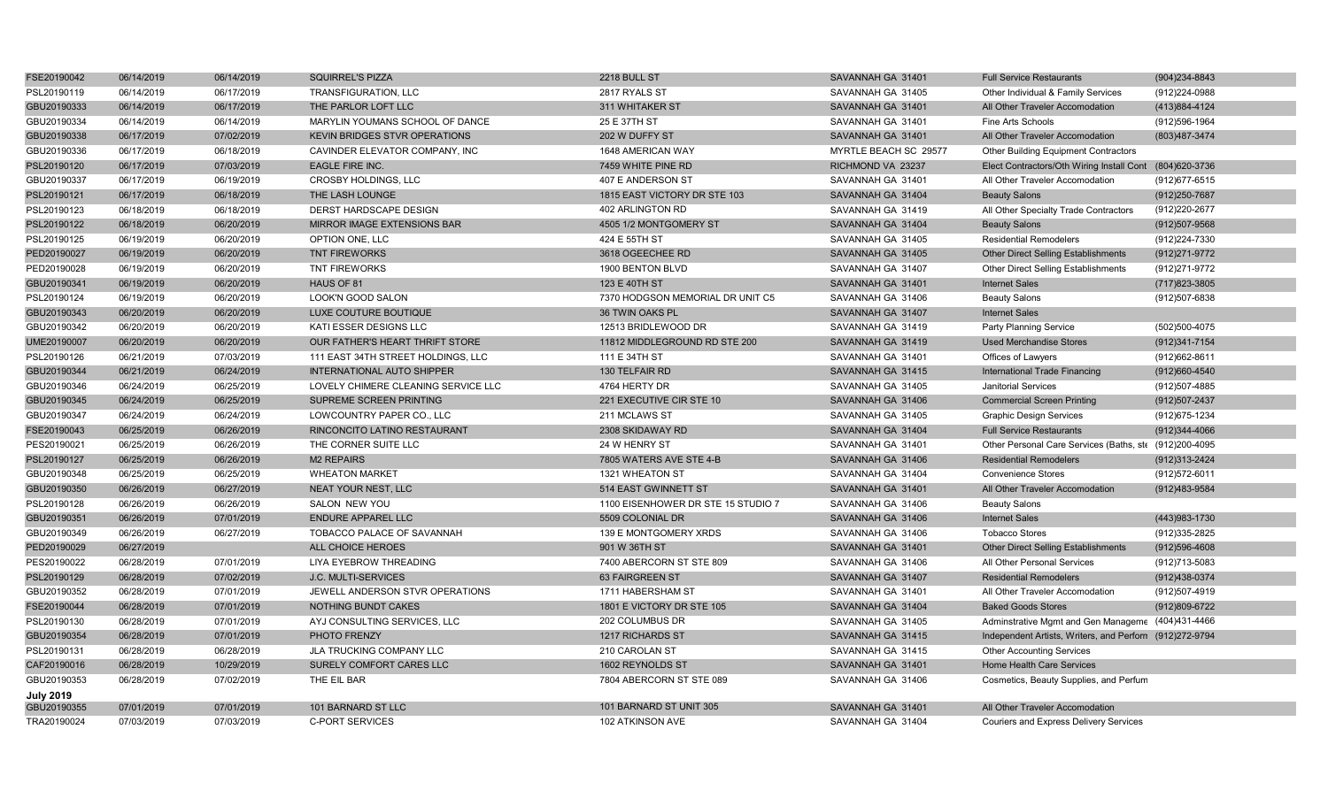| | | | | | | | |
|---|---|---|---|---|---|---|---|
| FSE20190042 | 06/14/2019 | 06/14/2019 | SQUIRREL'S PIZZA | 2218 BULL ST | SAVANNAH GA 31401 | Full Service Restaurants | (904)234-8843 |
| PSL20190119 | 06/14/2019 | 06/17/2019 | TRANSFIGURATION, LLC | 2817 RYALS ST | SAVANNAH GA 31405 | Other Individual & Family Services | (912)224-0988 |
| GBU20190333 | 06/14/2019 | 06/17/2019 | THE PARLOR LOFT LLC | 311 WHITAKER ST | SAVANNAH GA 31401 | All Other Traveler Accomodation | (413)884-4124 |
| GBU20190334 | 06/14/2019 | 06/14/2019 | MARYLIN YOUMANS SCHOOL OF DANCE | 25 E 37TH ST | SAVANNAH GA 31401 | Fine Arts Schools | (912)596-1964 |
| GBU20190338 | 06/17/2019 | 07/02/2019 | KEVIN BRIDGES STVR OPERATIONS | 202 W DUFFY ST | SAVANNAH GA 31401 | All Other Traveler Accomodation | (803)487-3474 |
| GBU20190336 | 06/17/2019 | 06/18/2019 | CAVINDER ELEVATOR COMPANY, INC | 1648 AMERICAN WAY | MYRTLE BEACH SC 29577 | Other Building Equipment Contractors | |
| PSL20190120 | 06/17/2019 | 07/03/2019 | EAGLE FIRE INC. | 7459 WHITE PINE RD | RICHMOND VA 23237 | Elect Contractors/Oth Wiring Install Cont | (804)620-3736 |
| GBU20190337 | 06/17/2019 | 06/19/2019 | CROSBY HOLDINGS, LLC | 407 E ANDERSON ST | SAVANNAH GA 31401 | All Other Traveler Accomodation | (912)677-6515 |
| PSL20190121 | 06/17/2019 | 06/18/2019 | THE LASH LOUNGE | 1815 EAST VICTORY DR STE 103 | SAVANNAH GA 31404 | Beauty Salons | (912)250-7687 |
| PSL20190123 | 06/18/2019 | 06/18/2019 | DERST HARDSCAPE DESIGN | 402 ARLINGTON RD | SAVANNAH GA 31419 | All Other Specialty Trade Contractors | (912)220-2677 |
| PSL20190122 | 06/18/2019 | 06/20/2019 | MIRROR IMAGE EXTENSIONS BAR | 4505 1/2 MONTGOMERY ST | SAVANNAH GA 31404 | Beauty Salons | (912)507-9568 |
| PSL20190125 | 06/19/2019 | 06/20/2019 | OPTION ONE, LLC | 424 E 55TH ST | SAVANNAH GA 31405 | Residential Remodelers | (912)224-7330 |
| PED20190027 | 06/19/2019 | 06/20/2019 | TNT FIREWORKS | 3618 OGEECHEE RD | SAVANNAH GA 31405 | Other Direct Selling Establishments | (912)271-9772 |
| PED20190028 | 06/19/2019 | 06/20/2019 | TNT FIREWORKS | 1900 BENTON BLVD | SAVANNAH GA 31407 | Other Direct Selling Establishments | (912)271-9772 |
| GBU20190341 | 06/19/2019 | 06/20/2019 | HAUS OF 81 | 123 E 40TH ST | SAVANNAH GA 31401 | Internet Sales | (717)823-3805 |
| PSL20190124 | 06/19/2019 | 06/20/2019 | LOOK'N GOOD SALON | 7370 HODGSON MEMORIAL DR UNIT C5 | SAVANNAH GA 31406 | Beauty Salons | (912)507-6838 |
| GBU20190343 | 06/20/2019 | 06/20/2019 | LUXE COUTURE BOUTIQUE | 36 TWIN OAKS PL | SAVANNAH GA 31407 | Internet Sales | |
| GBU20190342 | 06/20/2019 | 06/20/2019 | KATI ESSER DESIGNS LLC | 12513 BRIDLEWOOD DR | SAVANNAH GA 31419 | Party Planning Service | (502)500-4075 |
| UME20190007 | 06/20/2019 | 06/20/2019 | OUR FATHER'S HEART THRIFT STORE | 11812 MIDDLEGROUND RD STE 200 | SAVANNAH GA 31419 | Used Merchandise Stores | (912)341-7154 |
| PSL20190126 | 06/21/2019 | 07/03/2019 | 111 EAST 34TH STREET HOLDINGS, LLC | 111 E 34TH ST | SAVANNAH GA 31401 | Offices of Lawyers | (912)662-8611 |
| GBU20190344 | 06/21/2019 | 06/24/2019 | INTERNATIONAL AUTO SHIPPER | 130 TELFAIR RD | SAVANNAH GA 31415 | International Trade Financing | (912)660-4540 |
| GBU20190346 | 06/24/2019 | 06/25/2019 | LOVELY CHIMERE CLEANING SERVICE LLC | 4764 HERTY DR | SAVANNAH GA 31405 | Janitorial Services | (912)507-4885 |
| GBU20190345 | 06/24/2019 | 06/25/2019 | SUPREME SCREEN PRINTING | 221 EXECUTIVE CIR STE 10 | SAVANNAH GA 31406 | Commercial Screen Printing | (912)507-2437 |
| GBU20190347 | 06/24/2019 | 06/24/2019 | LOWCOUNTRY PAPER CO., LLC | 211 MCLAWS ST | SAVANNAH GA 31405 | Graphic Design Services | (912)675-1234 |
| FSE20190043 | 06/25/2019 | 06/26/2019 | RINCONCITO LATINO RESTAURANT | 2308 SKIDAWAY RD | SAVANNAH GA 31404 | Full Service Restaurants | (912)344-4066 |
| PES20190021 | 06/25/2019 | 06/26/2019 | THE CORNER SUITE LLC | 24 W HENRY ST | SAVANNAH GA 31401 | Other Personal Care Services (Baths, ste | (912)200-4095 |
| PSL20190127 | 06/25/2019 | 06/26/2019 | M2 REPAIRS | 7805 WATERS AVE STE 4-B | SAVANNAH GA 31406 | Residential Remodelers | (912)313-2424 |
| GBU20190348 | 06/25/2019 | 06/25/2019 | WHEATON MARKET | 1321 WHEATON ST | SAVANNAH GA 31404 | Convenience Stores | (912)572-6011 |
| GBU20190350 | 06/26/2019 | 06/27/2019 | NEAT YOUR NEST, LLC | 514 EAST GWINNETT ST | SAVANNAH GA 31401 | All Other Traveler Accomodation | (912)483-9584 |
| PSL20190128 | 06/26/2019 | 06/26/2019 | SALON NEW YOU | 1100 EISENHOWER DR STE 15 STUDIO 7 | SAVANNAH GA 31406 | Beauty Salons | |
| GBU20190351 | 06/26/2019 | 07/01/2019 | ENDURE APPAREL LLC | 5509 COLONIAL DR | SAVANNAH GA 31406 | Internet Sales | (443)983-1730 |
| GBU20190349 | 06/26/2019 | 06/27/2019 | TOBACCO PALACE OF SAVANNAH | 139 E MONTGOMERY XRDS | SAVANNAH GA 31406 | Tobacco Stores | (912)335-2825 |
| PED20190029 | 06/27/2019 | | ALL CHOICE HEROES | 901 W 36TH ST | SAVANNAH GA 31401 | Other Direct Selling Establishments | (912)596-4608 |
| PES20190022 | 06/28/2019 | 07/01/2019 | LIYA EYEBROW THREADING | 7400 ABERCORN ST STE 809 | SAVANNAH GA 31406 | All Other Personal Services | (912)713-5083 |
| PSL20190129 | 06/28/2019 | 07/02/2019 | J.C. MULTI-SERVICES | 63 FAIRGREEN ST | SAVANNAH GA 31407 | Residential Remodelers | (912)438-0374 |
| GBU20190352 | 06/28/2019 | 07/01/2019 | JEWELL ANDERSON STVR OPERATIONS | 1711 HABERSHAM ST | SAVANNAH GA 31401 | All Other Traveler Accomodation | (912)507-4919 |
| FSE20190044 | 06/28/2019 | 07/01/2019 | NOTHING BUNDT CAKES | 1801 E VICTORY DR STE 105 | SAVANNAH GA 31404 | Baked Goods Stores | (912)809-6722 |
| PSL20190130 | 06/28/2019 | 07/01/2019 | AYJ CONSULTING SERVICES, LLC | 202 COLUMBUS DR | SAVANNAH GA 31405 | Adminstrative Mgmt and Gen Manageme | (404)431-4466 |
| GBU20190354 | 06/28/2019 | 07/01/2019 | PHOTO FRENZY | 1217 RICHARDS ST | SAVANNAH GA 31415 | Independent Artists, Writers, and Perfom | (912)272-9794 |
| PSL20190131 | 06/28/2019 | 06/28/2019 | JLA TRUCKING COMPANY LLC | 210 CAROLAN ST | SAVANNAH GA 31415 | Other Accounting Services | |
| CAF20190016 | 06/28/2019 | 10/29/2019 | SURELY COMFORT CARES LLC | 1602 REYNOLDS ST | SAVANNAH GA 31401 | Home Health Care Services | |
| GBU20190353 | 06/28/2019 | 07/02/2019 | THE EIL BAR | 7804 ABERCORN ST STE 089 | SAVANNAH GA 31406 | Cosmetics, Beauty Supplies, and Perfum | |
| **July 2019** | | | | | | | |
| GBU20190355 | 07/01/2019 | 07/01/2019 | 101 BARNARD ST LLC | 101 BARNARD ST UNIT 305 | SAVANNAH GA 31401 | All Other Traveler Accomodation | |
| TRA20190024 | 07/03/2019 | 07/03/2019 | C-PORT SERVICES | 102 ATKINSON AVE | SAVANNAH GA 31404 | Couriers and Express Delivery Services | |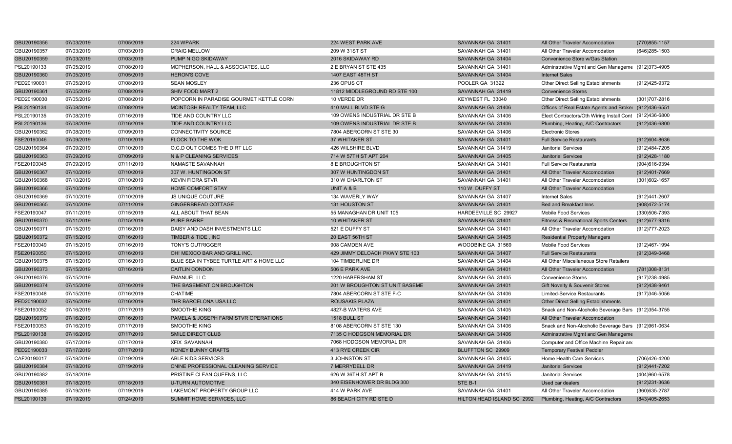| | | | | | | | |
|---|---|---|---|---|---|---|---|
| GBU20190356 | 07/03/2019 | 07/05/2019 | 224 WPARK | 224 WEST PARK AVE | SAVANNAH GA 31401 | All Other Traveler Accomodation | (770)855-1157 |
| GBU20190357 | 07/03/2019 | 07/03/2019 | CRAIG MELLOW | 209 W 31ST ST | SAVANNAH GA 31401 | All Other Traveler Accomodation | (646)285-1503 |
| GBU20190359 | 07/03/2019 | 07/03/2019 | PUMP N GO SKIDAWAY | 2016 SKIDAWAY RD | SAVANNAH GA 31404 | Convenience Store w/Gas Station | |
| PSL20190133 | 07/05/2019 | 07/08/2019 | MCPHERSON, HALL & ASSOCIATES, LLC | 2 E BRYAN ST STE 435 | SAVANNAH GA 31401 | Adminstrative Mgmt and Gen Manageme | (912)373-4905 |
| GBU20190360 | 07/05/2019 | 07/05/2019 | HERON'S COVE | 1407 EAST 48TH ST | SAVANNAH GA 31404 | Internet Sales | |
| PED20190031 | 07/05/2019 | 07/08/2019 | SEAN MOSLEY | 236 OPUS CT | POOLER GA 31322 | Other Direct Selling Establishments | (912)425-9372 |
| GBU20190361 | 07/05/2019 | 07/08/2019 | SHIV FOOD MART 2 | 11812 MIDDLEGROUND RD STE 100 | SAVANNAH GA 31419 | Convenience Stores | |
| PED20190030 | 07/05/2019 | 07/08/2019 | POPCORN IN PARADISE GOURMET KETTLE CORN | 10 VERDE DR | KEYWEST FL 33040 | Other Direct Selling Establishments | (301)707-2816 |
| PSL20190134 | 07/08/2019 | 07/08/2019 | MCINTOSH REALTY TEAM, LLC | 410 MALL BLVD STE G | SAVANNAH GA 31406 | Offices of Real Estate Agents and Broke | (912)436-6551 |
| PSL20190135 | 07/08/2019 | 07/16/2019 | TIDE AND COUNTRY LLC | 109 OWENS INDUSTRIAL DR STE B | SAVANNAH GA 31406 | Elect Contractors/Oth Wiring Install Cont | (912)436-6800 |
| PSL20190136 | 07/08/2019 | 07/16/2019 | TIDE AND COUNTRY LLC | 109 OWENS INDUSTRIAL DR STE B | SAVANNAH GA 31406 | Plumbing, Heating, A/C Contractors | (912)436-6800 |
| GBU20190362 | 07/08/2019 | 07/09/2019 | CONNECTIVITY SOURCE | 7804 ABERCORN ST STE 30 | SAVANNAH GA 31406 | Electronic Stores | |
| FSE20190046 | 07/09/2019 | 07/10/2019 | FLOCK TO THE WOK | 37 WHITAKER ST | SAVANNAH GA 31401 | Full Service Restaurants | (912)604-8636 |
| GBU20190364 | 07/09/2019 | 07/10/2019 | O.C.D OUT COMES THE DIRT LLC | 426 WILSHIRE BLVD | SAVANNAH GA 31419 | Janitorial Services | (912)484-7205 |
| GBU20190363 | 07/09/2019 | 07/09/2019 | N & P CLEANING SERVICES | 714 W 57TH ST APT 204 | SAVANNAH GA 31405 | Janitorial Services | (912)428-1180 |
| FSE20190045 | 07/09/2019 | 07/11/2019 | NAMASTE SAVANNAH | 8 E BROUGHTON ST | SAVANNAH GA 31401 | Full Service Restaurants | (904)616-9394 |
| GBU20190367 | 07/10/2019 | 07/10/2019 | 307 W. HUNTINGDON ST | 307 W HUNTINGDON ST | SAVANNAH GA 31401 | All Other Traveler Accomodation | (912)401-7669 |
| GBU20190368 | 07/10/2019 | 07/10/2019 | KEVIN FIORA STVR | 310 W CHARLTON ST | SAVANNAH GA 31401 | All Other Traveler Accomodation | (301)602-1657 |
| GBU20190366 | 07/10/2019 | 07/15/2019 | HOME COMFORT STAY | UNIT A & B | 110 W. DUFFY ST | All Other Traveler Accomodation | |
| GBU20190369 | 07/10/2019 | 07/10/2019 | JS UNIQUE COUTURE | 134 WAVERLY WAY | SAVANNAH GA 31407 | Internet Sales | (912)441-2607 |
| GBU20190365 | 07/10/2019 | 07/11/2019 | GINGERBREAD COTTAGE | 131 HOUSTON ST | SAVANNAH GA 31401 | Bed and Breakfast Inns | (908)472-5174 |
| FSE20190047 | 07/11/2019 | 07/15/2019 | ALL ABOUT THAT BEAN | 55 MANAGHAN DR UNIT 105 | HARDEEVILLE SC 29927 | Mobile Food Services | (330)506-7393 |
| GBU20190370 | 07/11/2019 | 07/15/2019 | PURE BARRE | 10 WHITAKER ST | SAVANNAH GA 31401 | Fitness & Recreational Sports Centers | (912)677-9316 |
| GBU20190371 | 07/15/2019 | 07/16/2019 | DAISY AND DASH INVESTMENTS LLC | 521 E DUFFY ST | SAVANNAH GA 31401 | All Other Traveler Accomodation | (912)777-2023 |
| GBU20190372 | 07/15/2019 | 07/16/2019 | TIMBER & TIDE , INC | 20 EAST 56TH ST | SAVANNAH GA 31405 | Residential Property Managers | |
| FSE20190049 | 07/15/2019 | 07/16/2019 | TONY'S OUTRIGGER | 908 CAMDEN AVE | WOODBINE GA 31569 | Mobile Food Services | (912)467-1994 |
| FSE20190050 | 07/15/2019 | 07/16/2019 | OH! MEXICO BAR AND GRILL INC. | 429 JIMMY DELOACH PKWY STE 103 | SAVANNAH GA 31407 | Full Service Restaurants | (912)349-0468 |
| GBU20190375 | 07/15/2019 | 07/16/2019 | BLUE SEA IN TYBEE TURTLE ART & HOME LLC | 104 TIMBERLINE DR | SAVANNAH GA 31404 | All Other Miscellaneous Store Retailers | |
| GBU20190373 | 07/15/2019 | 07/16/2019 | CAITLIN CONDON | 506 E PARK AVE | SAVANNAH GA 31401 | All Other Traveler Accomodation | (781)308-8131 |
| GBU20190376 | 07/15/2019 | | EMANUEL LLC | 1220 HABERSHAM ST | SAVANNAH GA 31405 | Convenience Stores | (917)238-4985 |
| GBU20190374 | 07/15/2019 | 07/16/2019 | THE BASEMENT ON BROUGHTON | 201 W BROUGHTON ST UNIT BASEME | SAVANNAH GA 31401 | Gift Novelty & Souvenir Stores | (912)438-9461 |
| FSE20190048 | 07/15/2019 | 07/16/2019 | CHATIME | 7804 ABERCORN ST STE F-C | SAVANNAH GA 31406 | Limited-Service Restaurants | (917)346-5056 |
| PED20190032 | 07/16/2019 | 07/16/2019 | THR BARCELONA USA LLC | ROUSAKIS PLAZA | SAVANNAH GA 31401 | Other Direct Selling Establishments | |
| FSE20190052 | 07/16/2019 | 07/17/2019 | SMOOTHIE KING | 4827-B WATERS AVE | SAVANNAH GA 31405 | Snack and Non-Alcoholic Beverage Bars | (912)354-3755 |
| GBU20190379 | 07/16/2019 | 07/16/2019 | PAMELA & JOSEPH FARM STVR OPERATIONS | 1518 BULL ST | SAVANNAH GA 31401 | All Other Traveler Accomodation | |
| FSE20190053 | 07/16/2019 | 07/17/2019 | SMOOTHIE KING | 8108 ABERCORN ST STE 130 | SAVANNAH GA 31406 | Snack and Non-Alcoholic Beverage Bars | (912)961-0634 |
| PSL20190138 | 07/16/2019 | 07/17/2019 | SMILE DIRECT CLUB | 7135 C HODGSON MEMORIAL DR | SAVANNAH GA 31406 | Adminstrative Mgmt and Gen Manageme | |
| GBU20190380 | 07/17/2019 | 07/17/2019 | XFIX SAVANNAH | 7068 HODGSON MEMORIAL DR | SAVANNAH GA 31406 | Computer and Office Machine Repair and | |
| PED20190033 | 07/17/2019 | 07/17/2019 | HONEY BUNNY CRAFTS | 413 RYE CREEK CIR | BLUFFTON SC 29909 | Temporary Festival Peddler | |
| CAF20190017 | 07/18/2019 | 07/19/2019 | ABLE KIDS SERVICES | 3 JOHNSTON ST | SAVANNAH GA 31405 | Home Health Care Services | (706)426-4200 |
| GBU20190384 | 07/18/2019 | 07/19/2019 | CNINE PROFESSIONAL CLEANING SERVICE | 7 MERRYDELL DR | SAVANNAH GA 31419 | Janitorial Services | (912)441-7202 |
| GBU20190382 | 07/18/2019 | | PRISTINE CLEAN QUEENS, LLC | 626 W 36TH ST APT B | SAVANNAH GA 31415 | Janitorial Services | (404)960-6578 |
| GBU20190381 | 07/18/2019 | 07/18/2019 | U-TURN AUTOMOTIVE | 340 EISENHOWER DR BLDG 300 | STE B-1 | Used car dealers | (912)231-3636 |
| GBU20190385 | 07/19/2019 | 07/19/2019 | LAKEMONT PROPERTY GROUP LLC | 414 W PARK AVE | SAVANNAH GA 31401 | All Other Traveler Accomodation | (360)635-2787 |
| PSL20190139 | 07/19/2019 | 07/24/2019 | SUMMIT HOME SERVICES, LLC | 86 BEACH CITY RD STE D | HILTON HEAD ISLAND SC 2992 | Plumbing, Heating, A/C Contractors | (843)405-2653 |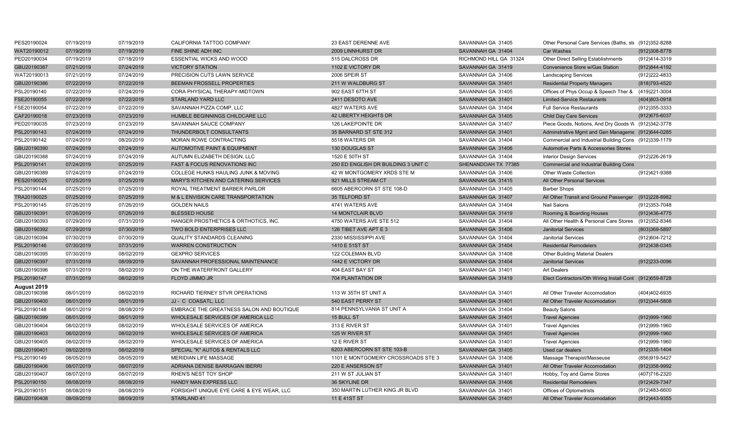| | | | | | | | |
|---|---|---|---|---|---|---|---|
| PES20190024 | 07/19/2019 | 07/19/2019 | CALIFORNIA TATTOO COMPANY | 23 EAST DERENNE AVE | SAVANNAH GA 31405 | Other Personal Care Services (Baths, ste | (912)352-8288 |
| WAT20190012 | 07/19/2019 | 07/19/2019 | FINE SHINE ADH INC | 2009 LINNHURST DR | SAVANNAH GA 31404 | Car Washes | (912)308-8778 |
| PED20190034 | 07/19/2019 | 07/18/2019 | ESSENTIAL WICKS AND WOOD | 515 DALCROSS DR | RICHMOND HILL GA 31324 | Other Direct Selling Establishments | (912)414-3319 |
| GBU20190387 | 07/21/2019 | 07/24/2019 | VICTORY STATION | 1102 E VICTORY DR | SAVANNAH GA 31419 | Convenience Store w/Gas Station | (912)844-4192 |
| WAT20190013 | 07/21/2019 | 07/24/2019 | PRECISION CUTS LAWN SERVICE | 2006 SPEIR ST | SAVANNAH GA 31406 | Landscaping Services | (912)222-4833 |
| GBU20190386 | 07/22/2019 | 07/22/2019 | BEEMAN FROSSELL PROPERTIES | 211 W WALDBURG ST | SAVANNAH GA 31401 | Residential Property Managers | (818)793-4520 |
| PSL20190140 | 07/22/2019 | 07/24/2019 | CORA PHYSICAL THERAPY-MIDTOWN | 902 EAST 67TH ST | SAVANNAH GA 31405 | Offices of Phys Occup & Speech Ther & | (419)221-3004 |
| FSE20190055 | 07/22/2019 | 07/22/2019 | STARLAND YARD LLC | 2411 DESOTO AVE | SAVANNAH GA 31401 | Limited-Service Restaurants | (404)803-0918 |
| FSE20190054 | 07/22/2019 | 07/22/2019 | SAVANNAH PIZZA COMP, LLC | 4827 WATERS AVE | SAVANNAH GA 31404 | Full Service Restaurants | (912)355-3333 |
| CAF20190018 | 07/23/2019 | 07/23/2019 | HUMBLE BEGINNINGS CHILDCARE LLC | 42 LIBERTY HEIGHTS DR | SAVANNAH GA 31405 | Child Day Care Services | (912)675-6037 |
| PED20190035 | 07/23/2019 | 07/23/2019 | SAVANNAH SAUCE COMPANY | 126 LAKEPOINTE DR | SAVANNAH GA 31407 | Piece Goods, Notions, And Dry Goods W | (912)342-3778 |
| PSL20190143 | 07/24/2019 | 07/24/2019 | THUNDERBOLT CONSULTANTS | 35 BARNARD ST STE 312 | SAVANNAH GA 31401 | Adminstrative Mgmt and Gen Manageme | (912)644-0285 |
| PSL20190142 | 07/24/2019 | 08/20/2019 | MORAN ROWE CONTRACTING | 5518 WATERS DR | SAVANNAH GA 31404 | Commercial and Industrial Building Cons | (912)339-1179 |
| GBU20190390 | 07/24/2019 | 07/24/2019 | AUTOMOTIVE PAINT & EQUIPMENT | 130 DOUGLAS ST | SAVANNAH GA 31406 | Automotive Parts & Accessories Stores | |
| GBU20190388 | 07/24/2019 | 07/24/2019 | AUTUMN ELIZABETH DESIGN, LLC | 1520 E 50TH ST | SAVANNAH GA 31404 | Interior Design Services | (912)226-2619 |
| PSL20190141 | 07/24/2019 | 07/25/2019 | FAST & FOCUS RENOVATIONS INC | 250 ED ENGLISH DR BUILDING 3 UNIT C | SHENANDOAH TX 77385 | Commercial and Industrial Building Cons | |
| GBU20190389 | 07/24/2019 | 07/24/2019 | COLLEGE HUNKS HAULING JUNK & MOVING | 42 W MONTGOMERY XRDS STE M | SAVANNAH GA 31406 | Other Waste Collection | (912)421-9388 |
| PES20190025 | 07/25/2019 | 07/25/2019 | MARY'S KITCHEN AND CATERING SERVICES | 921 MILLS STREAM CT | SAVANNAH GA 31415 | All Other Personal Services | |
| PSL20190144 | 07/25/2019 | 07/25/2019 | ROYAL TREATMENT BARBER PARLOR | 6605 ABERCORN ST STE 108-D | SAVANNAH GA 31405 | Barber Shops | |
| TRA20190025 | 07/25/2019 | 07/25/2019 | M & L ENVISION CARE TRANSPORTATION | 35 TELFORD ST | SAVANNAH GA 31407 | All Other Transit and Ground Passenger | (912)228-8982 |
| PSL20190145 | 07/26/2019 | 07/26/2019 | GOLDEN NAILS | 4741 WATERS AVE | SAVANNAH GA 31404 | Nail Salons | (912)353-7048 |
| GBU20190391 | 07/26/2019 | 07/26/2019 | BLESSED HOUSE | 14 MONTCLAIR BLVD | SAVANNAH GA 31419 | Rooming & Boarding Houses | (912)436-4775 |
| GBU20190393 | 07/29/2019 | 07/31/2019 | HANGER PROSTHETICS & ORTHOTICS, INC. | 4750 WATERS AVE STE 512 | SAVANNAH GA 31404 | All Other Health & Personal Care Stores | (912)352-8346 |
| GBU20190392 | 07/29/2019 | 07/30/2019 | TWO BOLD ENTERPRISES LLC | 126 TIBET AVE APT E 3 | SAVANNAH GA 31406 | Janitorial Services | (803)369-5897 |
| GBU20190394 | 07/30/2019 | 07/30/2019 | QUALITY STANDARDS CLEANING | 2330 MISSISSIPPI AVE | SAVANNAH GA 31404 | Janitorial Services | (912)604-7212 |
| PSL20190146 | 07/30/2019 | 07/31/2019 | WARREN CONSTRUCTION | 1410 E 51ST ST | SAVANNAH GA 31404 | Residential Remodelers | (912)438-0345 |
| GBU20190395 | 07/30/2019 | 08/02/2019 | GEXPRO SERVICES | 122 COLEMAN BLVD | SAVANNAH GA 31408 | Other Building Material Dealers | |
| GBU20190397 | 07/31/2019 | 08/09/2019 | SAVANNAH PROFESSIONAL MAINTENANCE | 1442 E VICTORY DR | SAVANNAH GA 31404 | Janitorial Services | (912)233-0096 |
| GBU20190396 | 07/31/2019 | 08/02/2019 | ON THE WATERFRONT GALLERY | 404 EAST BAY ST | SAVANNAH GA 31401 | Art Dealers | |
| PSL20190147 | 07/31/2019 | 08/02/2019 | FLOYD JIMMO JR | 704 PLANTATION DR | SAVANNAH GA 31419 | Elect Contractors/Oth Wiring Install Cont | (912)659-8728 |
| **August 2019** | | | | | | | |
| GBU20190398 | 08/01/2019 | 08/02/2019 | RICHARD TIERNEY STVR OPERATIONS | 113 W 35TH ST UNIT A | SAVANNAH GA 31401 | All Other Traveler Accomodation | (404)402-6935 |
| GBU20190400 | 08/01/2019 | 08/01/2019 | JJ - C COASATL, LLC | 540 EAST PERRY ST | SAVANNAH GA 31401 | All Other Traveler Accomodation | (912)344-5808 |
| PSL20190148 | 08/01/2019 | 08/08/2019 | EMBRACE THE GREATNESS SALON AND BOUTIQUE | 814 PENNSYLVANIA ST UNIT A | SAVANNAH GA 31404 | Beauty Salons | |
| GBU20190399 | 08/01/2019 | 08/01/2019 | WHOLESALE SERVICES OF AMERICA LLC | 15 BULL ST | SAVANNAH GA 31401 | Travel Agencies | (912)999-1960 |
| GBU20190404 | 08/02/2019 | 08/02/2019 | WHOLESALE SERVICES OF AMERICA | 313 E RIVER ST | SAVANNAH GA 31401 | Travel Agencies | (912)999-1960 |
| GBU20190403 | 08/02/2019 | 08/02/2019 | WHOLESALE SERVICES OF AMERICA | 125 W RIVER ST | SAVANNAH GA 31401 | Travel Agencies | (912)999-1960 |
| GBU20190405 | 08/02/2019 | 08/02/2019 | WHOLESALE SERVICES OF AMERICA | 12 E RIVER ST | SAVANNAH GA 31401 | Travel Agencies | (912)999-1960 |
| GBU20190401 | 08/02/2019 | 08/02/2019 | SPECIAL "K" AUTOS & RENTALS LLC | 6203 ABERCORN ST STE 103-B | SAVANNAH GA 31405 | Used car dealers | (912)335-1404 |
| PSL20190149 | 08/05/2019 | 08/05/2019 | MERIDIAN LIFE MASSAGE | 1101 E MONTGOMERY CROSSROADS STE 3 | SAVANNAH GA 31406 | Massage Therapist/Masseuse | (856)919-5427 |
| GBU20190406 | 08/07/2019 | 08/07/2019 | ADRIANA DENISE BARRAGAN IBERRI | 220 E ANSERSON ST | SAVANNAH GA 31401 | All Other Traveler Accomodation | (912)358-9992 |
| GBU20190407 | 08/07/2019 | 08/07/2019 | RHEN'S NEST TOY SHOP | 211 W ST JULIAN ST | SAVANNAH GA 31401 | Hobby, Toy and Game Stores | (407)716-2320 |
| PSL20190150 | 08/08/2019 | 08/08/2019 | HANDY MAN EXPRESS LLC | 36 SKYLINE DR | SAVANNAH GA 31406 | Residential Remodelers | (912)429-7347 |
| PSL20190151 | 08/08/2019 | 08/08/2019 | FORSIGHT UNIQUE EYE CARE & EYE WEAR, LLC | 350 MARTIN LUTHER KING JR BLVD | SAVANNAH GA 31401 | Offices of Optometrists | (912)483-6600 |
| GBU20190408 | 08/09/2019 | 08/09/2019 | STARLAND 41 | 11 E 41ST ST | SAVANNAH GA 31401 | All Other Traveler Accomodation | (912)443-9355 |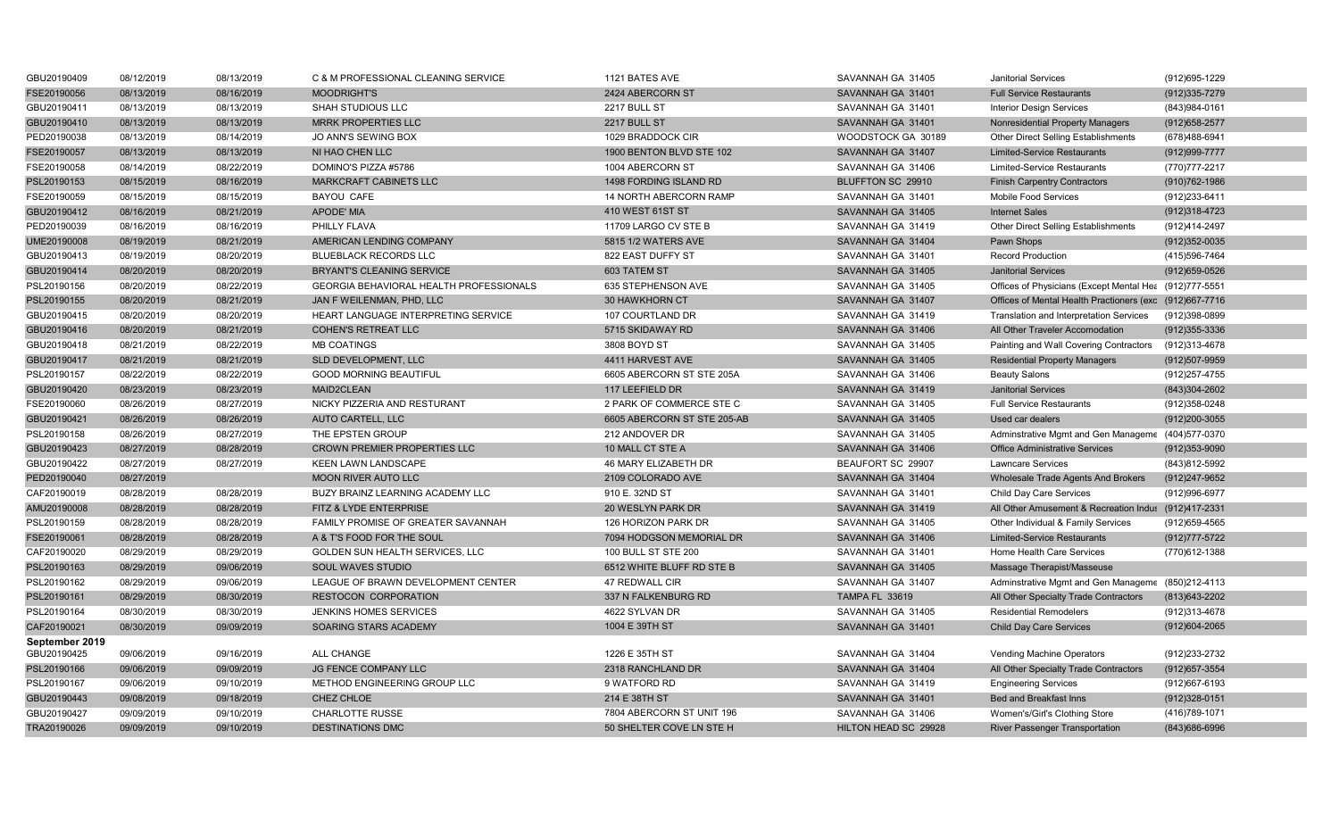| | | | | | | | |
|---|---|---|---|---|---|---|---|
| GBU20190409 | 08/12/2019 | 08/13/2019 | C & M PROFESSIONAL CLEANING SERVICE | 1121 BATES AVE | SAVANNAH GA 31405 | Janitorial Services | (912)695-1229 |
| FSE20190056 | 08/13/2019 | 08/16/2019 | MOODRIGHT'S | 2424 ABERCORN ST | SAVANNAH GA 31401 | Full Service Restaurants | (912)335-7279 |
| GBU20190411 | 08/13/2019 | 08/13/2019 | SHAH STUDIOUS LLC | 2217 BULL ST | SAVANNAH GA 31401 | Interior Design Services | (843)984-0161 |
| GBU20190410 | 08/13/2019 | 08/13/2019 | MRRK PROPERTIES LLC | 2217 BULL ST | SAVANNAH GA 31401 | Nonresidential Property Managers | (912)658-2577 |
| PED20190038 | 08/13/2019 | 08/14/2019 | JO ANN'S SEWING BOX | 1029 BRADDOCK CIR | WOODSTOCK GA 30189 | Other Direct Selling Establishments | (678)488-6941 |
| FSE20190057 | 08/13/2019 | 08/13/2019 | NI HAO CHEN LLC | 1900 BENTON BLVD STE 102 | SAVANNAH GA 31407 | Limited-Service Restaurants | (912)999-7777 |
| FSE20190058 | 08/14/2019 | 08/22/2019 | DOMINO'S PIZZA #5786 | 1004 ABERCORN ST | SAVANNAH GA 31406 | Limited-Service Restaurants | (770)777-2217 |
| PSL20190153 | 08/15/2019 | 08/16/2019 | MARKCRAFT CABINETS LLC | 1498 FORDING ISLAND RD | BLUFFTON SC 29910 | Finish Carpentry Contractors | (910)762-1986 |
| FSE20190059 | 08/15/2019 | 08/15/2019 | BAYOU CAFE | 14 NORTH ABERCORN RAMP | SAVANNAH GA 31401 | Mobile Food Services | (912)233-6411 |
| GBU20190412 | 08/16/2019 | 08/21/2019 | APODE' MIA | 410 WEST 61ST ST | SAVANNAH GA 31405 | Internet Sales | (912)318-4723 |
| PED20190039 | 08/16/2019 | 08/16/2019 | PHILLY FLAVA | 11709 LARGO CV STE B | SAVANNAH GA 31419 | Other Direct Selling Establishments | (912)414-2497 |
| UME20190008 | 08/19/2019 | 08/21/2019 | AMERICAN LENDING COMPANY | 5815 1/2 WATERS AVE | SAVANNAH GA 31404 | Pawn Shops | (912)352-0035 |
| GBU20190413 | 08/19/2019 | 08/20/2019 | BLUEBLACK RECORDS LLC | 822 EAST DUFFY ST | SAVANNAH GA 31401 | Record Production | (415)596-7464 |
| GBU20190414 | 08/20/2019 | 08/20/2019 | BRYANT'S CLEANING SERVICE | 603 TATEM ST | SAVANNAH GA 31405 | Janitorial Services | (912)659-0526 |
| PSL20190156 | 08/20/2019 | 08/22/2019 | GEORGIA BEHAVIORAL HEALTH PROFESSIONALS | 635 STEPHENSON AVE | SAVANNAH GA 31405 | Offices of Physicians (Except Mental Hea | (912)777-5551 |
| PSL20190155 | 08/20/2019 | 08/21/2019 | JAN F WEILENMAN, PHD, LLC | 30 HAWKHORN CT | SAVANNAH GA 31407 | Offices of Mental Health Practioners (exc | (912)667-7716 |
| GBU20190415 | 08/20/2019 | 08/20/2019 | HEART LANGUAGE INTERPRETING SERVICE | 107 COURTLAND DR | SAVANNAH GA 31419 | Translation and Interpretation Services | (912)398-0899 |
| GBU20190416 | 08/20/2019 | 08/21/2019 | COHEN'S RETREAT LLC | 5715 SKIDAWAY RD | SAVANNAH GA 31406 | All Other Traveler Accomodation | (912)355-3336 |
| GBU20190418 | 08/21/2019 | 08/22/2019 | MB COATINGS | 3808 BOYD ST | SAVANNAH GA 31405 | Painting and Wall Covering Contractors | (912)313-4678 |
| GBU20190417 | 08/21/2019 | 08/21/2019 | SLD DEVELOPMENT, LLC | 4411 HARVEST AVE | SAVANNAH GA 31405 | Residential Property Managers | (912)507-9959 |
| PSL20190157 | 08/22/2019 | 08/22/2019 | GOOD MORNING BEAUTIFUL | 6605 ABERCORN ST STE 205A | SAVANNAH GA 31406 | Beauty Salons | (912)257-4755 |
| GBU20190420 | 08/23/2019 | 08/23/2019 | MAID2CLEAN | 117 LEEFIELD DR | SAVANNAH GA 31419 | Janitorial Services | (843)304-2602 |
| FSE20190060 | 08/26/2019 | 08/27/2019 | NICKY PIZZERIA AND RESTURANT | 2 PARK OF COMMERCE STE C | SAVANNAH GA 31405 | Full Service Restaurants | (912)358-0248 |
| GBU20190421 | 08/26/2019 | 08/26/2019 | AUTO CARTELL, LLC | 6605 ABERCORN ST STE 205-AB | SAVANNAH GA 31405 | Used car dealers | (912)200-3055 |
| PSL20190158 | 08/26/2019 | 08/27/2019 | THE EPSTEN GROUP | 212 ANDOVER DR | SAVANNAH GA 31405 | Adminstrative Mgmt and Gen Manageme | (404)577-0370 |
| GBU20190423 | 08/27/2019 | 08/28/2019 | CROWN PREMIER PROPERTIES LLC | 10 MALL CT STE A | SAVANNAH GA 31406 | Office Administrative Services | (912)353-9090 |
| GBU20190422 | 08/27/2019 | 08/27/2019 | KEEN LAWN LANDSCAPE | 46 MARY ELIZABETH DR | BEAUFORT SC 29907 | Lawncare Services | (843)812-5992 |
| PED20190040 | 08/27/2019 | | MOON RIVER AUTO LLC | 2109 COLORADO AVE | SAVANNAH GA 31404 | Wholesale Trade Agents And Brokers | (912)247-9652 |
| CAF20190019 | 08/28/2019 | 08/28/2019 | BUZY BRAINZ LEARNING ACADEMY LLC | 910 E. 32ND ST | SAVANNAH GA 31401 | Child Day Care Services | (912)996-6977 |
| AMU20190008 | 08/28/2019 | 08/28/2019 | FITZ & LYDE ENTERPRISE | 20 WESLYN PARK DR | SAVANNAH GA 31419 | All Other Amusement & Recreation Indus | (912)417-2331 |
| PSL20190159 | 08/28/2019 | 08/28/2019 | FAMILY PROMISE OF GREATER SAVANNAH | 126 HORIZON PARK DR | SAVANNAH GA 31405 | Other Individual & Family Services | (912)659-4565 |
| FSE20190061 | 08/28/2019 | 08/28/2019 | A & T'S FOOD FOR THE SOUL | 7094 HODGSON MEMORIAL DR | SAVANNAH GA 31406 | Limited-Service Restaurants | (912)777-5722 |
| CAF20190020 | 08/29/2019 | 08/29/2019 | GOLDEN SUN HEALTH SERVICES, LLC | 100 BULL ST STE 200 | SAVANNAH GA 31401 | Home Health Care Services | (770)612-1388 |
| PSL20190163 | 08/29/2019 | 09/06/2019 | SOUL WAVES STUDIO | 6512 WHITE BLUFF RD STE B | SAVANNAH GA 31405 | Massage Therapist/Masseuse | |
| PSL20190162 | 08/29/2019 | 09/06/2019 | LEAGUE OF BRAWN DEVELOPMENT CENTER | 47 REDWALL CIR | SAVANNAH GA 31407 | Adminstrative Mgmt and Gen Manageme | (850)212-4113 |
| PSL20190161 | 08/29/2019 | 08/30/2019 | RESTOCON CORPORATION | 337 N FALKENBURG RD | TAMPA FL 33619 | All Other Specialty Trade Contractors | (813)643-2202 |
| PSL20190164 | 08/30/2019 | 08/30/2019 | JENKINS HOMES SERVICES | 4622 SYLVAN DR | SAVANNAH GA 31405 | Residential Remodelers | (912)313-4678 |
| CAF20190021 | 08/30/2019 | 09/09/2019 | SOARING STARS ACADEMY | 1004 E 39TH ST | SAVANNAH GA 31401 | Child Day Care Services | (912)604-2065 |
| **September 2019** | | | | | | | |
| GBU20190425 | 09/06/2019 | 09/16/2019 | ALL CHANGE | 1226 E 35TH ST | SAVANNAH GA 31404 | Vending Machine Operators | (912)233-2732 |
| PSL20190166 | 09/06/2019 | 09/09/2019 | JG FENCE COMPANY LLC | 2318 RANCHLAND DR | SAVANNAH GA 31404 | All Other Specialty Trade Contractors | (912)657-3554 |
| PSL20190167 | 09/06/2019 | 09/10/2019 | METHOD ENGINEERING GROUP LLC | 9 WATFORD RD | SAVANNAH GA 31419 | Engineering Services | (912)667-6193 |
| GBU20190443 | 09/08/2019 | 09/18/2019 | CHEZ CHLOE | 214 E 38TH ST | SAVANNAH GA 31401 | Bed and Breakfast Inns | (912)328-0151 |
| GBU20190427 | 09/09/2019 | 09/10/2019 | CHARLOTTE RUSSE | 7804 ABERCORN ST UNIT 196 | SAVANNAH GA 31406 | Women's/Girl's Clothing Store | (416)789-1071 |
| TRA20190026 | 09/09/2019 | 09/10/2019 | DESTINATIONS DMC | 50 SHELTER COVE LN STE H | HILTON HEAD SC 29928 | River Passenger Transportation | (843)686-6996 |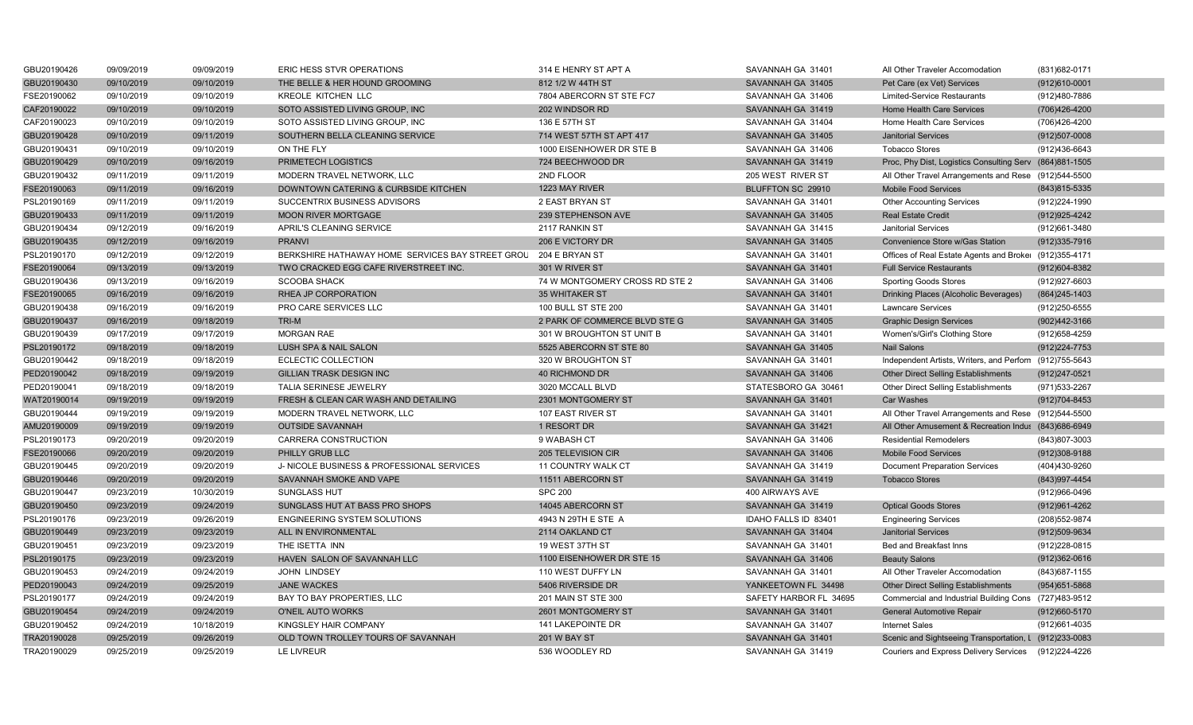| | | | | | | | |
|---|---|---|---|---|---|---|---|
| GBU20190426 | 09/09/2019 | 09/09/2019 | ERIC HESS STVR OPERATIONS | 314 E HENRY ST APT A | SAVANNAH GA 31401 | All Other Traveler Accomodation | (831)682-0171 |
| GBU20190430 | 09/10/2019 | 09/10/2019 | THE BELLE & HER HOUND GROOMING | 812 1/2 W 44TH ST | SAVANNAH GA 31405 | Pet Care (ex Vet) Services | (912)610-0001 |
| FSE20190062 | 09/10/2019 | 09/10/2019 | KREOLE KITCHEN LLC | 7804 ABERCORN ST STE FC7 | SAVANNAH GA 31406 | Limited-Service Restaurants | (912)480-7886 |
| CAF20190022 | 09/10/2019 | 09/10/2019 | SOTO ASSISTED LIVING GROUP, INC | 202 WINDSOR RD | SAVANNAH GA 31419 | Home Health Care Services | (706)426-4200 |
| CAF20190023 | 09/10/2019 | 09/10/2019 | SOTO ASSISTED LIVING GROUP, INC | 136 E 57TH ST | SAVANNAH GA 31404 | Home Health Care Services | (706)426-4200 |
| GBU20190428 | 09/10/2019 | 09/11/2019 | SOUTHERN BELLA CLEANING SERVICE | 714 WEST 57TH ST APT 417 | SAVANNAH GA 31405 | Janitorial Services | (912)507-0008 |
| GBU20190431 | 09/10/2019 | 09/10/2019 | ON THE FLY | 1000 EISENHOWER DR STE B | SAVANNAH GA 31406 | Tobacco Stores | (912)436-6643 |
| GBU20190429 | 09/10/2019 | 09/16/2019 | PRIMETECH LOGISTICS | 724 BEECHWOOD DR | SAVANNAH GA 31419 | Proc, Phy Dist, Logistics Consulting Serv | (864)881-1505 |
| GBU20190432 | 09/11/2019 | 09/11/2019 | MODERN TRAVEL NETWORK, LLC | 2ND FLOOR | 205 WEST RIVER ST | All Other Travel Arrangements and Rese | (912)544-5500 |
| FSE20190063 | 09/11/2019 | 09/16/2019 | DOWNTOWN CATERING & CURBSIDE KITCHEN | 1223 MAY RIVER | BLUFFTON SC 29910 | Mobile Food Services | (843)815-5335 |
| PSL20190169 | 09/11/2019 | 09/11/2019 | SUCCENTRIX BUSINESS ADVISORS | 2 EAST BRYAN ST | SAVANNAH GA 31401 | Other Accounting Services | (912)224-1990 |
| GBU20190433 | 09/11/2019 | 09/11/2019 | MOON RIVER MORTGAGE | 239 STEPHENSON AVE | SAVANNAH GA 31405 | Real Estate Credit | (912)925-4242 |
| GBU20190434 | 09/12/2019 | 09/16/2019 | APRIL'S CLEANING SERVICE | 2117 RANKIN ST | SAVANNAH GA 31415 | Janitorial Services | (912)661-3480 |
| GBU20190435 | 09/12/2019 | 09/16/2019 | PRANVI | 206 E VICTORY DR | SAVANNAH GA 31405 | Convenience Store w/Gas Station | (912)335-7916 |
| PSL20190170 | 09/12/2019 | 09/12/2019 | BERKSHIRE HATHAWAY HOME SERVICES BAY STREET GROU | 204 E BRYAN ST | SAVANNAH GA 31401 | Offices of Real Estate Agents and Broke | (912)355-4171 |
| FSE20190064 | 09/13/2019 | 09/13/2019 | TWO CRACKED EGG CAFE RIVERSTREET INC. | 301 W RIVER ST | SAVANNAH GA 31401 | Full Service Restaurants | (912)604-8382 |
| GBU20190436 | 09/13/2019 | 09/16/2019 | SCOOBA SHACK | 74 W MONTGOMERY CROSS RD STE 2 | SAVANNAH GA 31406 | Sporting Goods Stores | (912)927-6603 |
| FSE20190065 | 09/16/2019 | 09/16/2019 | RHEA JP CORPORATION | 35 WHITAKER ST | SAVANNAH GA 31401 | Drinking Places (Alcoholic Beverages) | (864)245-1403 |
| GBU20190438 | 09/16/2019 | 09/16/2019 | PRO CARE SERVICES LLC | 100 BULL ST STE 200 | SAVANNAH GA 31401 | Lawncare Services | (912)250-6555 |
| GBU20190437 | 09/16/2019 | 09/18/2019 | TRI-M | 2 PARK OF COMMERCE BLVD STE G | SAVANNAH GA 31405 | Graphic Design Services | (902)442-3166 |
| GBU20190439 | 09/17/2019 | 09/17/2019 | MORGAN RAE | 301 W BROUGHTON ST UNIT B | SAVANNAH GA 31401 | Women's/Girl's Clothing Store | (912)658-4259 |
| PSL20190172 | 09/18/2019 | 09/18/2019 | LUSH SPA & NAIL SALON | 5525 ABERCORN ST STE 80 | SAVANNAH GA 31405 | Nail Salons | (912)224-7753 |
| GBU20190442 | 09/18/2019 | 09/18/2019 | ECLECTIC COLLECTION | 320 W BROUGHTON ST | SAVANNAH GA 31401 | Independent Artists, Writers, and Perform | (912)755-5643 |
| PED20190042 | 09/18/2019 | 09/19/2019 | GILLIAN TRASK DESIGN INC | 40 RICHMOND DR | SAVANNAH GA 31406 | Other Direct Selling Establishments | (912)247-0521 |
| PED20190041 | 09/18/2019 | 09/18/2019 | TALIA SERINESE JEWELRY | 3020 MCCALL BLVD | STATESBORO GA 30461 | Other Direct Selling Establishments | (971)533-2267 |
| WAT20190014 | 09/19/2019 | 09/19/2019 | FRESH & CLEAN CAR WASH AND DETAILING | 2301 MONTGOMERY ST | SAVANNAH GA 31401 | Car Washes | (912)704-8453 |
| GBU20190444 | 09/19/2019 | 09/19/2019 | MODERN TRAVEL NETWORK, LLC | 107 EAST RIVER ST | SAVANNAH GA 31401 | All Other Travel Arrangements and Rese | (912)544-5500 |
| AMU20190009 | 09/19/2019 | 09/19/2019 | OUTSIDE SAVANNAH | 1 RESORT DR | SAVANNAH GA 31421 | All Other Amusement & Recreation Indus | (843)686-6949 |
| PSL20190173 | 09/20/2019 | 09/20/2019 | CARRERA CONSTRUCTION | 9 WABASH CT | SAVANNAH GA 31406 | Residential Remodelers | (843)807-3003 |
| FSE20190066 | 09/20/2019 | 09/20/2019 | PHILLY GRUB LLC | 205 TELEVISION CIR | SAVANNAH GA 31406 | Mobile Food Services | (912)308-9188 |
| GBU20190445 | 09/20/2019 | 09/20/2019 | J- NICOLE BUSINESS & PROFESSIONAL SERVICES | 11 COUNTRY WALK CT | SAVANNAH GA 31419 | Document Preparation Services | (404)430-9260 |
| GBU20190446 | 09/20/2019 | 09/20/2019 | SAVANNAH SMOKE AND VAPE | 11511 ABERCORN ST | SAVANNAH GA 31419 | Tobacco Stores | (843)997-4454 |
| GBU20190447 | 09/23/2019 | 10/30/2019 | SUNGLASS HUT | SPC 200 | 400 AIRWAYS AVE | | (912)966-0496 |
| GBU20190450 | 09/23/2019 | 09/24/2019 | SUNGLASS HUT AT BASS PRO SHOPS | 14045 ABERCORN ST | SAVANNAH GA 31419 | Optical Goods Stores | (912)961-4262 |
| PSL20190176 | 09/23/2019 | 09/26/2019 | ENGINEERING SYSTEM SOLUTIONS | 4943 N 29TH E STE A | IDAHO FALLS ID 83401 | Engineering Services | (208)552-9874 |
| GBU20190449 | 09/23/2019 | 09/23/2019 | ALL IN ENVIRONMENTAL | 2114 OAKLAND CT | SAVANNAH GA 31404 | Janitorial Services | (912)509-9634 |
| GBU20190451 | 09/23/2019 | 09/23/2019 | THE ISETTA INN | 19 WEST 37TH ST | SAVANNAH GA 31401 | Bed and Breakfast Inns | (912)228-0815 |
| PSL20190175 | 09/23/2019 | 09/23/2019 | HAVEN SALON OF SAVANNAH LLC | 1100 EISENHOWER DR STE 15 | SAVANNAH GA 31406 | Beauty Salons | (912)362-0616 |
| GBU20190453 | 09/24/2019 | 09/24/2019 | JOHN LINDSEY | 110 WEST DUFFY LN | SAVANNAH GA 31401 | All Other Traveler Accomodation | (843)687-1155 |
| PED20190043 | 09/24/2019 | 09/25/2019 | JANE WACKES | 5406 RIVERSIDE DR | YANKEETOWN FL 34498 | Other Direct Selling Establishments | (954)651-5868 |
| PSL20190177 | 09/24/2019 | 09/24/2019 | BAY TO BAY PROPERTIES, LLC | 201 MAIN ST STE 300 | SAFETY HARBOR FL 34695 | Commercial and Industrial Building Cons | (727)483-9512 |
| GBU20190454 | 09/24/2019 | 09/24/2019 | O'NEIL AUTO WORKS | 2601 MONTGOMERY ST | SAVANNAH GA 31401 | General Automotive Repair | (912)660-5170 |
| GBU20190452 | 09/24/2019 | 10/18/2019 | KINGSLEY HAIR COMPANY | 141 LAKEPOINTE DR | SAVANNAH GA 31407 | Internet Sales | (912)661-4035 |
| TRA20190028 | 09/25/2019 | 09/26/2019 | OLD TOWN TROLLEY TOURS OF SAVANNAH | 201 W BAY ST | SAVANNAH GA 31401 | Scenic and Sightseeing Transportation, L | (912)233-0083 |
| TRA20190029 | 09/25/2019 | 09/25/2019 | LE LIVREUR | 536 WOODLEY RD | SAVANNAH GA 31419 | Couriers and Express Delivery Services | (912)224-4226 |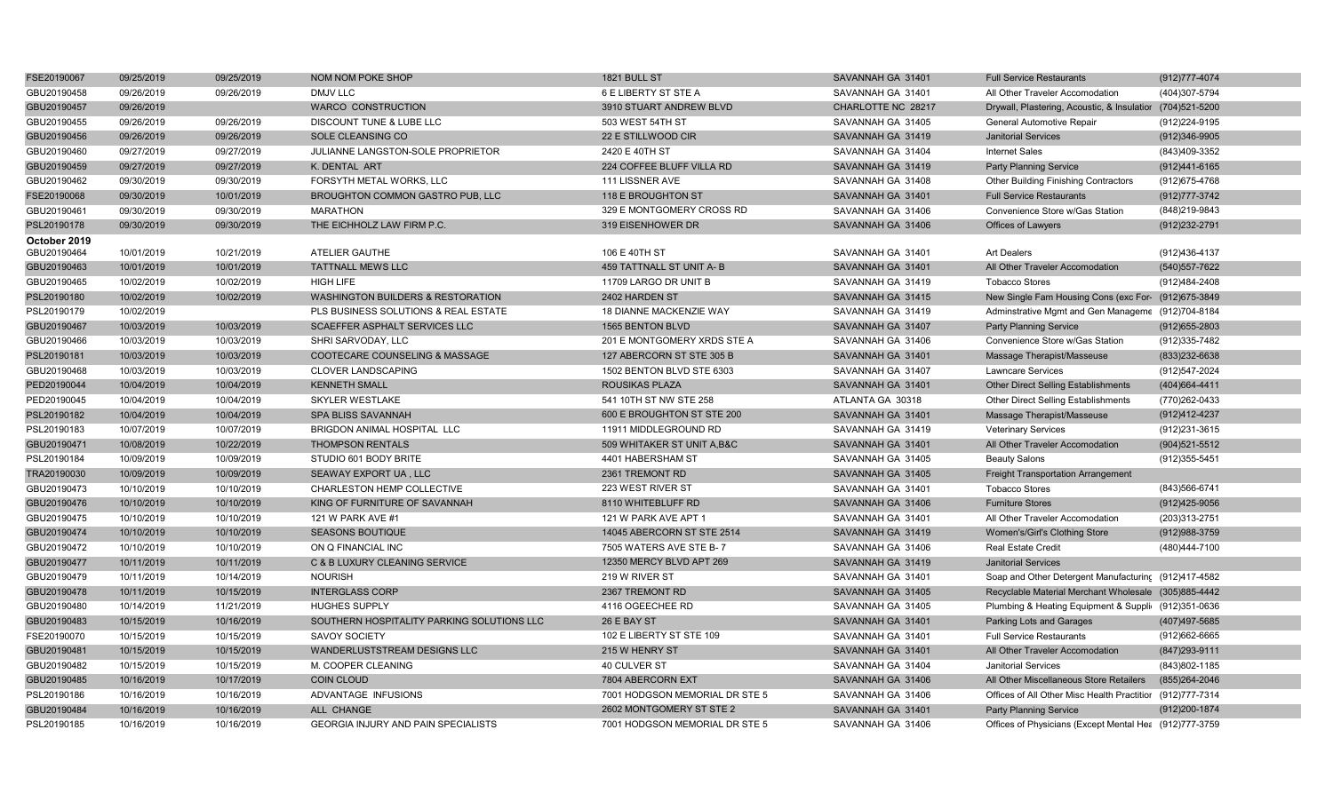| | | | | | | | |
|---|---|---|---|---|---|---|---|
| FSE20190067 | 09/25/2019 | 09/25/2019 | NOM NOM POKE SHOP | 1821 BULL ST | SAVANNAH GA 31401 | Full Service Restaurants | (912)777-4074 |
| GBU20190458 | 09/26/2019 | 09/26/2019 | DMJV LLC | 6 E LIBERTY ST STE A | SAVANNAH GA 31401 | All Other Traveler Accomodation | (404)307-5794 |
| GBU20190457 | 09/26/2019 | | WARCO CONSTRUCTION | 3910 STUART ANDREW BLVD | CHARLOTTE NC 28217 | Drywall, Plastering, Acoustic, & Insulatior | (704)521-5200 |
| GBU20190455 | 09/26/2019 | 09/26/2019 | DISCOUNT TUNE & LUBE LLC | 503 WEST 54TH ST | SAVANNAH GA 31405 | General Automotive Repair | (912)224-9195 |
| GBU20190456 | 09/26/2019 | 09/26/2019 | SOLE CLEANSING CO | 22 E STILLWOOD CIR | SAVANNAH GA 31419 | Janitorial Services | (912)346-9905 |
| GBU20190460 | 09/27/2019 | 09/27/2019 | JULIANNE LANGSTON-SOLE PROPRIETOR | 2420 E 40TH ST | SAVANNAH GA 31404 | Internet Sales | (843)409-3352 |
| GBU20190459 | 09/27/2019 | 09/27/2019 | K. DENTAL ART | 224 COFFEE BLUFF VILLA RD | SAVANNAH GA 31419 | Party Planning Service | (912)441-6165 |
| GBU20190462 | 09/30/2019 | 09/30/2019 | FORSYTH METAL WORKS, LLC | 111 LISSNER AVE | SAVANNAH GA 31408 | Other Building Finishing Contractors | (912)675-4768 |
| FSE20190068 | 09/30/2019 | 10/01/2019 | BROUGHTON COMMON GASTRO PUB, LLC | 118 E BROUGHTON ST | SAVANNAH GA 31401 | Full Service Restaurants | (912)777-3742 |
| GBU20190461 | 09/30/2019 | 09/30/2019 | MARATHON | 329 E MONTGOMERY CROSS RD | SAVANNAH GA 31406 | Convenience Store w/Gas Station | (848)219-9843 |
| PSL20190178 | 09/30/2019 | 09/30/2019 | THE EICHHOLZ LAW FIRM P.C. | 319 EISENHOWER DR | SAVANNAH GA 31406 | Offices of Lawyers | (912)232-2791 |
| **October 2019** | | | | | | | |
| GBU20190464 | 10/01/2019 | 10/21/2019 | ATELIER GAUTHE | 106 E 40TH ST | SAVANNAH GA 31401 | Art Dealers | (912)436-4137 |
| GBU20190463 | 10/01/2019 | 10/01/2019 | TATTNALL MEWS LLC | 459 TATTNALL ST UNIT A- B | SAVANNAH GA 31401 | All Other Traveler Accomodation | (540)557-7622 |
| GBU20190465 | 10/02/2019 | 10/02/2019 | HIGH LIFE | 11709 LARGO DR UNIT B | SAVANNAH GA 31419 | Tobacco Stores | (912)484-2408 |
| PSL20190180 | 10/02/2019 | 10/02/2019 | WASHINGTON BUILDERS & RESTORATION | 2402 HARDEN ST | SAVANNAH GA 31415 | New Single Fam Housing Cons (exc For- | (912)675-3849 |
| PSL20190179 | 10/02/2019 | | PLS BUSINESS SOLUTIONS & REAL ESTATE | 18 DIANNE MACKENZIE WAY | SAVANNAH GA 31419 | Adminstrative Mgmt and Gen Manageme | (912)704-8184 |
| GBU20190467 | 10/03/2019 | 10/03/2019 | SCAEFFER ASPHALT SERVICES LLC | 1565 BENTON BLVD | SAVANNAH GA 31407 | Party Planning Service | (912)655-2803 |
| GBU20190466 | 10/03/2019 | 10/03/2019 | SHRI SARVODAY, LLC | 201 E MONTGOMERY XRDS STE A | SAVANNAH GA 31406 | Convenience Store w/Gas Station | (912)335-7482 |
| PSL20190181 | 10/03/2019 | 10/03/2019 | COOTECARE COUNSELING & MASSAGE | 127 ABERCORN ST STE 305 B | SAVANNAH GA 31401 | Massage Therapist/Masseuse | (833)232-6638 |
| GBU20190468 | 10/03/2019 | 10/03/2019 | CLOVER LANDSCAPING | 1502 BENTON BLVD STE 6303 | SAVANNAH GA 31407 | Lawncare Services | (912)547-2024 |
| PED20190044 | 10/04/2019 | 10/04/2019 | KENNETH SMALL | ROUSIKAS PLAZA | SAVANNAH GA 31401 | Other Direct Selling Establishments | (404)664-4411 |
| PED20190045 | 10/04/2019 | 10/04/2019 | SKYLER WESTLAKE | 541 10TH ST NW STE 258 | ATLANTA GA 30318 | Other Direct Selling Establishments | (770)262-0433 |
| PSL20190182 | 10/04/2019 | 10/04/2019 | SPA BLISS SAVANNAH | 600 E BROUGHTON ST STE 200 | SAVANNAH GA 31401 | Massage Therapist/Masseuse | (912)412-4237 |
| PSL20190183 | 10/07/2019 | 10/07/2019 | BRIGDON ANIMAL HOSPITAL LLC | 11911 MIDDLEGROUND RD | SAVANNAH GA 31419 | Veterinary Services | (912)231-3615 |
| GBU20190471 | 10/08/2019 | 10/22/2019 | THOMPSON RENTALS | 509 WHITAKER ST UNIT A,B&C | SAVANNAH GA 31401 | All Other Traveler Accomodation | (904)521-5512 |
| PSL20190184 | 10/09/2019 | 10/09/2019 | STUDIO 601 BODY BRITE | 4401 HABERSHAM ST | SAVANNAH GA 31405 | Beauty Salons | (912)355-5451 |
| TRA20190030 | 10/09/2019 | 10/09/2019 | SEAWAY EXPORT UA , LLC | 2361 TREMONT RD | SAVANNAH GA 31405 | Freight Transportation Arrangement | |
| GBU20190473 | 10/10/2019 | 10/10/2019 | CHARLESTON HEMP COLLECTIVE | 223 WEST RIVER ST | SAVANNAH GA 31401 | Tobacco Stores | (843)566-6741 |
| GBU20190476 | 10/10/2019 | 10/10/2019 | KING OF FURNITURE OF SAVANNAH | 8110 WHITEBLUFF RD | SAVANNAH GA 31406 | Furniture Stores | (912)425-9056 |
| GBU20190475 | 10/10/2019 | 10/10/2019 | 121 W PARK AVE #1 | 121 W PARK AVE APT 1 | SAVANNAH GA 31401 | All Other Traveler Accomodation | (203)313-2751 |
| GBU20190474 | 10/10/2019 | 10/10/2019 | SEASONS BOUTIQUE | 14045 ABERCORN ST STE 2514 | SAVANNAH GA 31419 | Women's/Girl's Clothing Store | (912)988-3759 |
| GBU20190472 | 10/10/2019 | 10/10/2019 | ON Q FINANCIAL INC | 7505 WATERS AVE STE B- 7 | SAVANNAH GA 31406 | Real Estate Credit | (480)444-7100 |
| GBU20190477 | 10/11/2019 | 10/11/2019 | C & B LUXURY CLEANING SERVICE | 12350 MERCY BLVD APT 269 | SAVANNAH GA 31419 | Janitorial Services | |
| GBU20190479 | 10/11/2019 | 10/14/2019 | NOURISH | 219 W RIVER ST | SAVANNAH GA 31401 | Soap and Other Detergent Manufacturinç | (912)417-4582 |
| GBU20190478 | 10/11/2019 | 10/15/2019 | INTERGLASS CORP | 2367 TREMONT RD | SAVANNAH GA 31405 | Recyclable Material Merchant Wholesale | (305)885-4442 |
| GBU20190480 | 10/14/2019 | 11/21/2019 | HUGHES SUPPLY | 4116 OGEECHEE RD | SAVANNAH GA 31405 | Plumbing & Heating Equipment & Suppli | (912)351-0636 |
| GBU20190483 | 10/15/2019 | 10/16/2019 | SOUTHERN HOSPITALITY PARKING SOLUTIONS LLC | 26 E BAY ST | SAVANNAH GA 31401 | Parking Lots and Garages | (407)497-5685 |
| FSE20190070 | 10/15/2019 | 10/15/2019 | SAVOY SOCIETY | 102 E LIBERTY ST STE 109 | SAVANNAH GA 31401 | Full Service Restaurants | (912)662-6665 |
| GBU20190481 | 10/15/2019 | 10/15/2019 | WANDERLUSTSTREAM DESIGNS LLC | 215 W HENRY ST | SAVANNAH GA 31401 | All Other Traveler Accomodation | (847)293-9111 |
| GBU20190482 | 10/15/2019 | 10/15/2019 | M. COOPER CLEANING | 40 CULVER ST | SAVANNAH GA 31404 | Janitorial Services | (843)802-1185 |
| GBU20190485 | 10/16/2019 | 10/17/2019 | COIN CLOUD | 7804 ABERCORN EXT | SAVANNAH GA 31406 | All Other Miscellaneous Store Retailers | (855)264-2046 |
| PSL20190186 | 10/16/2019 | 10/16/2019 | ADVANTAGE INFUSIONS | 7001 HODGSON MEMORIAL DR STE 5 | SAVANNAH GA 31406 | Offices of All Other Misc Health Practitior | (912)777-7314 |
| GBU20190484 | 10/16/2019 | 10/16/2019 | ALL CHANGE | 2602 MONTGOMERY ST STE 2 | SAVANNAH GA 31401 | Party Planning Service | (912)200-1874 |
| PSL20190185 | 10/16/2019 | 10/16/2019 | GEORGIA INJURY AND PAIN SPECIALISTS | 7001 HODGSON MEMORIAL DR STE 5 | SAVANNAH GA 31406 | Offices of Physicians (Except Mental Hea | (912)777-3759 |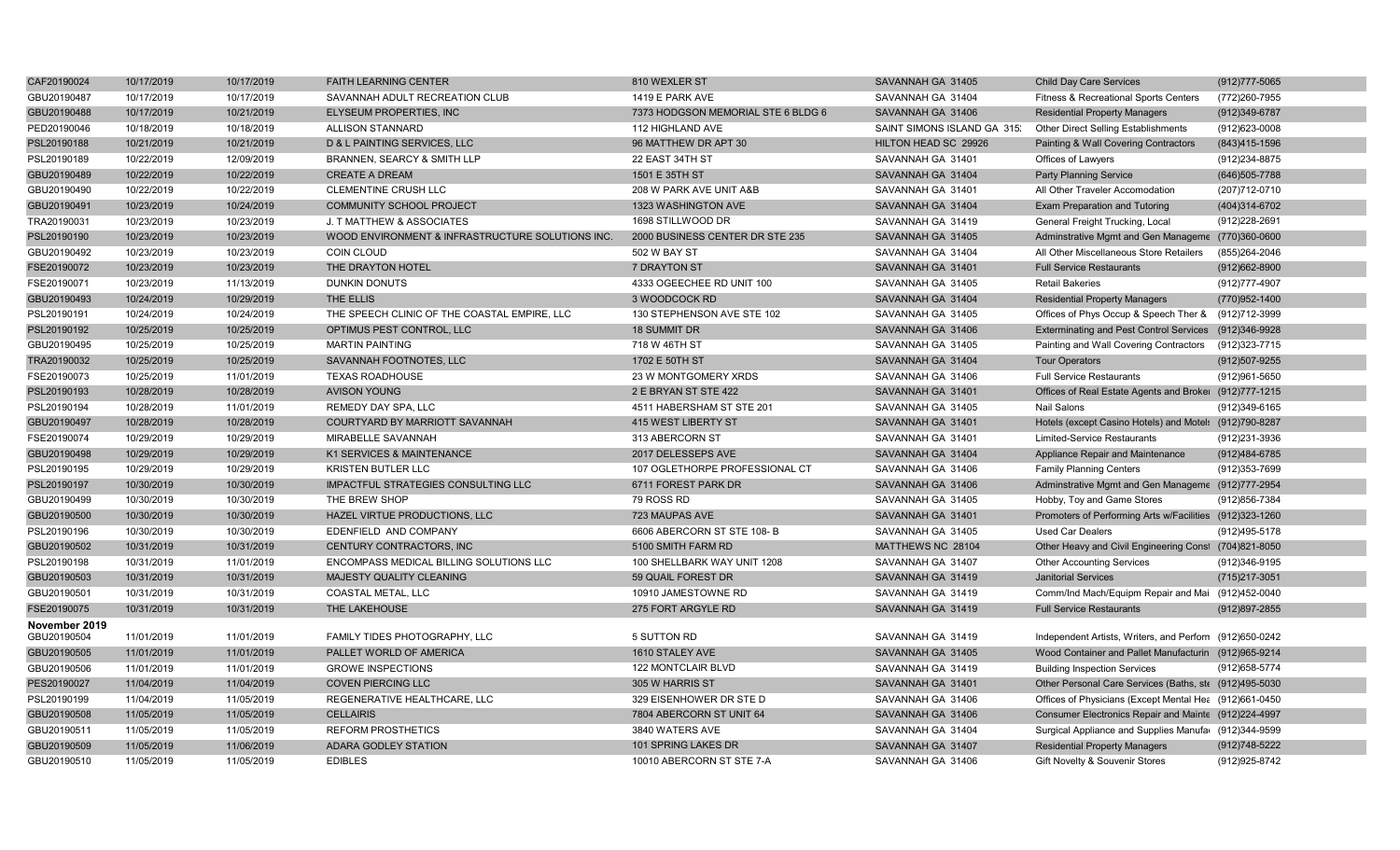| | | | | | | | |
|---|---|---|---|---|---|---|---|
| CAF20190024 | 10/17/2019 | 10/17/2019 | FAITH LEARNING CENTER | 810 WEXLER ST | SAVANNAH GA 31405 | Child Day Care Services | (912)777-5065 |
| GBU20190487 | 10/17/2019 | 10/17/2019 | SAVANNAH ADULT RECREATION CLUB | 1419 E PARK AVE | SAVANNAH GA 31404 | Fitness & Recreational Sports Centers | (772)260-7955 |
| GBU20190488 | 10/17/2019 | 10/21/2019 | ELYSEUM PROPERTIES, INC | 7373 HODGSON MEMORIAL STE 6 BLDG 6 | SAVANNAH GA 31406 | Residential Property Managers | (912)349-6787 |
| PED20190046 | 10/18/2019 | 10/18/2019 | ALLISON STANNARD | 112 HIGHLAND AVE | SAINT SIMONS ISLAND GA 315: | Other Direct Selling Establishments | (912)623-0008 |
| PSL20190188 | 10/21/2019 | 10/21/2019 | D & L PAINTING SERVICES, LLC | 96 MATTHEW DR APT 30 | HILTON HEAD SC 29926 | Painting & Wall Covering Contractors | (843)415-1596 |
| PSL20190189 | 10/22/2019 | 12/09/2019 | BRANNEN, SEARCY & SMITH LLP | 22 EAST 34TH ST | SAVANNAH GA 31401 | Offices of Lawyers | (912)234-8875 |
| GBU20190489 | 10/22/2019 | 10/22/2019 | CREATE A DREAM | 1501 E 35TH ST | SAVANNAH GA 31404 | Party Planning Service | (646)505-7788 |
| GBU20190490 | 10/22/2019 | 10/22/2019 | CLEMENTINE CRUSH LLC | 208 W PARK AVE UNIT A&B | SAVANNAH GA 31401 | All Other Traveler Accomodation | (207)712-0710 |
| GBU20190491 | 10/23/2019 | 10/24/2019 | COMMUNITY SCHOOL PROJECT | 1323 WASHINGTON AVE | SAVANNAH GA 31404 | Exam Preparation and Tutoring | (404)314-6702 |
| TRA20190031 | 10/23/2019 | 10/23/2019 | J. T MATTHEW & ASSOCIATES | 1698 STILLWOOD DR | SAVANNAH GA 31419 | General Freight Trucking, Local | (912)228-2691 |
| PSL20190190 | 10/23/2019 | 10/23/2019 | WOOD ENVIRONMENT & INFRASTRUCTURE SOLUTIONS INC. | 2000 BUSINESS CENTER DR STE 235 | SAVANNAH GA 31405 | Adminstrative Mgmt and Gen Manageme | (770)360-0600 |
| GBU20190492 | 10/23/2019 | 10/23/2019 | COIN CLOUD | 502 W BAY ST | SAVANNAH GA 31404 | All Other Miscellaneous Store Retailers | (855)264-2046 |
| FSE20190072 | 10/23/2019 | 10/23/2019 | THE DRAYTON HOTEL | 7 DRAYTON ST | SAVANNAH GA 31401 | Full Service Restaurants | (912)662-8900 |
| FSE20190071 | 10/23/2019 | 11/13/2019 | DUNKIN DONUTS | 4333 OGEECHEE RD UNIT 100 | SAVANNAH GA 31405 | Retail Bakeries | (912)777-4907 |
| GBU20190493 | 10/24/2019 | 10/29/2019 | THE ELLIS | 3 WOODCOCK RD | SAVANNAH GA 31404 | Residential Property Managers | (770)952-1400 |
| PSL20190191 | 10/24/2019 | 10/24/2019 | THE SPEECH CLINIC OF THE COASTAL EMPIRE, LLC | 130 STEPHENSON AVE STE 102 | SAVANNAH GA 31405 | Offices of Phys Occup & Speech Ther & | (912)712-3999 |
| PSL20190192 | 10/25/2019 | 10/25/2019 | OPTIMUS PEST CONTROL, LLC | 18 SUMMIT DR | SAVANNAH GA 31406 | Exterminating and Pest Control Services | (912)346-9928 |
| GBU20190495 | 10/25/2019 | 10/25/2019 | MARTIN PAINTING | 718 W 46TH ST | SAVANNAH GA 31405 | Painting and Wall Covering Contractors | (912)323-7715 |
| TRA20190032 | 10/25/2019 | 10/25/2019 | SAVANNAH FOOTNOTES, LLC | 1702 E 50TH ST | SAVANNAH GA 31404 | Tour Operators | (912)507-9255 |
| FSE20190073 | 10/25/2019 | 11/01/2019 | TEXAS ROADHOUSE | 23 W MONTGOMERY XRDS | SAVANNAH GA 31406 | Full Service Restaurants | (912)961-5650 |
| PSL20190193 | 10/28/2019 | 10/28/2019 | AVISON YOUNG | 2 E BRYAN ST STE 422 | SAVANNAH GA 31401 | Offices of Real Estate Agents and Broke | (912)777-1215 |
| PSL20190194 | 10/28/2019 | 11/01/2019 | REMEDY DAY SPA, LLC | 4511 HABERSHAM ST STE 201 | SAVANNAH GA 31405 | Nail Salons | (912)349-6165 |
| GBU20190497 | 10/28/2019 | 10/28/2019 | COURTYARD BY MARRIOTT SAVANNAH | 415 WEST LIBERTY ST | SAVANNAH GA 31401 | Hotels (except Casino Hotels) and Motels | (912)790-8287 |
| FSE20190074 | 10/29/2019 | 10/29/2019 | MIRABELLE SAVANNAH | 313 ABERCORN ST | SAVANNAH GA 31401 | Limited-Service Restaurants | (912)231-3936 |
| GBU20190498 | 10/29/2019 | 10/29/2019 | K1 SERVICES & MAINTENANCE | 2017 DELESSEPS AVE | SAVANNAH GA 31404 | Appliance Repair and Maintenance | (912)484-6785 |
| PSL20190195 | 10/29/2019 | 10/29/2019 | KRISTEN BUTLER LLC | 107 OGLETHORPE PROFESSIONAL CT | SAVANNAH GA 31406 | Family Planning Centers | (912)353-7699 |
| PSL20190197 | 10/30/2019 | 10/30/2019 | IMPACTFUL STRATEGIES CONSULTING LLC | 6711 FOREST PARK DR | SAVANNAH GA 31406 | Adminstrative Mgmt and Gen Manageme | (912)777-2954 |
| GBU20190499 | 10/30/2019 | 10/30/2019 | THE BREW SHOP | 79 ROSS RD | SAVANNAH GA 31405 | Hobby, Toy and Game Stores | (912)856-7384 |
| GBU20190500 | 10/30/2019 | 10/30/2019 | HAZEL VIRTUE PRODUCTIONS, LLC | 723 MAUPAS AVE | SAVANNAH GA 31401 | Promoters of Performing Arts w/Facilities | (912)323-1260 |
| PSL20190196 | 10/30/2019 | 10/30/2019 | EDENFIELD AND COMPANY | 6606 ABERCORN ST STE 108- B | SAVANNAH GA 31405 | Used Car Dealers | (912)495-5178 |
| GBU20190502 | 10/31/2019 | 10/31/2019 | CENTURY CONTRACTORS, INC | 5100 SMITH FARM RD | MATTHEWS NC 28104 | Other Heavy and Civil Engineering Const | (704)821-8050 |
| PSL20190198 | 10/31/2019 | 11/01/2019 | ENCOMPASS MEDICAL BILLING SOLUTIONS LLC | 100 SHELLBARK WAY UNIT 1208 | SAVANNAH GA 31407 | Other Accounting Services | (912)346-9195 |
| GBU20190503 | 10/31/2019 | 10/31/2019 | MAJESTY QUALITY CLEANING | 59 QUAIL FOREST DR | SAVANNAH GA 31419 | Janitorial Services | (715)217-3051 |
| GBU20190501 | 10/31/2019 | 10/31/2019 | COASTAL METAL, LLC | 10910 JAMESTOWNE RD | SAVANNAH GA 31419 | Comm/Ind Mach/Equipm Repair and Mai | (912)452-0040 |
| FSE20190075 | 10/31/2019 | 10/31/2019 | THE LAKEHOUSE | 275 FORT ARGYLE RD | SAVANNAH GA 31419 | Full Service Restaurants | (912)897-2855 |
| **November 2019** | | | | | | | |
| GBU20190504 | 11/01/2019 | 11/01/2019 | FAMILY TIDES PHOTOGRAPHY, LLC | 5 SUTTON RD | SAVANNAH GA 31419 | Independent Artists, Writers, and Perforn | (912)650-0242 |
| GBU20190505 | 11/01/2019 | 11/01/2019 | PALLET WORLD OF AMERICA | 1610 STALEY AVE | SAVANNAH GA 31405 | Wood Container and Pallet Manufacturin | (912)965-9214 |
| GBU20190506 | 11/01/2019 | 11/01/2019 | GROWE INSPECTIONS | 122 MONTCLAIR BLVD | SAVANNAH GA 31419 | Building Inspection Services | (912)658-5774 |
| PES20190027 | 11/04/2019 | 11/04/2019 | COVEN PIERCING LLC | 305 W HARRIS ST | SAVANNAH GA 31401 | Other Personal Care Services (Baths, st | (912)495-5030 |
| PSL20190199 | 11/04/2019 | 11/05/2019 | REGENERATIVE HEALTHCARE, LLC | 329 EISENHOWER DR STE D | SAVANNAH GA 31406 | Offices of Physicians (Except Mental He | (912)661-0450 |
| GBU20190508 | 11/05/2019 | 11/05/2019 | CELLAIRIS | 7804 ABERCORN ST UNIT 64 | SAVANNAH GA 31406 | Consumer Electronics Repair and Mainte | (912)224-4997 |
| GBU20190511 | 11/05/2019 | 11/05/2019 | REFORM PROSTHETICS | 3840 WATERS AVE | SAVANNAH GA 31404 | Surgical Appliance and Supplies Manufa | (912)344-9599 |
| GBU20190509 | 11/05/2019 | 11/06/2019 | ADARA GODLEY STATION | 101 SPRING LAKES DR | SAVANNAH GA 31407 | Residential Property Managers | (912)748-5222 |
| GBU20190510 | 11/05/2019 | 11/05/2019 | EDIBLES | 10010 ABERCORN ST STE 7-A | SAVANNAH GA 31406 | Gift Novelty & Souvenir Stores | (912)925-8742 |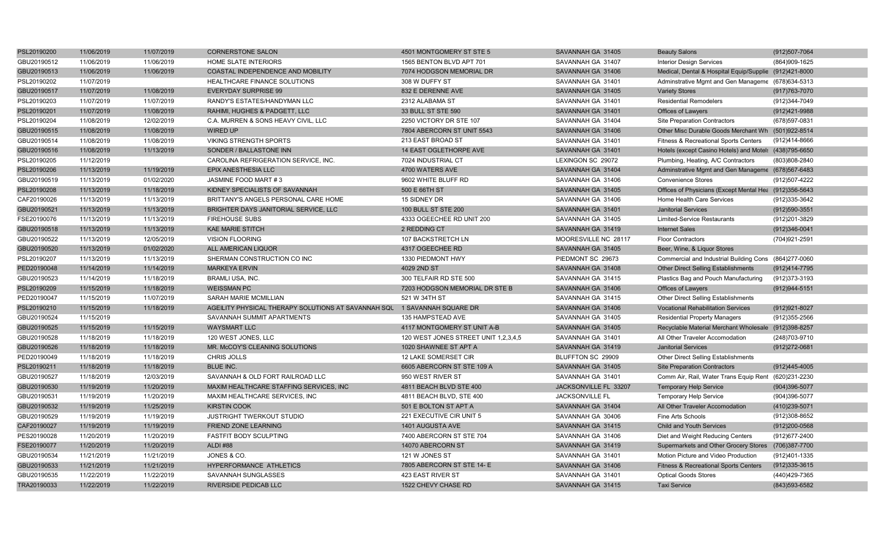| | | | | | | | |
|---|---|---|---|---|---|---|---|
| PSL20190200 | 11/06/2019 | 11/07/2019 | CORNERSTONE SALON | 4501 MONTGOMERY ST STE 5 | SAVANNAH GA 31405 | Beauty Salons | (912)507-7064 |
| GBU20190512 | 11/06/2019 | 11/06/2019 | HOME SLATE INTERIORS | 1565 BENTON BLVD APT 701 | SAVANNAH GA 31407 | Interior Design Services | (864)909-1625 |
| GBU20190513 | 11/06/2019 | 11/06/2019 | COASTAL INDEPENDENCE AND MOBILITY | 7074 HODGSON MEMORIAL DR | SAVANNAH GA 31406 | Medical, Dental & Hospital Equip/Supplie | (912)421-8000 |
| PSL20190202 | 11/07/2019 | | HEALTHCARE FINANCE SOLUTIONS | 308 W DUFFY ST | SAVANNAH GA 31401 | Adminstrative Mgmt and Gen Manageme | (678)634-5313 |
| GBU20190517 | 11/07/2019 | 11/08/2019 | EVERYDAY SURPRISE 99 | 832 E DERENNE AVE | SAVANNAH GA 31405 | Variety Stores | (917)763-7070 |
| PSL20190203 | 11/07/2019 | 11/07/2019 | RANDY'S ESTATES/HANDYMAN LLC | 2312 ALABAMA ST | SAVANNAH GA 31401 | Residential Remodelers | (912)344-7049 |
| PSL20190201 | 11/07/2019 | 11/08/2019 | RAHIMI, HUGHES & PADGETT, LLC | 33 BULL ST STE 590 | SAVANNAH GA 31401 | Offices of Lawyers | (912)421-9988 |
| PSL20190204 | 11/08/2019 | 12/02/2019 | C.A. MURREN & SONS HEAVY CIVIL, LLC | 2250 VICTORY DR STE 107 | SAVANNAH GA 31404 | Site Preparation Contractors | (678)597-0831 |
| GBU20190515 | 11/08/2019 | 11/08/2019 | WIRED UP | 7804 ABERCORN ST UNIT 5543 | SAVANNAH GA 31406 | Other Misc Durable Goods Merchant Wh | (501)922-8514 |
| GBU20190514 | 11/08/2019 | 11/08/2019 | VIKING STRENGTH SPORTS | 213 EAST BROAD ST | SAVANNAH GA 31401 | Fitness & Recreational Sports Centers | (912)414-8666 |
| GBU20190516 | 11/08/2019 | 11/13/2019 | SONDER / BALLASTONE INN | 14 EAST OGLETHORPE AVE | SAVANNAH GA 31401 | Hotels (except Casino Hotels) and Motels | (438)795-6650 |
| PSL20190205 | 11/12/2019 | | CAROLINA REFRIGERATION SERVICE, INC. | 7024 INDUSTRIAL CT | LEXINGON SC 29072 | Plumbing, Heating, A/C Contractors | (803)808-2840 |
| PSL20190206 | 11/13/2019 | 11/19/2019 | EPIX ANESTHESIA LLC | 4700 WATERS AVE | SAVANNAH GA 31404 | Adminstrative Mgmt and Gen Manageme | (678)567-6483 |
| GBU20190519 | 11/13/2019 | 01/02/2020 | JASMINE FOOD MART # 3 | 9602 WHITE BLUFF RD | SAVANNAH GA 31406 | Convenience Stores | (912)507-4222 |
| PSL20190208 | 11/13/2019 | 11/18/2019 | KIDNEY SPECIALISTS OF SAVANNAH | 500 E 66TH ST | SAVANNAH GA 31405 | Offices of Physicians (Except Mental Hea | (912)356-5643 |
| CAF20190026 | 11/13/2019 | 11/13/2019 | BRITTANY'S ANGELS PERSONAL CARE HOME | 15 SIDNEY DR | SAVANNAH GA 31406 | Home Health Care Services | (912)335-3642 |
| GBU20190521 | 11/13/2019 | 11/13/2019 | BRIGHTER DAYS JANITORIAL SERVICE, LLC | 100 BULL ST STE 200 | SAVANNAH GA 31401 | Janitorial Services | (912)590-3551 |
| FSE20190076 | 11/13/2019 | 11/13/2019 | FIREHOUSE SUBS | 4333 OGEECHEE RD UNIT 200 | SAVANNAH GA 31405 | Limited-Service Restaurants | (912)201-3829 |
| GBU20190518 | 11/13/2019 | 11/13/2019 | KAE MARIE STITCH | 2 REDDING CT | SAVANNAH GA 31419 | Internet Sales | (912)346-0041 |
| GBU20190522 | 11/13/2019 | 12/05/2019 | VISION FLOORING | 107 BACKSTRETCH LN | MOORESVILLE NC 28117 | Floor Contractors | (704)921-2591 |
| GBU20190520 | 11/13/2019 | 01/02/2020 | ALL AMERICAN LIQUOR | 4317 OGEECHEE RD | SAVANNAH GA 31405 | Beer, Wine, & Liquor Stores | |
| PSL20190207 | 11/13/2019 | 11/13/2019 | SHERMAN CONSTRUCTION CO INC | 1330 PIEDMONT HWY | PIEDMONT SC 29673 | Commercial and Industrial Building Cons | (864)277-0060 |
| PED20190048 | 11/14/2019 | 11/14/2019 | MARKEYA ERVIN | 4029 2ND ST | SAVANNAH GA 31408 | Other Direct Selling Establishments | (912)414-7795 |
| GBU20190523 | 11/14/2019 | 11/18/2019 | BRAMLI USA, INC. | 300 TELFAIR RD STE 500 | SAVANNAH GA 31415 | Plastics Bag and Pouch Manufacturing | (912)373-3193 |
| PSL20190209 | 11/15/2019 | 11/18/2019 | WEISSMAN PC | 7203 HODGSON MEMORIAL DR STE B | SAVANNAH GA 31406 | Offices of Lawyers | (912)944-5151 |
| PED20190047 | 11/15/2019 | 11/07/2019 | SARAH MARIE MCMILLIAN | 521 W 34TH ST | SAVANNAH GA 31415 | Other Direct Selling Establishments | |
| PSL20190210 | 11/15/2019 | 11/18/2019 | AGEILITY PHYSICAL THERAPY SOLUTIONS AT SAVANNAH SQU | 1 SAVANNAH SQUARE DR | SAVANNAH GA 31406 | Vocational Rehabilitation Services | (912)921-8027 |
| GBU20190524 | 11/15/2019 | | SAVANNAH SUMMIT APARTMENTS | 135 HAMPSTEAD AVE | SAVANNAH GA 31405 | Residential Property Managers | (912)355-2566 |
| GBU20190525 | 11/15/2019 | 11/15/2019 | WAYSMART LLC | 4117 MONTGOMERY ST UNIT A-B | SAVANNAH GA 31405 | Recyclable Material Merchant Wholesale | (912)398-8257 |
| GBU20190528 | 11/18/2019 | 11/18/2019 | 120 WEST JONES, LLC | 120 WEST JONES STREET UNIT 1,2,3,4,5 | SAVANNAH GA 31401 | All Other Traveler Accomodation | (248)703-9710 |
| GBU20190526 | 11/18/2019 | 11/18/2019 | MR. McCOY'S CLEANING SOLUTIONS | 1020 SHAWNEE ST APT A | SAVANNAH GA 31419 | Janitorial Services | (912)272-0681 |
| PED20190049 | 11/18/2019 | 11/18/2019 | CHRIS JOLLS | 12 LAKE SOMERSET CIR | BLUFFTON SC 29909 | Other Direct Selling Establishments | |
| PSL20190211 | 11/18/2019 | 11/18/2019 | BLUE INC. | 6605 ABERCORN ST STE 109 A | SAVANNAH GA 31405 | Site Preparation Contractors | (912)445-4005 |
| GBU20190527 | 11/18/2019 | 12/03/2019 | SAVANNAH & OLD FORT RAILROAD LLC | 950 WEST RIVER ST | SAVANNAH GA 31401 | Comm Air, Rail, Water Trans Equip Rent | (620)231-2230 |
| GBU20190530 | 11/19/2019 | 11/20/2019 | MAXIM HEALTHCARE STAFFING SERVICES, INC | 4811 BEACH BLVD STE 400 | JACKSONVILLE FL 33207 | Temporary Help Service | (904)396-5077 |
| GBU20190531 | 11/19/2019 | 11/20/2019 | MAXIM HEALTHCARE SERVICES, INC | 4811 BEACH BLVD, STE 400 | JACKSONVILLE FL | Temporary Help Service | (904)396-5077 |
| GBU20190532 | 11/19/2019 | 11/25/2019 | KIRSTIN COOK | 501 E BOLTON ST APT A | SAVANNAH GA 31404 | All Other Traveler Accomodation | (410)239-5071 |
| GBU20190529 | 11/19/2019 | 11/19/2019 | JUSTRIGHT TWERKOUT STUDIO | 221 EXECUTIVE CIR UNIT 5 | SAVANNAH GA 30406 | Fine Arts Schools | (912)308-8652 |
| CAF20190027 | 11/19/2019 | 11/19/2019 | FRIEND ZONE LEARNING | 1401 AUGUSTA AVE | SAVANNAH GA 31415 | Child and Youth Services | (912)200-0568 |
| PES20190028 | 11/20/2019 | 11/20/2019 | FASTFIT BODY SCULPTING | 7400 ABERCORN ST STE 704 | SAVANNAH GA 31406 | Diet and Weight Reducing Centers | (912)677-2400 |
| FSE20190077 | 11/20/2019 | 11/20/2019 | ALDI #88 | 14070 ABERCORN ST | SAVANNAH GA 31419 | Supermarkets and Other Grocery Stores | (706)387-7700 |
| GBU20190534 | 11/21/2019 | 11/21/2019 | JONES & CO. | 121 W JONES ST | SAVANNAH GA 31401 | Motion Picture and Video Production | (912)401-1335 |
| GBU20190533 | 11/21/2019 | 11/21/2019 | HYPERFORMANCE ATHLETICS | 7805 ABERCORN ST STE 14- E | SAVANNAH GA 31406 | Fitness & Recreational Sports Centers | (912)335-3615 |
| GBU20190535 | 11/22/2019 | 11/22/2019 | SAVANNAH SUNGLASSES | 423 EAST RIVER ST | SAVANNAH GA 31401 | Optical Goods Stores | (440)429-7365 |
| TRA20190033 | 11/22/2019 | 11/22/2019 | RIVERSIDE PEDICAB LLC | 1522 CHEVY CHASE RD | SAVANNAH GA 31415 | Taxi Service | (843)593-6582 |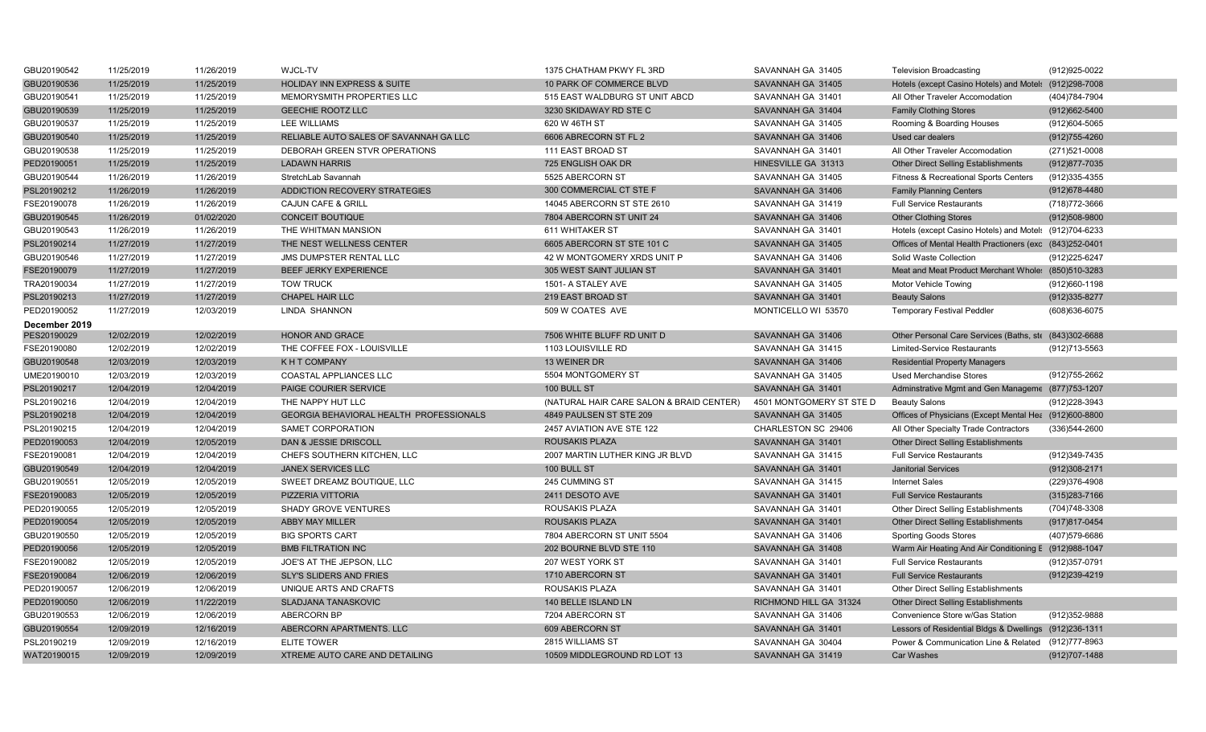| | | | | | | | |
|---|---|---|---|---|---|---|---|
| GBU20190542 | 11/25/2019 | 11/26/2019 | WJCL-TV | 1375 CHATHAM PKWY FL 3RD | SAVANNAH GA 31405 | Television Broadcasting | (912)925-0022 |
| GBU20190536 | 11/25/2019 | 11/25/2019 | HOLIDAY INN EXPRESS & SUITE | 10 PARK OF COMMERCE BLVD | SAVANNAH GA 31405 | Hotels (except Casino Hotels) and Motels | (912)298-7008 |
| GBU20190541 | 11/25/2019 | 11/25/2019 | MEMORYSMITH PROPERTIES LLC | 515 EAST WALDBURG ST UNIT ABCD | SAVANNAH GA 31401 | All Other Traveler Accomodation | (404)784-7904 |
| GBU20190539 | 11/25/2019 | 11/25/2019 | GEECHIE ROOTZ LLC | 3230 SKIDAWAY RD STE C | SAVANNAH GA 31404 | Family Clothing Stores | (912)662-5400 |
| GBU20190537 | 11/25/2019 | 11/25/2019 | LEE WILLIAMS | 620 W 46TH ST | SAVANNAH GA 31405 | Rooming & Boarding Houses | (912)604-5065 |
| GBU20190540 | 11/25/2019 | 11/25/2019 | RELIABLE AUTO SALES OF SAVANNAH GA LLC | 6606 ABRECORN ST FL 2 | SAVANNAH GA 31406 | Used car dealers | (912)755-4260 |
| GBU20190538 | 11/25/2019 | 11/25/2019 | DEBORAH GREEN STVR OPERATIONS | 111 EAST BROAD ST | SAVANNAH GA 31401 | All Other Traveler Accomodation | (271)521-0008 |
| PED20190051 | 11/25/2019 | 11/25/2019 | LADAWN HARRIS | 725 ENGLISH OAK DR | HINESVILLE GA 31313 | Other Direct Selling Establishments | (912)877-7035 |
| GBU20190544 | 11/26/2019 | 11/26/2019 | StretchLab Savannah | 5525 ABERCORN ST | SAVANNAH GA 31405 | Fitness & Recreational Sports Centers | (912)335-4355 |
| PSL20190212 | 11/26/2019 | 11/26/2019 | ADDICTION RECOVERY STRATEGIES | 300 COMMERCIAL CT STE F | SAVANNAH GA 31406 | Family Planning Centers | (912)678-4480 |
| FSE20190078 | 11/26/2019 | 11/26/2019 | CAJUN CAFE & GRILL | 14045 ABERCORN ST STE 2610 | SAVANNAH GA 31419 | Full Service Restaurants | (718)772-3666 |
| GBU20190545 | 11/26/2019 | 01/02/2020 | CONCEIT BOUTIQUE | 7804 ABERCORN ST UNIT 24 | SAVANNAH GA 31406 | Other Clothing Stores | (912)508-9800 |
| GBU20190543 | 11/26/2019 | 11/26/2019 | THE WHITMAN MANSION | 611 WHITAKER ST | SAVANNAH GA 31401 | Hotels (except Casino Hotels) and Motels | (912)704-6233 |
| PSL20190214 | 11/27/2019 | 11/27/2019 | THE NEST WELLNESS CENTER | 6605 ABERCORN ST STE 101 C | SAVANNAH GA 31405 | Offices of Mental Health Practioners (exc | (843)252-0401 |
| GBU20190546 | 11/27/2019 | 11/27/2019 | JMS DUMPSTER RENTAL LLC | 42 W MONTGOMERY XRDS UNIT P | SAVANNAH GA 31406 | Solid Waste Collection | (912)225-6247 |
| FSE20190079 | 11/27/2019 | 11/27/2019 | BEEF JERKY EXPERIENCE | 305 WEST SAINT JULIAN ST | SAVANNAH GA 31401 | Meat and Meat Product Merchant Whole: | (850)510-3283 |
| TRA20190034 | 11/27/2019 | 11/27/2019 | TOW TRUCK | 1501- A STALEY AVE | SAVANNAH GA 31405 | Motor Vehicle Towing | (912)660-1198 |
| PSL20190213 | 11/27/2019 | 11/27/2019 | CHAPEL HAIR LLC | 219 EAST BROAD ST | SAVANNAH GA 31401 | Beauty Salons | (912)335-8277 |
| PED20190052 | 11/27/2019 | 12/03/2019 | LINDA SHANNON | 509 W COATES AVE | MONTICELLO WI 53570 | Temporary Festival Peddler | (608)636-6075 |
| **December 2019** | | | | | | | |
| PES20190029 | 12/02/2019 | 12/02/2019 | HONOR AND GRACE | 7506 WHITE BLUFF RD UNIT D | SAVANNAH GA 31406 | Other Personal Care Services (Baths, ste | (843)302-6688 |
| FSE20190080 | 12/02/2019 | 12/02/2019 | THE COFFEE FOX - LOUISVILLE | 1103 LOUISVILLE RD | SAVANNAH GA 31415 | Limited-Service Restaurants | (912)713-5563 |
| GBU20190548 | 12/03/2019 | 12/03/2019 | K H T COMPANY | 13 WEINER DR | SAVANNAH GA 31406 | Residential Property Managers | |
| UME20190010 | 12/03/2019 | 12/03/2019 | COASTAL APPLIANCES LLC | 5504 MONTGOMERY ST | SAVANNAH GA 31405 | Used Merchandise Stores | (912)755-2662 |
| PSL20190217 | 12/04/2019 | 12/04/2019 | PAIGE COURIER SERVICE | 100 BULL ST | SAVANNAH GA 31401 | Adminstrative Mgmt and Gen Manageme | (877)753-1207 |
| PSL20190216 | 12/04/2019 | 12/04/2019 | THE NAPPY HUT LLC | (NATURAL HAIR CARE SALON & BRAID CENTER) | 4501 MONTGOMERY ST STE D | Beauty Salons | (912)228-3943 |
| PSL20190218 | 12/04/2019 | 12/04/2019 | GEORGIA BEHAVIORAL HEALTH PROFESSIONALS | 4849 PAULSEN ST STE 209 | SAVANNAH GA 31405 | Offices of Physicians (Except Mental Hea | (912)600-8800 |
| PSL20190215 | 12/04/2019 | 12/04/2019 | SAMET CORPORATION | 2457 AVIATION AVE STE 122 | CHARLESTON SC 29406 | All Other Specialty Trade Contractors | (336)544-2600 |
| PED20190053 | 12/04/2019 | 12/05/2019 | DAN & JESSIE DRISCOLL | ROUSAKIS PLAZA | SAVANNAH GA 31401 | Other Direct Selling Establishments | |
| FSE20190081 | 12/04/2019 | 12/04/2019 | CHEFS SOUTHERN KITCHEN, LLC | 2007 MARTIN LUTHER KING JR BLVD | SAVANNAH GA 31415 | Full Service Restaurants | (912)349-7435 |
| GBU20190549 | 12/04/2019 | 12/04/2019 | JANEX SERVICES LLC | 100 BULL ST | SAVANNAH GA 31401 | Janitorial Services | (912)308-2171 |
| GBU20190551 | 12/05/2019 | 12/05/2019 | SWEET DREAMZ BOUTIQUE, LLC | 245 CUMMING ST | SAVANNAH GA 31415 | Internet Sales | (229)376-4908 |
| FSE20190083 | 12/05/2019 | 12/05/2019 | PIZZERIA VITTORIA | 2411 DESOTO AVE | SAVANNAH GA 31401 | Full Service Restaurants | (315)283-7166 |
| PED20190055 | 12/05/2019 | 12/05/2019 | SHADY GROVE VENTURES | ROUSAKIS PLAZA | SAVANNAH GA 31401 | Other Direct Selling Establishments | (704)748-3308 |
| PED20190054 | 12/05/2019 | 12/05/2019 | ABBY MAY MILLER | ROUSAKIS PLAZA | SAVANNAH GA 31401 | Other Direct Selling Establishments | (917)817-0454 |
| GBU20190550 | 12/05/2019 | 12/05/2019 | BIG SPORTS CART | 7804 ABERCORN ST UNIT 5504 | SAVANNAH GA 31406 | Sporting Goods Stores | (407)579-6686 |
| PED20190056 | 12/05/2019 | 12/05/2019 | BMB FILTRATION INC | 202 BOURNE BLVD STE 110 | SAVANNAH GA 31408 | Warm Air Heating And Air Conditioning E | (912)988-1047 |
| FSE20190082 | 12/05/2019 | 12/05/2019 | JOE'S AT THE JEPSON, LLC | 207 WEST YORK ST | SAVANNAH GA 31401 | Full Service Restaurants | (912)357-0791 |
| FSE20190084 | 12/06/2019 | 12/06/2019 | SLY'S SLIDERS AND FRIES | 1710 ABERCORN ST | SAVANNAH GA 31401 | Full Service Restaurants | (912)239-4219 |
| PED20190057 | 12/06/2019 | 12/06/2019 | UNIQUE ARTS AND CRAFTS | ROUSAKIS PLAZA | SAVANNAH GA 31401 | Other Direct Selling Establishments | |
| PED20190050 | 12/06/2019 | 11/22/2019 | SLADJANA TANASKOVIC | 140 BELLE ISLAND LN | RICHMOND HILL GA 31324 | Other Direct Selling Establishments | |
| GBU20190553 | 12/06/2019 | 12/06/2019 | ABERCORN BP | 7204 ABERCORN ST | SAVANNAH GA 31406 | Convenience Store w/Gas Station | (912)352-9888 |
| GBU20190554 | 12/09/2019 | 12/16/2019 | ABERCORN APARTMENTS. LLC | 609 ABERCORN ST | SAVANNAH GA 31401 | Lessors of Residential Bldgs & Dwellings | (912)236-1311 |
| PSL20190219 | 12/09/2019 | 12/16/2019 | ELITE TOWER | 2815 WILLIAMS ST | SAVANNAH GA 30404 | Power & Communication Line & Related | (912)777-8963 |
| WAT20190015 | 12/09/2019 | 12/09/2019 | XTREME AUTO CARE AND DETAILING | 10509 MIDDLEGROUND RD LOT 13 | SAVANNAH GA 31419 | Car Washes | (912)707-1488 |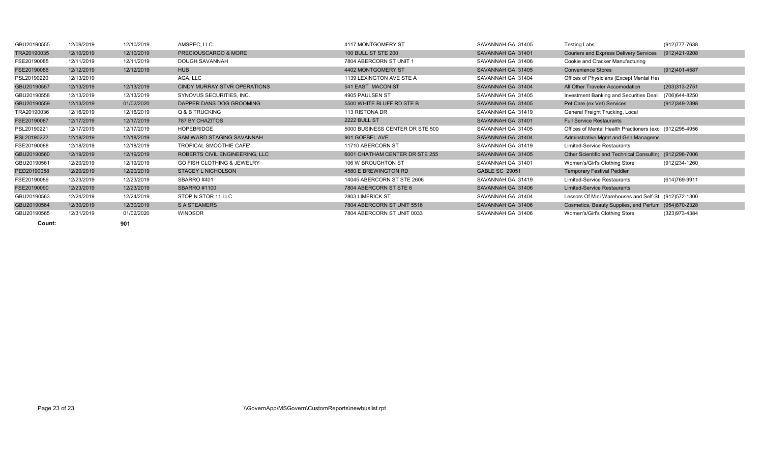| | | | | | | | |
|---|---|---|---|---|---|---|---|
| GBU20190555 | 12/09/2019 | 12/10/2019 | AMSPEC, LLC | 4117 MONTGOMERY ST | SAVANNAH GA 31405 | Testing Labs | (912)777-7638 |
| TRA20190035 | 12/10/2019 | 12/10/2019 | PRECIOUSCARGO & MORE | 100 BULL ST STE 200 | SAVANNAH GA 31401 | Couriers and Express Delivery Services | (912)421-9208 |
| FSE20190085 | 12/11/2019 | 12/11/2019 | DOUGH SAVANNAH | 7804 ABERCORN ST UNIT 1 | SAVANNAH GA 31406 | Cookie and Cracker Manufacturing | |
| FSE20190086 | 12/12/2019 | 12/12/2019 | HUB | 4402 MONTGOMERY ST | SAVANNAH GA 31405 | Convenience Stores | (912)401-4587 |
| PSL20190220 | 12/13/2019 | | AGA, LLC | 1139 LEXINGTON AVE STE A | SAVANNAH GA 31404 | Offices of Physicians (Except Mental Hea | |
| GBU20190557 | 12/13/2019 | 12/13/2019 | CINDY MURRAY STVR OPERATIONS | 541 EAST MACON ST | SAVANNAH GA 31404 | All Other Traveler Accomodation | (203)313-2751 |
| GBU20190558 | 12/13/2019 | 12/13/2019 | SYNOVUS SECURITIES, INC. | 4905 PAULSEN ST | SAVANNAH GA 31405 | Investment Banking and Securities Deali | (706)644-8250 |
| GBU20190559 | 12/13/2019 | 01/02/2020 | DAPPER DANS DOG GROOMING | 5500 WHITE BLUFF RD STE B | SAVANNAH GA 31405 | Pet Care (ex Vet) Services | (912)349-2398 |
| TRA20190036 | 12/16/2019 | 12/16/2019 | Q & B TRUCKING | 113 RISTONA DR | SAVANNAH GA 31419 | General Freight Trucking, Local | |
| FSE20190087 | 12/17/2019 | 12/17/2019 | 787 BY CHAZITOS | 2222 BULL ST | SAVANNAH GA 31401 | Full Service Restaurants | |
| PSL20190221 | 12/17/2019 | 12/17/2019 | HOPEBRIDGE | 5000 BUSINESS CENTER DR STE 500 | SAVANNAH GA 31405 | Offices of Mental Health Practioners (exc | (912)295-4956 |
| PSL20190222 | 12/18/2019 | 12/18/2019 | SAM WARD STAGING SAVANNAH | 901 GOEBEL AVE | SAVANNAH GA 31404 | Adminstrative Mgmt and Gen Manageme | |
| FSE20190088 | 12/18/2019 | 12/18/2019 | TROPICAL SMOOTHIE CAFE' | 11710 ABERCORN ST | SAVANNAH GA 31419 | Limited-Service Restaurants | |
| GBU20190560 | 12/19/2019 | 12/19/2019 | ROBERTS CIVIL ENGINEERING, LLC | 6001 CHATHAM CENTER DR STE 255 | SAVANNAH GA 31405 | Other Scientific and Technical Consulting | (912)298-7006 |
| GBU20190561 | 12/20/2019 | 12/19/2019 | GO FISH CLOTHING & JEWELRY | 106 W BROUGHTON ST | SAVANNAH GA 31401 | Women's/Girl's Clothing Store | (912)234-1260 |
| PED20190058 | 12/20/2019 | 12/20/2019 | STACEY L NICHOLSON | 4580 E BREWINGTON RD | GABLE SC 29051 | Temporary Festival Peddler | |
| FSE20190089 | 12/23/2019 | 12/23/2019 | SBARRO #401 | 14045 ABERCORN ST STE 2606 | SAVANNAH GA 31419 | Limited-Service Restaurants | (614)769-9911 |
| FSE20190090 | 12/23/2019 | 12/23/2019 | SBARRO #1100 | 7804 ABERCORN ST STE 6 | SAVANNAH GA 31406 | Limited-Service Restaurants | |
| GBU20190563 | 12/24/2019 | 12/24/2019 | STOP N STOR 11 LLC | 2803 LIMERICK ST | SAVANNAH GA 31404 | Lessors Of Mini Warehouses and Self-St | (912)572-1300 |
| GBU20190564 | 12/30/2019 | 12/30/2019 | S A STEAMERS | 7804 ABERCORN ST UNIT 5516 | SAVANNAH GA 31406 | Cosmetics, Beauty Supplies, and Perfum | (954)870-2328 |
| GBU20190565 | 12/31/2019 | 01/02/2020 | WINDSOR | 7804 ABERCORN ST UNIT 0033 | SAVANNAH GA 31406 | Women's/Girl's Clothing Store | (323)973-4384 |

**Count:** **901**

\\GovernApp\MSGovern\CustomReports\newbuslist.rpt